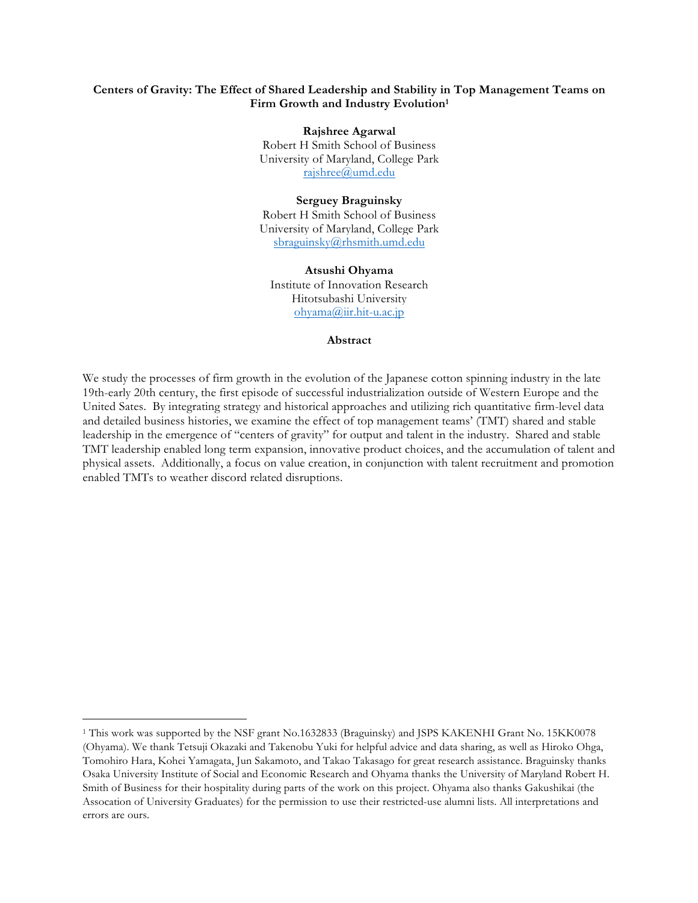**Centers of Gravity: The Effect of Shared Leadership and Stability in Top Management Teams on Firm Growth and Industry Evolution**[1]

**Rajshree Agarwal**
Robert H Smith School of Business
University of Maryland, College Park
rajshree@umd.edu

**Serguey Braguinsky**
Robert H Smith School of Business
University of Maryland, College Park
sbraguinsky@rhsmith.umd.edu

**Atsushi Ohyama**
Institute of Innovation Research
Hitotsubashi University
ohyama@iir.hit-u.ac.jp

**Abstract**

We study the processes of firm growth in the evolution of the Japanese cotton spinning industry in the late 19th-early 20th century, the first episode of successful industrialization outside of Western Europe and the United Sates. By integrating strategy and historical approaches and utilizing rich quantitative firm-level data and detailed business histories, we examine the effect of top management teams' (TMT) shared and stable leadership in the emergence of "centers of gravity" for output and talent in the industry. Shared and stable TMT leadership enabled long term expansion, innovative product choices, and the accumulation of talent and physical assets. Additionally, a focus on value creation, in conjunction with talent recruitment and promotion enabled TMTs to weather discord related disruptions.

---

[1] This work was supported by the NSF grant No.1632833 (Braguinsky) and JSPS KAKENHI Grant No. 15KK0078 (Ohyama). We thank Tetsuji Okazaki and Takenobu Yuki for helpful advice and data sharing, as well as Hiroko Ohga, Tomohiro Hara, Kohei Yamagata, Jun Sakamoto, and Takao Takasago for great research assistance. Braguinsky thanks Osaka University Institute of Social and Economic Research and Ohyama thanks the University of Maryland Robert H. Smith of Business for their hospitality during parts of the work on this project. Ohyama also thanks Gakushikai (the Assocation of University Graduates) for the permission to use their restricted-use alumni lists. All interpretations and errors are ours.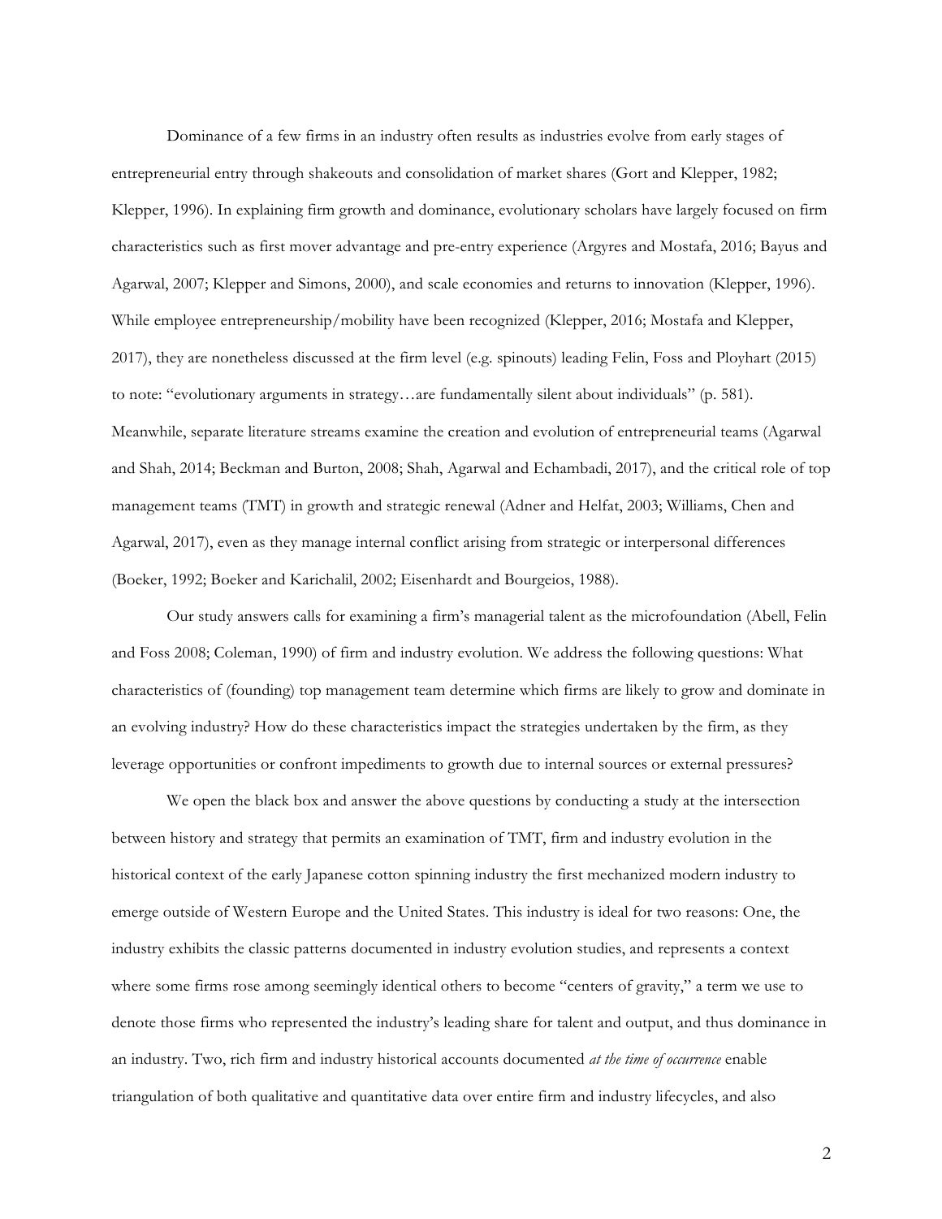Dominance of a few firms in an industry often results as industries evolve from early stages of entrepreneurial entry through shakeouts and consolidation of market shares (Gort and Klepper, 1982; Klepper, 1996). In explaining firm growth and dominance, evolutionary scholars have largely focused on firm characteristics such as first mover advantage and pre-entry experience (Argyres and Mostafa, 2016; Bayus and Agarwal, 2007; Klepper and Simons, 2000), and scale economies and returns to innovation (Klepper, 1996). While employee entrepreneurship/mobility have been recognized (Klepper, 2016; Mostafa and Klepper, 2017), they are nonetheless discussed at the firm level (e.g. spinouts) leading Felin, Foss and Ployhart (2015) to note: "evolutionary arguments in strategy…are fundamentally silent about individuals" (p. 581). Meanwhile, separate literature streams examine the creation and evolution of entrepreneurial teams (Agarwal and Shah, 2014; Beckman and Burton, 2008; Shah, Agarwal and Echambadi, 2017), and the critical role of top management teams (TMT) in growth and strategic renewal (Adner and Helfat, 2003; Williams, Chen and Agarwal, 2017), even as they manage internal conflict arising from strategic or interpersonal differences (Boeker, 1992; Boeker and Karichalil, 2002; Eisenhardt and Bourgeios, 1988).

Our study answers calls for examining a firm's managerial talent as the microfoundation (Abell, Felin and Foss 2008; Coleman, 1990) of firm and industry evolution. We address the following questions: What characteristics of (founding) top management team determine which firms are likely to grow and dominate in an evolving industry? How do these characteristics impact the strategies undertaken by the firm, as they leverage opportunities or confront impediments to growth due to internal sources or external pressures?

We open the black box and answer the above questions by conducting a study at the intersection between history and strategy that permits an examination of TMT, firm and industry evolution in the historical context of the early Japanese cotton spinning industry the first mechanized modern industry to emerge outside of Western Europe and the United States. This industry is ideal for two reasons: One, the industry exhibits the classic patterns documented in industry evolution studies, and represents a context where some firms rose among seemingly identical others to become "centers of gravity," a term we use to denote those firms who represented the industry's leading share for talent and output, and thus dominance in an industry. Two, rich firm and industry historical accounts documented *at the time of occurrence* enable triangulation of both qualitative and quantitative data over entire firm and industry lifecycles, and also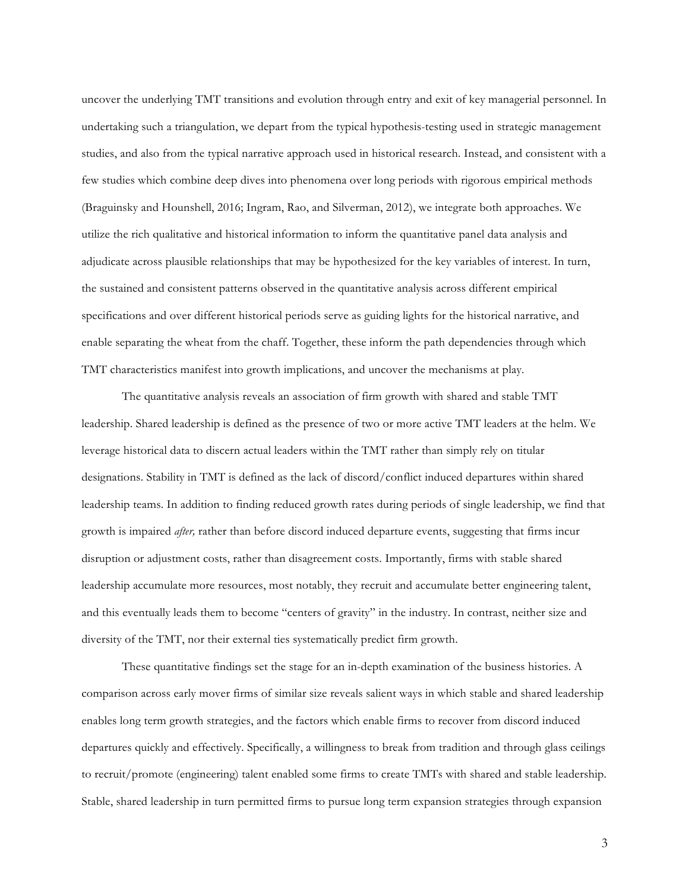uncover the underlying TMT transitions and evolution through entry and exit of key managerial personnel. In undertaking such a triangulation, we depart from the typical hypothesis-testing used in strategic management studies, and also from the typical narrative approach used in historical research. Instead, and consistent with a few studies which combine deep dives into phenomena over long periods with rigorous empirical methods (Braguinsky and Hounshell, 2016; Ingram, Rao, and Silverman, 2012), we integrate both approaches. We utilize the rich qualitative and historical information to inform the quantitative panel data analysis and adjudicate across plausible relationships that may be hypothesized for the key variables of interest. In turn, the sustained and consistent patterns observed in the quantitative analysis across different empirical specifications and over different historical periods serve as guiding lights for the historical narrative, and enable separating the wheat from the chaff. Together, these inform the path dependencies through which TMT characteristics manifest into growth implications, and uncover the mechanisms at play.

The quantitative analysis reveals an association of firm growth with shared and stable TMT leadership. Shared leadership is defined as the presence of two or more active TMT leaders at the helm. We leverage historical data to discern actual leaders within the TMT rather than simply rely on titular designations. Stability in TMT is defined as the lack of discord/conflict induced departures within shared leadership teams. In addition to finding reduced growth rates during periods of single leadership, we find that growth is impaired *after,* rather than before discord induced departure events, suggesting that firms incur disruption or adjustment costs, rather than disagreement costs. Importantly, firms with stable shared leadership accumulate more resources, most notably, they recruit and accumulate better engineering talent, and this eventually leads them to become "centers of gravity" in the industry. In contrast, neither size and diversity of the TMT, nor their external ties systematically predict firm growth.

These quantitative findings set the stage for an in-depth examination of the business histories. A comparison across early mover firms of similar size reveals salient ways in which stable and shared leadership enables long term growth strategies, and the factors which enable firms to recover from discord induced departures quickly and effectively. Specifically, a willingness to break from tradition and through glass ceilings to recruit/promote (engineering) talent enabled some firms to create TMTs with shared and stable leadership. Stable, shared leadership in turn permitted firms to pursue long term expansion strategies through expansion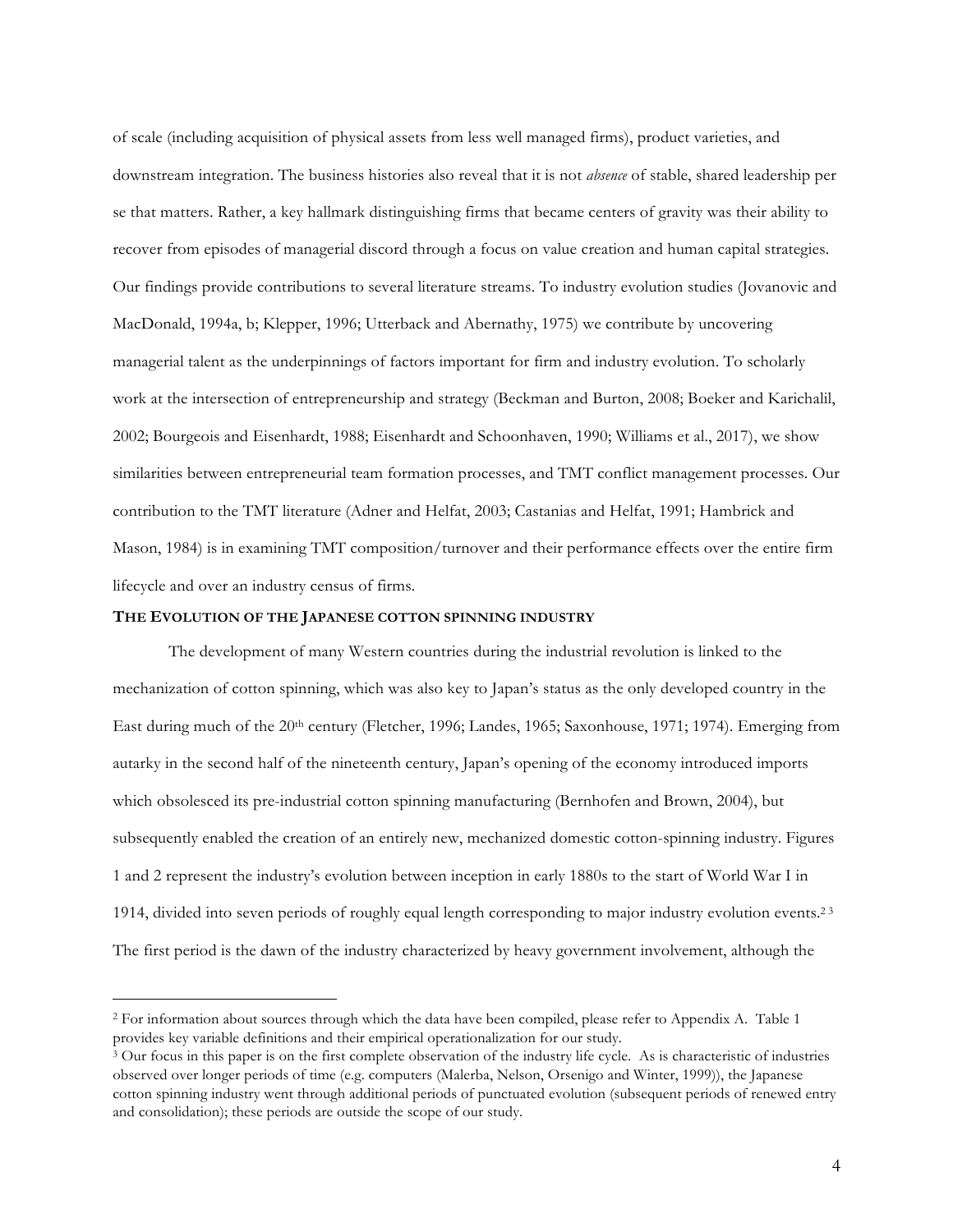of scale (including acquisition of physical assets from less well managed firms), product varieties, and downstream integration. The business histories also reveal that it is not *absence* of stable, shared leadership per se that matters. Rather, a key hallmark distinguishing firms that became centers of gravity was their ability to recover from episodes of managerial discord through a focus on value creation and human capital strategies. Our findings provide contributions to several literature streams. To industry evolution studies (Jovanovic and MacDonald, 1994a, b; Klepper, 1996; Utterback and Abernathy, 1975) we contribute by uncovering managerial talent as the underpinnings of factors important for firm and industry evolution. To scholarly work at the intersection of entrepreneurship and strategy (Beckman and Burton, 2008; Boeker and Karichalil, 2002; Bourgeois and Eisenhardt, 1988; Eisenhardt and Schoonhaven, 1990; Williams et al., 2017), we show similarities between entrepreneurial team formation processes, and TMT conflict management processes. Our contribution to the TMT literature (Adner and Helfat, 2003; Castanias and Helfat, 1991; Hambrick and Mason, 1984) is in examining TMT composition/turnover and their performance effects over the entire firm lifecycle and over an industry census of firms.

## THE EVOLUTION OF THE JAPANESE COTTON SPINNING INDUSTRY

The development of many Western countries during the industrial revolution is linked to the mechanization of cotton spinning, which was also key to Japan's status as the only developed country in the East during much of the 20th century (Fletcher, 1996; Landes, 1965; Saxonhouse, 1971; 1974). Emerging from autarky in the second half of the nineteenth century, Japan's opening of the economy introduced imports which obsolesced its pre-industrial cotton spinning manufacturing (Bernhofen and Brown, 2004), but subsequently enabled the creation of an entirely new, mechanized domestic cotton-spinning industry. Figures 1 and 2 represent the industry's evolution between inception in early 1880s to the start of World War I in 1914, divided into seven periods of roughly equal length corresponding to major industry evolution events.[2] [3] The first period is the dawn of the industry characterized by heavy government involvement, although the

[2] For information about sources through which the data have been compiled, please refer to Appendix A. Table 1 provides key variable definitions and their empirical operationalization for our study.

[3] Our focus in this paper is on the first complete observation of the industry life cycle. As is characteristic of industries observed over longer periods of time (e.g. computers (Malerba, Nelson, Orsenigo and Winter, 1999)), the Japanese cotton spinning industry went through additional periods of punctuated evolution (subsequent periods of renewed entry and consolidation); these periods are outside the scope of our study.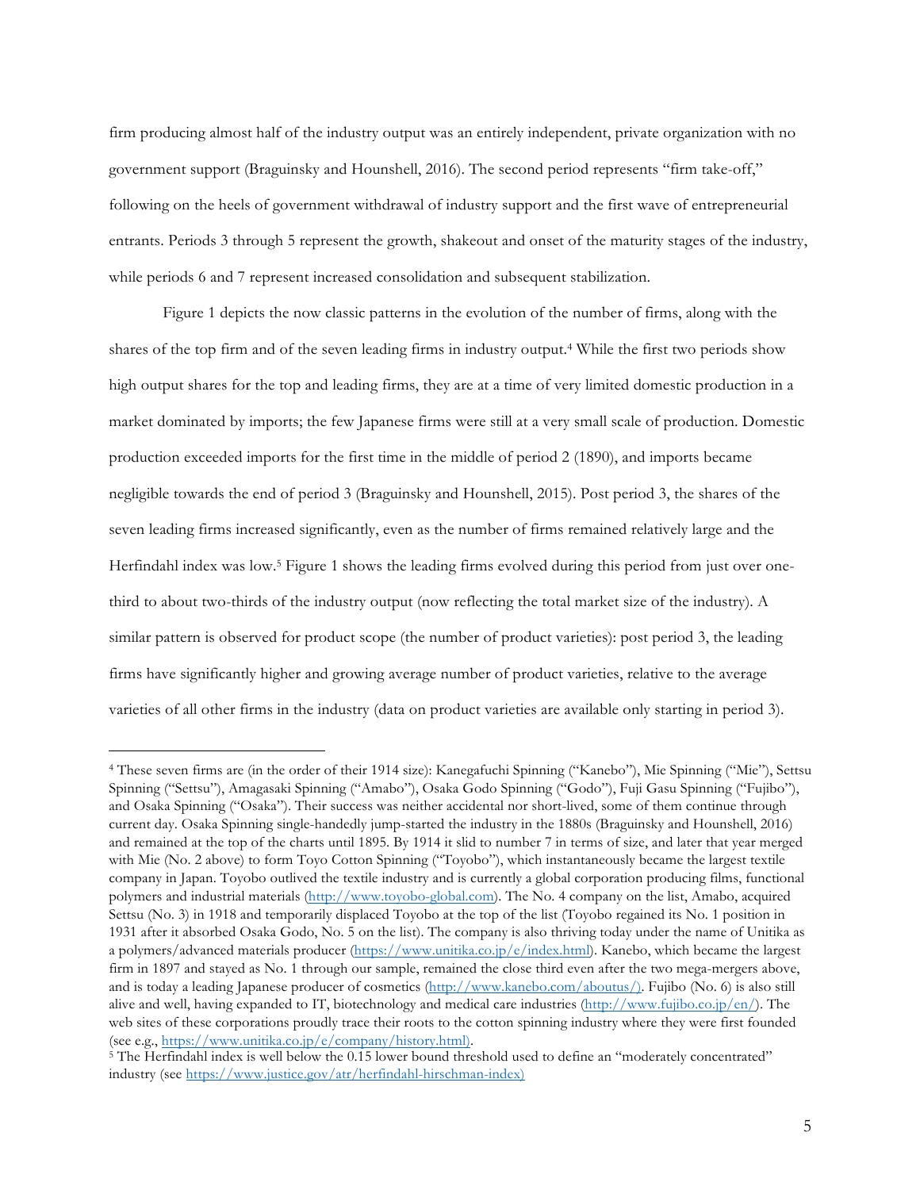firm producing almost half of the industry output was an entirely independent, private organization with no government support (Braguinsky and Hounshell, 2016). The second period represents "firm take-off," following on the heels of government withdrawal of industry support and the first wave of entrepreneurial entrants. Periods 3 through 5 represent the growth, shakeout and onset of the maturity stages of the industry, while periods 6 and 7 represent increased consolidation and subsequent stabilization.

Figure 1 depicts the now classic patterns in the evolution of the number of firms, along with the shares of the top firm and of the seven leading firms in industry output.[4] While the first two periods show high output shares for the top and leading firms, they are at a time of very limited domestic production in a market dominated by imports; the few Japanese firms were still at a very small scale of production. Domestic production exceeded imports for the first time in the middle of period 2 (1890), and imports became negligible towards the end of period 3 (Braguinsky and Hounshell, 2015). Post period 3, the shares of the seven leading firms increased significantly, even as the number of firms remained relatively large and the Herfindahl index was low.[5] Figure 1 shows the leading firms evolved during this period from just over one-third to about two-thirds of the industry output (now reflecting the total market size of the industry). A similar pattern is observed for product scope (the number of product varieties): post period 3, the leading firms have significantly higher and growing average number of product varieties, relative to the average varieties of all other firms in the industry (data on product varieties are available only starting in period 3).

---

[4] These seven firms are (in the order of their 1914 size): Kanegafuchi Spinning ("Kanebo"), Mie Spinning ("Mie"), Settsu Spinning ("Settsu"), Amagasaki Spinning ("Amabo"), Osaka Godo Spinning ("Godo"), Fuji Gasu Spinning ("Fujibo"), and Osaka Spinning ("Osaka"). Their success was neither accidental nor short-lived, some of them continue through current day. Osaka Spinning single-handedly jump-started the industry in the 1880s (Braguinsky and Hounshell, 2016) and remained at the top of the charts until 1895. By 1914 it slid to number 7 in terms of size, and later that year merged with Mie (No. 2 above) to form Toyo Cotton Spinning ("Toyobo"), which instantaneously became the largest textile company in Japan. Toyobo outlived the textile industry and is currently a global corporation producing films, functional polymers and industrial materials (http://www.toyobo-global.com). The No. 4 company on the list, Amabo, acquired Settsu (No. 3) in 1918 and temporarily displaced Toyobo at the top of the list (Toyobo regained its No. 1 position in 1931 after it absorbed Osaka Godo, No. 5 on the list). The company is also thriving today under the name of Unitika as a polymers/advanced materials producer (https://www.unitika.co.jp/e/index.html). Kanebo, which became the largest firm in 1897 and stayed as No. 1 through our sample, remained the close third even after the two mega-mergers above, and is today a leading Japanese producer of cosmetics (http://www.kanebo.com/aboutus/). Fujibo (No. 6) is also still alive and well, having expanded to IT, biotechnology and medical care industries (http://www.fujibo.co.jp/en/). The web sites of these corporations proudly trace their roots to the cotton spinning industry where they were first founded (see e.g., https://www.unitika.co.jp/e/company/history.html).

[5] The Herfindahl index is well below the 0.15 lower bound threshold used to define an "moderately concentrated" industry (see https://www.justice.gov/atr/herfindahl-hirschman-index)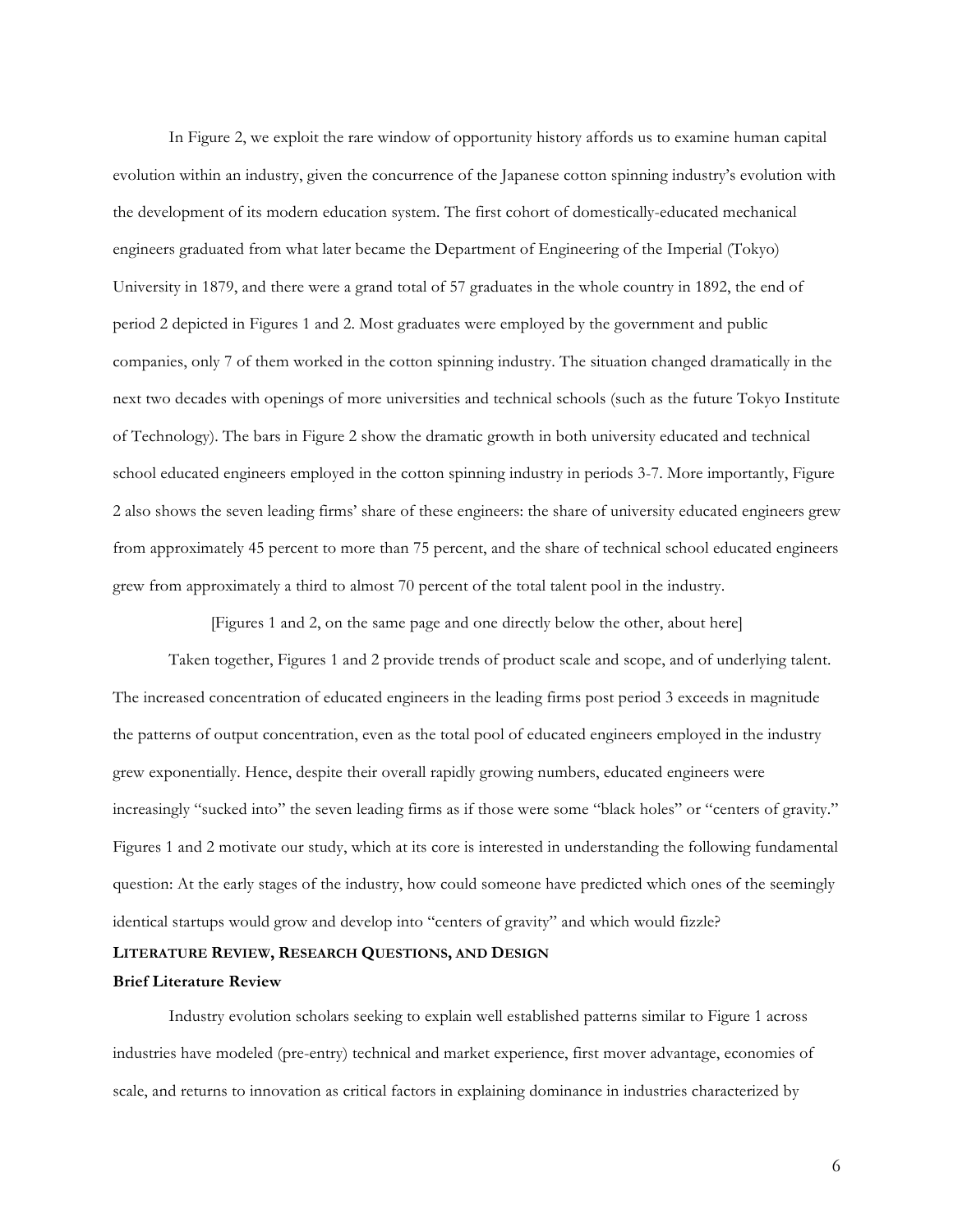In Figure 2, we exploit the rare window of opportunity history affords us to examine human capital evolution within an industry, given the concurrence of the Japanese cotton spinning industry's evolution with the development of its modern education system. The first cohort of domestically-educated mechanical engineers graduated from what later became the Department of Engineering of the Imperial (Tokyo) University in 1879, and there were a grand total of 57 graduates in the whole country in 1892, the end of period 2 depicted in Figures 1 and 2. Most graduates were employed by the government and public companies, only 7 of them worked in the cotton spinning industry. The situation changed dramatically in the next two decades with openings of more universities and technical schools (such as the future Tokyo Institute of Technology). The bars in Figure 2 show the dramatic growth in both university educated and technical school educated engineers employed in the cotton spinning industry in periods 3-7. More importantly, Figure 2 also shows the seven leading firms' share of these engineers: the share of university educated engineers grew from approximately 45 percent to more than 75 percent, and the share of technical school educated engineers grew from approximately a third to almost 70 percent of the total talent pool in the industry.

[Figures 1 and 2, on the same page and one directly below the other, about here]

Taken together, Figures 1 and 2 provide trends of product scale and scope, and of underlying talent. The increased concentration of educated engineers in the leading firms post period 3 exceeds in magnitude the patterns of output concentration, even as the total pool of educated engineers employed in the industry grew exponentially. Hence, despite their overall rapidly growing numbers, educated engineers were increasingly "sucked into" the seven leading firms as if those were some "black holes" or "centers of gravity." Figures 1 and 2 motivate our study, which at its core is interested in understanding the following fundamental question: At the early stages of the industry, how could someone have predicted which ones of the seemingly identical startups would grow and develop into "centers of gravity" and which would fizzle?

## LITERATURE REVIEW, RESEARCH QUESTIONS, AND DESIGN

### Brief Literature Review

Industry evolution scholars seeking to explain well established patterns similar to Figure 1 across industries have modeled (pre-entry) technical and market experience, first mover advantage, economies of scale, and returns to innovation as critical factors in explaining dominance in industries characterized by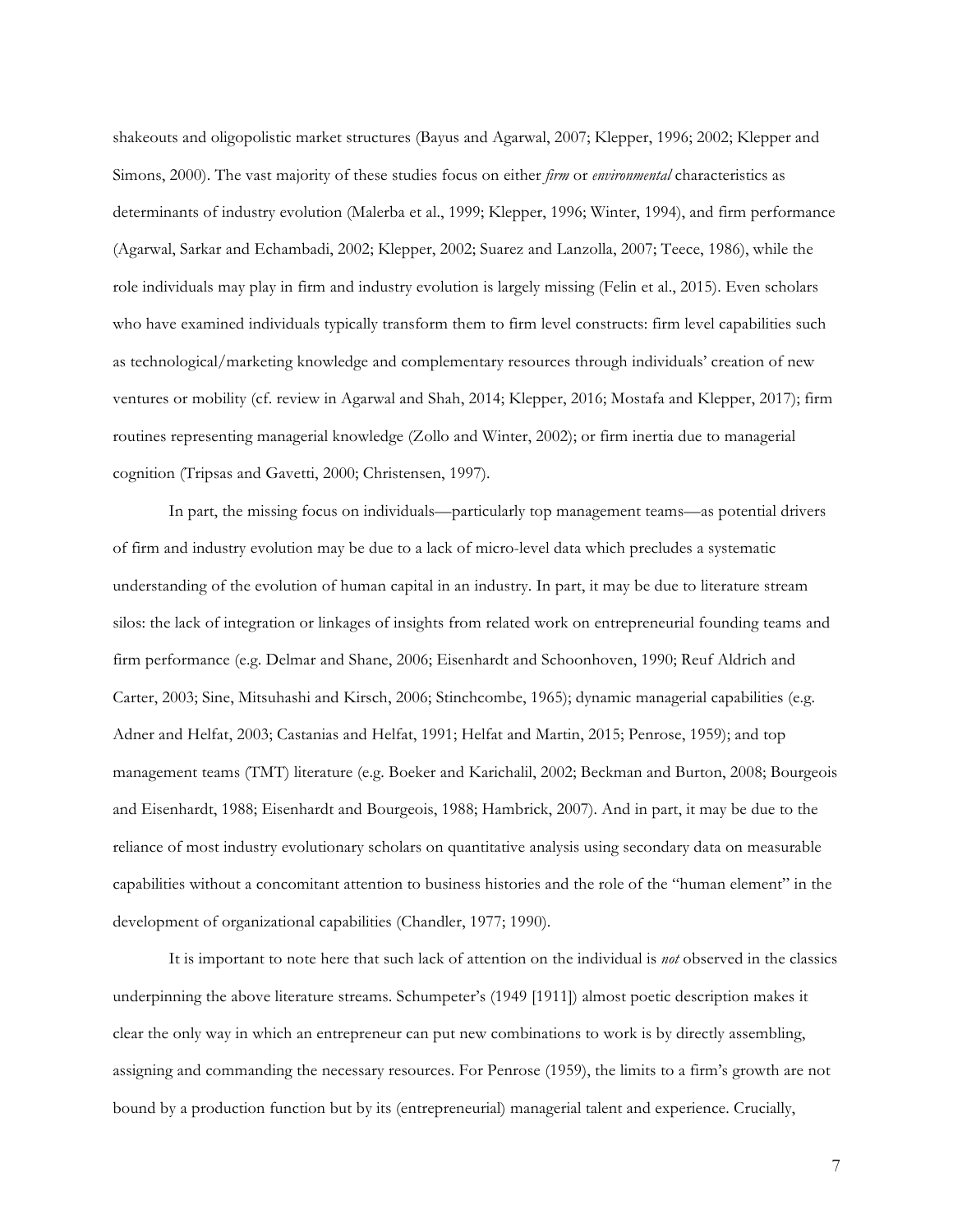shakeouts and oligopolistic market structures (Bayus and Agarwal, 2007; Klepper, 1996; 2002; Klepper and Simons, 2000). The vast majority of these studies focus on either *firm* or *environmental* characteristics as determinants of industry evolution (Malerba et al., 1999; Klepper, 1996; Winter, 1994), and firm performance (Agarwal, Sarkar and Echambadi, 2002; Klepper, 2002; Suarez and Lanzolla, 2007; Teece, 1986), while the role individuals may play in firm and industry evolution is largely missing (Felin et al., 2015). Even scholars who have examined individuals typically transform them to firm level constructs: firm level capabilities such as technological/marketing knowledge and complementary resources through individuals' creation of new ventures or mobility (cf. review in Agarwal and Shah, 2014; Klepper, 2016; Mostafa and Klepper, 2017); firm routines representing managerial knowledge (Zollo and Winter, 2002); or firm inertia due to managerial cognition (Tripsas and Gavetti, 2000; Christensen, 1997).

In part, the missing focus on individuals—particularly top management teams—as potential drivers of firm and industry evolution may be due to a lack of micro-level data which precludes a systematic understanding of the evolution of human capital in an industry. In part, it may be due to literature stream silos: the lack of integration or linkages of insights from related work on entrepreneurial founding teams and firm performance (e.g. Delmar and Shane, 2006; Eisenhardt and Schoonhoven, 1990; Reuf Aldrich and Carter, 2003; Sine, Mitsuhashi and Kirsch, 2006; Stinchcombe, 1965); dynamic managerial capabilities (e.g. Adner and Helfat, 2003; Castanias and Helfat, 1991; Helfat and Martin, 2015; Penrose, 1959); and top management teams (TMT) literature (e.g. Boeker and Karichalil, 2002; Beckman and Burton, 2008; Bourgeois and Eisenhardt, 1988; Eisenhardt and Bourgeois, 1988; Hambrick, 2007). And in part, it may be due to the reliance of most industry evolutionary scholars on quantitative analysis using secondary data on measurable capabilities without a concomitant attention to business histories and the role of the "human element" in the development of organizational capabilities (Chandler, 1977; 1990).

It is important to note here that such lack of attention on the individual is *not* observed in the classics underpinning the above literature streams. Schumpeter's (1949 [1911]) almost poetic description makes it clear the only way in which an entrepreneur can put new combinations to work is by directly assembling, assigning and commanding the necessary resources. For Penrose (1959), the limits to a firm's growth are not bound by a production function but by its (entrepreneurial) managerial talent and experience. Crucially,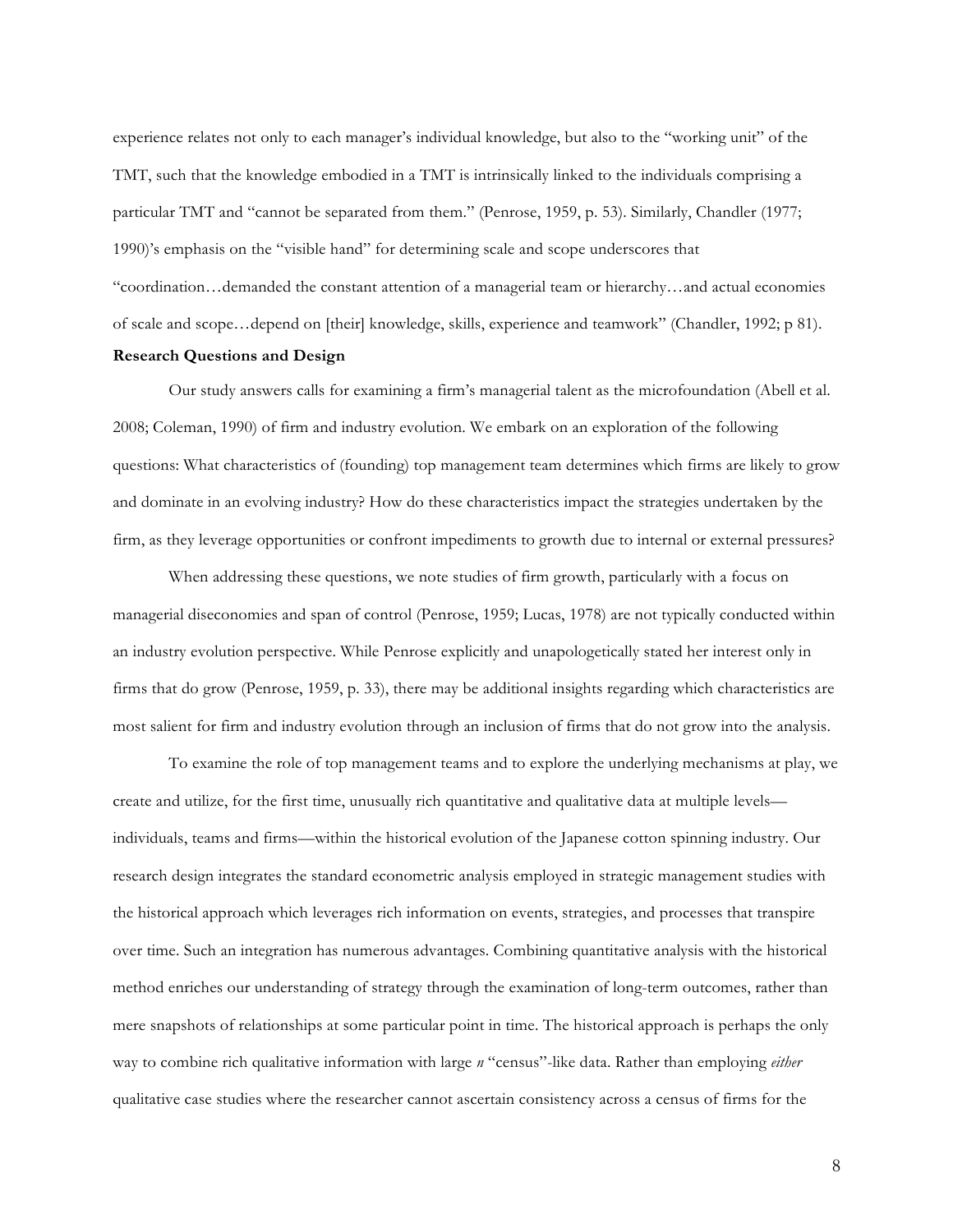experience relates not only to each manager's individual knowledge, but also to the "working unit" of the TMT, such that the knowledge embodied in a TMT is intrinsically linked to the individuals comprising a particular TMT and "cannot be separated from them." (Penrose, 1959, p. 53). Similarly, Chandler (1977; 1990)'s emphasis on the "visible hand" for determining scale and scope underscores that "coordination…demanded the constant attention of a managerial team or hierarchy…and actual economies of scale and scope…depend on [their] knowledge, skills, experience and teamwork" (Chandler, 1992; p 81).

**Research Questions and Design**

Our study answers calls for examining a firm's managerial talent as the microfoundation (Abell et al. 2008; Coleman, 1990) of firm and industry evolution. We embark on an exploration of the following questions: What characteristics of (founding) top management team determines which firms are likely to grow and dominate in an evolving industry? How do these characteristics impact the strategies undertaken by the firm, as they leverage opportunities or confront impediments to growth due to internal or external pressures?

When addressing these questions, we note studies of firm growth, particularly with a focus on managerial diseconomies and span of control (Penrose, 1959; Lucas, 1978) are not typically conducted within an industry evolution perspective. While Penrose explicitly and unapologetically stated her interest only in firms that do grow (Penrose, 1959, p. 33), there may be additional insights regarding which characteristics are most salient for firm and industry evolution through an inclusion of firms that do not grow into the analysis.

To examine the role of top management teams and to explore the underlying mechanisms at play, we create and utilize, for the first time, unusually rich quantitative and qualitative data at multiple levels—individuals, teams and firms—within the historical evolution of the Japanese cotton spinning industry. Our research design integrates the standard econometric analysis employed in strategic management studies with the historical approach which leverages rich information on events, strategies, and processes that transpire over time. Such an integration has numerous advantages. Combining quantitative analysis with the historical method enriches our understanding of strategy through the examination of long-term outcomes, rather than mere snapshots of relationships at some particular point in time. The historical approach is perhaps the only way to combine rich qualitative information with large *n* "census"-like data. Rather than employing *either* qualitative case studies where the researcher cannot ascertain consistency across a census of firms for the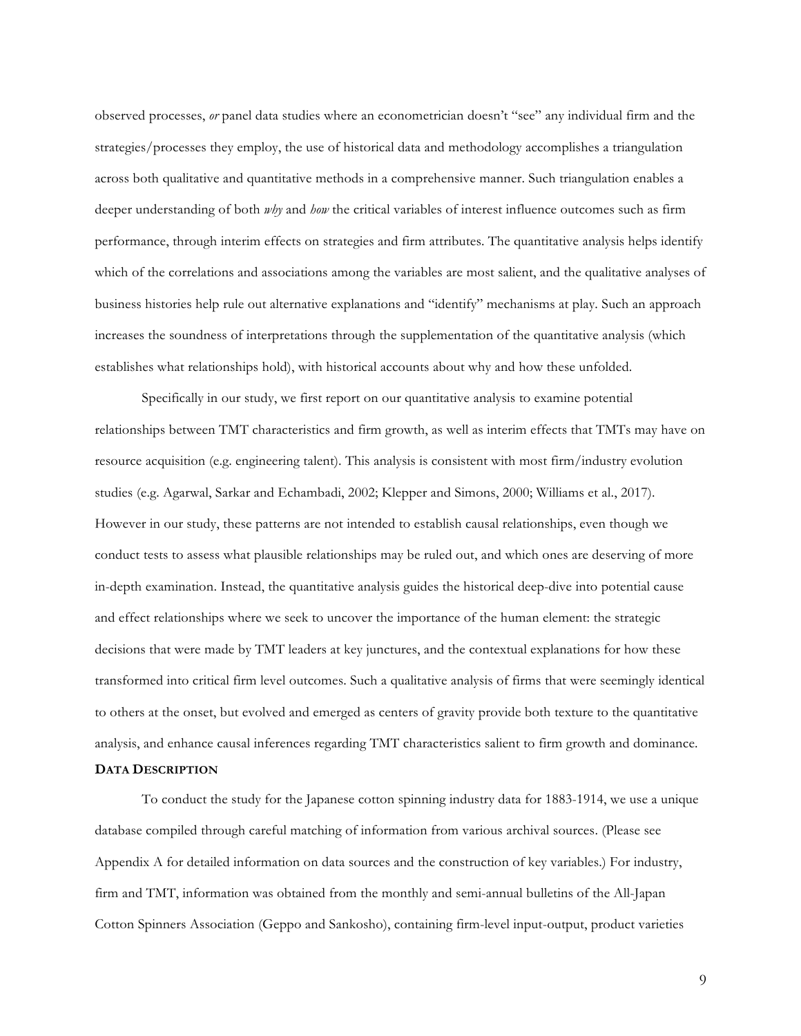observed processes, *or* panel data studies where an econometrician doesn't "see" any individual firm and the strategies/processes they employ, the use of historical data and methodology accomplishes a triangulation across both qualitative and quantitative methods in a comprehensive manner. Such triangulation enables a deeper understanding of both *why* and *how* the critical variables of interest influence outcomes such as firm performance, through interim effects on strategies and firm attributes. The quantitative analysis helps identify which of the correlations and associations among the variables are most salient, and the qualitative analyses of business histories help rule out alternative explanations and "identify" mechanisms at play. Such an approach increases the soundness of interpretations through the supplementation of the quantitative analysis (which establishes what relationships hold), with historical accounts about why and how these unfolded.

Specifically in our study, we first report on our quantitative analysis to examine potential relationships between TMT characteristics and firm growth, as well as interim effects that TMTs may have on resource acquisition (e.g. engineering talent). This analysis is consistent with most firm/industry evolution studies (e.g. Agarwal, Sarkar and Echambadi, 2002; Klepper and Simons, 2000; Williams et al., 2017). However in our study, these patterns are not intended to establish causal relationships, even though we conduct tests to assess what plausible relationships may be ruled out, and which ones are deserving of more in-depth examination. Instead, the quantitative analysis guides the historical deep-dive into potential cause and effect relationships where we seek to uncover the importance of the human element: the strategic decisions that were made by TMT leaders at key junctures, and the contextual explanations for how these transformed into critical firm level outcomes. Such a qualitative analysis of firms that were seemingly identical to others at the onset, but evolved and emerged as centers of gravity provide both texture to the quantitative analysis, and enhance causal inferences regarding TMT characteristics salient to firm growth and dominance.

**DATA DESCRIPTION**

To conduct the study for the Japanese cotton spinning industry data for 1883-1914, we use a unique database compiled through careful matching of information from various archival sources. (Please see Appendix A for detailed information on data sources and the construction of key variables.) For industry, firm and TMT, information was obtained from the monthly and semi-annual bulletins of the All-Japan Cotton Spinners Association (Geppo and Sankosho), containing firm-level input-output, product varieties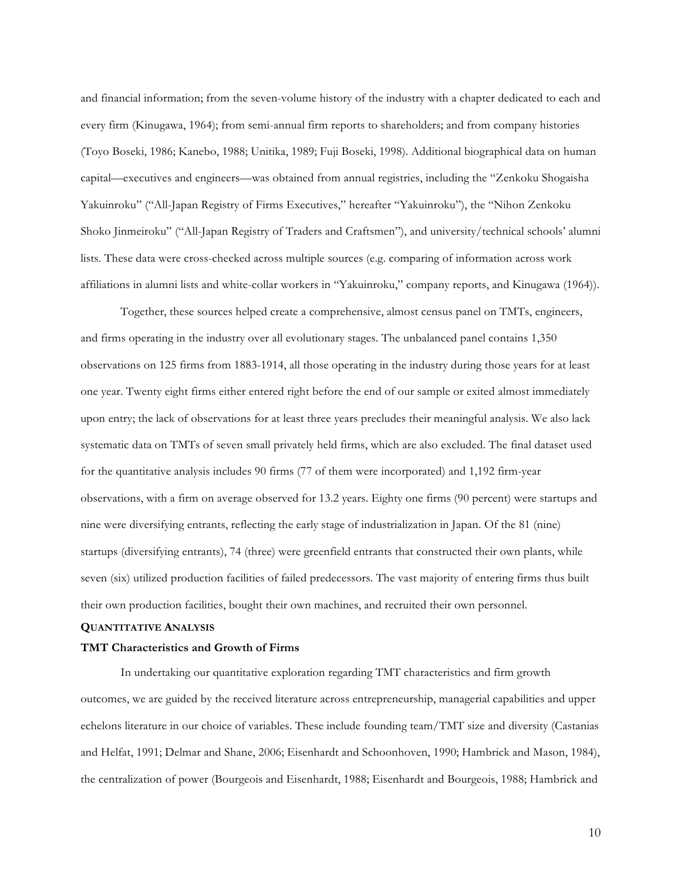and financial information; from the seven-volume history of the industry with a chapter dedicated to each and every firm (Kinugawa, 1964); from semi-annual firm reports to shareholders; and from company histories (Toyo Boseki, 1986; Kanebo, 1988; Unitika, 1989; Fuji Boseki, 1998). Additional biographical data on human capital—executives and engineers—was obtained from annual registries, including the "Zenkoku Shogaisha Yakuinroku" ("All-Japan Registry of Firms Executives," hereafter "Yakuinroku"), the "Nihon Zenkoku Shoko Jinmeiroku" ("All-Japan Registry of Traders and Craftsmen"), and university/technical schools' alumni lists. These data were cross-checked across multiple sources (e.g. comparing of information across work affiliations in alumni lists and white-collar workers in "Yakuinroku," company reports, and Kinugawa (1964)).

Together, these sources helped create a comprehensive, almost census panel on TMTs, engineers, and firms operating in the industry over all evolutionary stages. The unbalanced panel contains 1,350 observations on 125 firms from 1883-1914, all those operating in the industry during those years for at least one year. Twenty eight firms either entered right before the end of our sample or exited almost immediately upon entry; the lack of observations for at least three years precludes their meaningful analysis. We also lack systematic data on TMTs of seven small privately held firms, which are also excluded. The final dataset used for the quantitative analysis includes 90 firms (77 of them were incorporated) and 1,192 firm-year observations, with a firm on average observed for 13.2 years. Eighty one firms (90 percent) were startups and nine were diversifying entrants, reflecting the early stage of industrialization in Japan. Of the 81 (nine) startups (diversifying entrants), 74 (three) were greenfield entrants that constructed their own plants, while seven (six) utilized production facilities of failed predecessors. The vast majority of entering firms thus built their own production facilities, bought their own machines, and recruited their own personnel.

## QUANTITATIVE ANALYSIS

### TMT Characteristics and Growth of Firms

In undertaking our quantitative exploration regarding TMT characteristics and firm growth outcomes, we are guided by the received literature across entrepreneurship, managerial capabilities and upper echelons literature in our choice of variables. These include founding team/TMT size and diversity (Castanias and Helfat, 1991; Delmar and Shane, 2006; Eisenhardt and Schoonhoven, 1990; Hambrick and Mason, 1984), the centralization of power (Bourgeois and Eisenhardt, 1988; Eisenhardt and Bourgeois, 1988; Hambrick and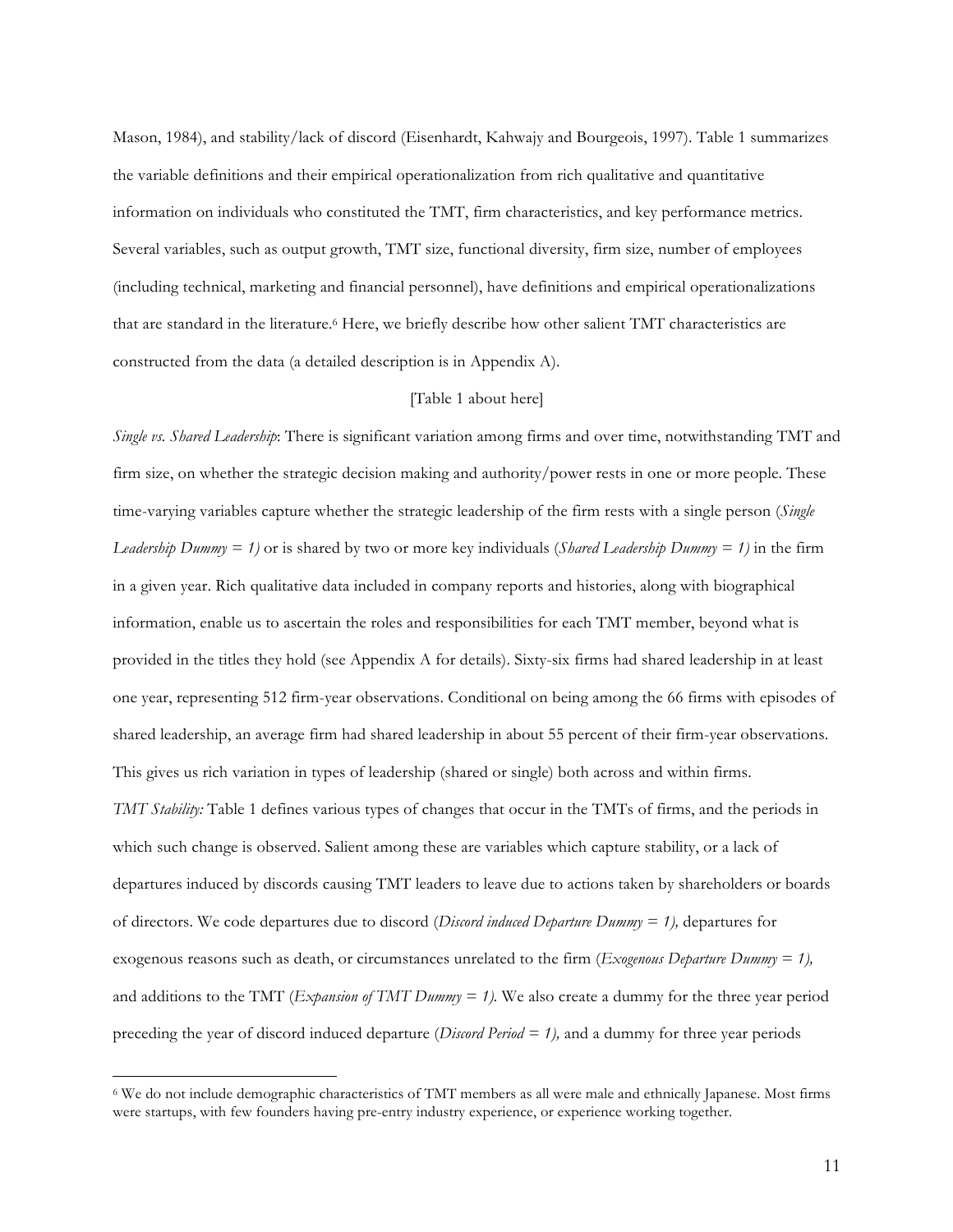Mason, 1984), and stability/lack of discord (Eisenhardt, Kahwajy and Bourgeois, 1997). Table 1 summarizes the variable definitions and their empirical operationalization from rich qualitative and quantitative information on individuals who constituted the TMT, firm characteristics, and key performance metrics. Several variables, such as output growth, TMT size, functional diversity, firm size, number of employees (including technical, marketing and financial personnel), have definitions and empirical operationalizations that are standard in the literature.[6] Here, we briefly describe how other salient TMT characteristics are constructed from the data (a detailed description is in Appendix A).

[Table 1 about here]

*Single vs. Shared Leadership*: There is significant variation among firms and over time, notwithstanding TMT and firm size, on whether the strategic decision making and authority/power rests in one or more people. These time-varying variables capture whether the strategic leadership of the firm rests with a single person (*Single Leadership Dummy = 1)* or is shared by two or more key individuals (*Shared Leadership Dummy = 1)* in the firm in a given year. Rich qualitative data included in company reports and histories, along with biographical information, enable us to ascertain the roles and responsibilities for each TMT member, beyond what is provided in the titles they hold (see Appendix A for details). Sixty-six firms had shared leadership in at least one year, representing 512 firm-year observations. Conditional on being among the 66 firms with episodes of shared leadership, an average firm had shared leadership in about 55 percent of their firm-year observations. This gives us rich variation in types of leadership (shared or single) both across and within firms.

*TMT Stability:* Table 1 defines various types of changes that occur in the TMTs of firms, and the periods in which such change is observed. Salient among these are variables which capture stability, or a lack of departures induced by discords causing TMT leaders to leave due to actions taken by shareholders or boards of directors. We code departures due to discord (*Discord induced Departure Dummy = 1),* departures for exogenous reasons such as death, or circumstances unrelated to the firm (*Exogenous Departure Dummy = 1),* and additions to the TMT (*Expansion of TMT Dummy = 1).* We also create a dummy for the three year period preceding the year of discord induced departure (*Discord Period = 1),* and a dummy for three year periods

[6] We do not include demographic characteristics of TMT members as all were male and ethnically Japanese. Most firms were startups, with few founders having pre-entry industry experience, or experience working together.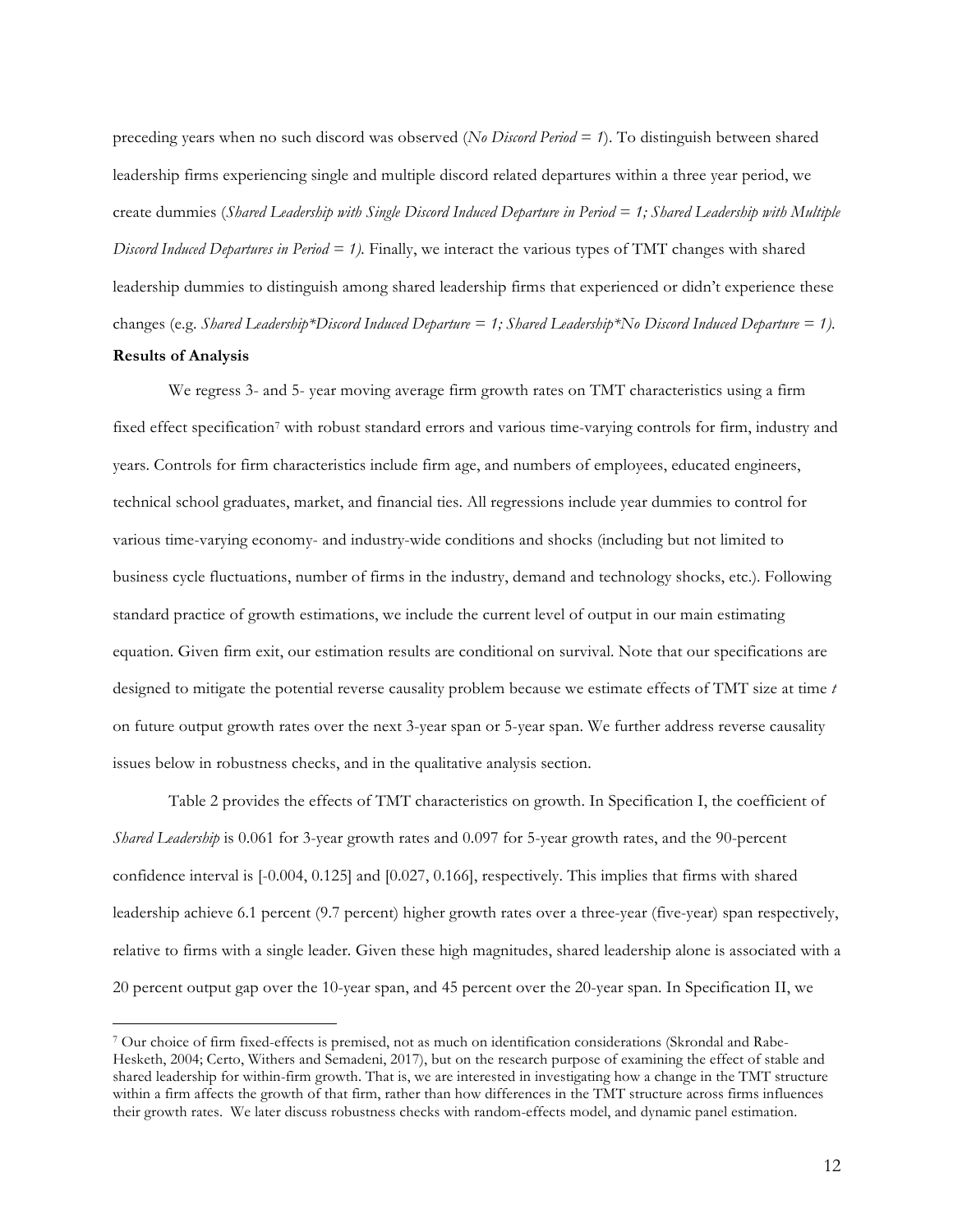preceding years when no such discord was observed (*No Discord Period = 1*). To distinguish between shared leadership firms experiencing single and multiple discord related departures within a three year period, we create dummies (*Shared Leadership with Single Discord Induced Departure in Period = 1; Shared Leadership with Multiple Discord Induced Departures in Period = 1).* Finally, we interact the various types of TMT changes with shared leadership dummies to distinguish among shared leadership firms that experienced or didn't experience these changes (e.g. *Shared Leadership*Discord Induced Departure = 1; Shared Leadership*No Discord Induced Departure = 1).*

**Results of Analysis**

We regress 3- and 5- year moving average firm growth rates on TMT characteristics using a firm fixed effect specification[7] with robust standard errors and various time-varying controls for firm, industry and years. Controls for firm characteristics include firm age, and numbers of employees, educated engineers, technical school graduates, market, and financial ties. All regressions include year dummies to control for various time-varying economy- and industry-wide conditions and shocks (including but not limited to business cycle fluctuations, number of firms in the industry, demand and technology shocks, etc.). Following standard practice of growth estimations, we include the current level of output in our main estimating equation. Given firm exit, our estimation results are conditional on survival. Note that our specifications are designed to mitigate the potential reverse causality problem because we estimate effects of TMT size at time *t* on future output growth rates over the next 3-year span or 5-year span. We further address reverse causality issues below in robustness checks, and in the qualitative analysis section.

Table 2 provides the effects of TMT characteristics on growth. In Specification I, the coefficient of *Shared Leadership* is 0.061 for 3-year growth rates and 0.097 for 5-year growth rates, and the 90-percent confidence interval is [-0.004, 0.125] and [0.027, 0.166], respectively. This implies that firms with shared leadership achieve 6.1 percent (9.7 percent) higher growth rates over a three-year (five-year) span respectively, relative to firms with a single leader. Given these high magnitudes, shared leadership alone is associated with a 20 percent output gap over the 10-year span, and 45 percent over the 20-year span. In Specification II, we

[7] Our choice of firm fixed-effects is premised, not as much on identification considerations (Skrondal and Rabe-Hesketh, 2004; Certo, Withers and Semadeni, 2017), but on the research purpose of examining the effect of stable and shared leadership for within-firm growth. That is, we are interested in investigating how a change in the TMT structure within a firm affects the growth of that firm, rather than how differences in the TMT structure across firms influences their growth rates. We later discuss robustness checks with random-effects model, and dynamic panel estimation.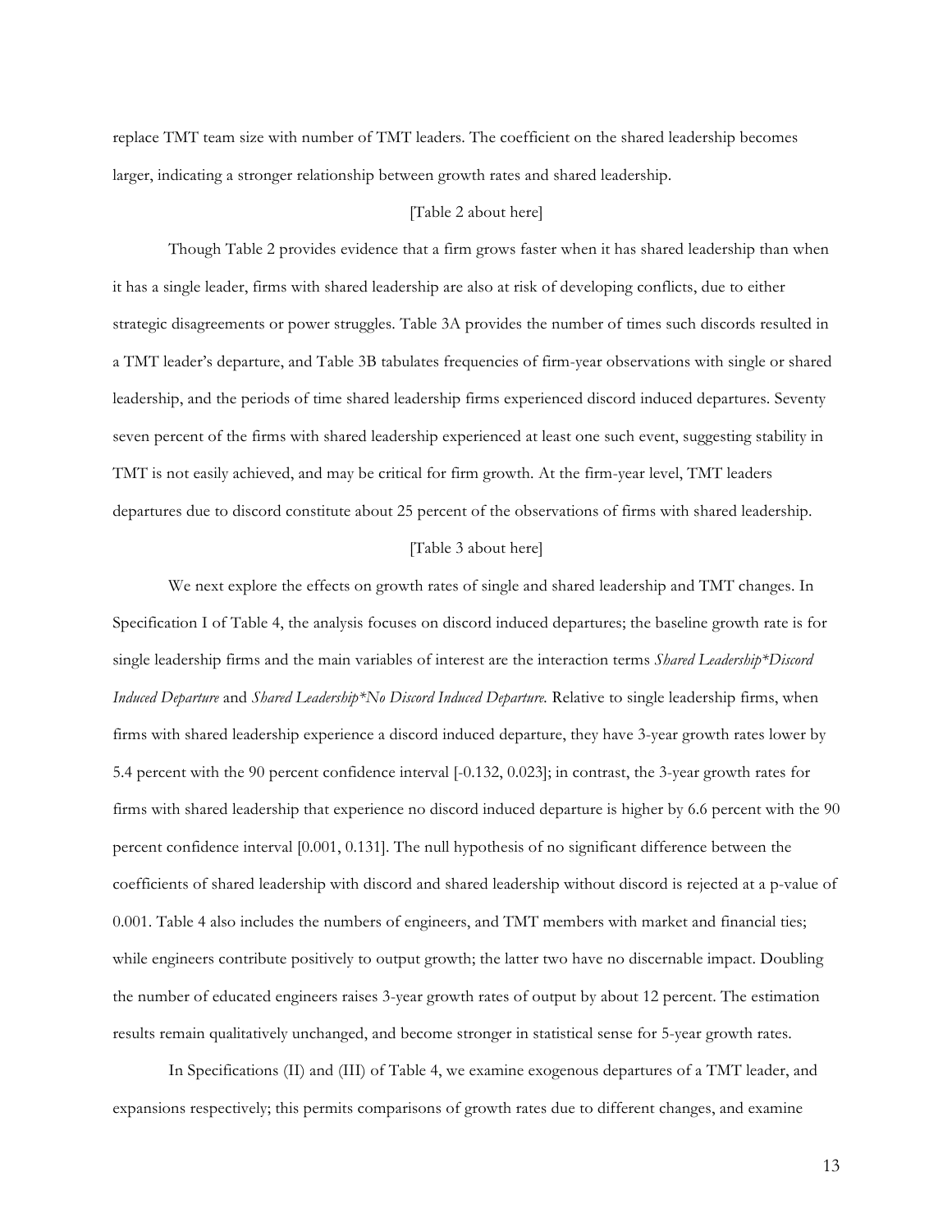replace TMT team size with number of TMT leaders. The coefficient on the shared leadership becomes larger, indicating a stronger relationship between growth rates and shared leadership.

[Table 2 about here]

Though Table 2 provides evidence that a firm grows faster when it has shared leadership than when it has a single leader, firms with shared leadership are also at risk of developing conflicts, due to either strategic disagreements or power struggles. Table 3A provides the number of times such discords resulted in a TMT leader's departure, and Table 3B tabulates frequencies of firm-year observations with single or shared leadership, and the periods of time shared leadership firms experienced discord induced departures. Seventy seven percent of the firms with shared leadership experienced at least one such event, suggesting stability in TMT is not easily achieved, and may be critical for firm growth. At the firm-year level, TMT leaders departures due to discord constitute about 25 percent of the observations of firms with shared leadership.

[Table 3 about here]

We next explore the effects on growth rates of single and shared leadership and TMT changes. In Specification I of Table 4, the analysis focuses on discord induced departures; the baseline growth rate is for single leadership firms and the main variables of interest are the interaction terms *Shared Leadership*Discord Induced Departure* and *Shared Leadership*No Discord Induced Departure.* Relative to single leadership firms, when firms with shared leadership experience a discord induced departure, they have 3-year growth rates lower by 5.4 percent with the 90 percent confidence interval [-0.132, 0.023]; in contrast, the 3-year growth rates for firms with shared leadership that experience no discord induced departure is higher by 6.6 percent with the 90 percent confidence interval [0.001, 0.131]. The null hypothesis of no significant difference between the coefficients of shared leadership with discord and shared leadership without discord is rejected at a p-value of 0.001. Table 4 also includes the numbers of engineers, and TMT members with market and financial ties; while engineers contribute positively to output growth; the latter two have no discernable impact. Doubling the number of educated engineers raises 3-year growth rates of output by about 12 percent. The estimation results remain qualitatively unchanged, and become stronger in statistical sense for 5-year growth rates.

In Specifications (II) and (III) of Table 4, we examine exogenous departures of a TMT leader, and expansions respectively; this permits comparisons of growth rates due to different changes, and examine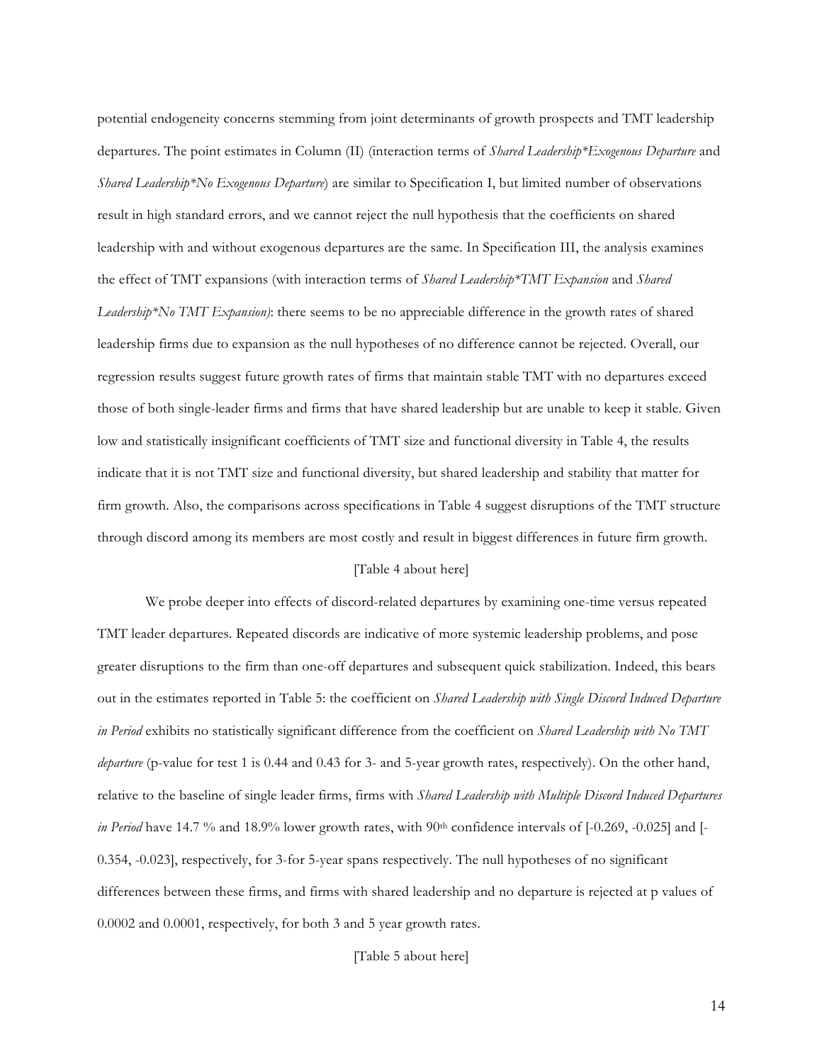potential endogeneity concerns stemming from joint determinants of growth prospects and TMT leadership departures. The point estimates in Column (II) (interaction terms of *Shared Leadership*Exogenous Departure* and *Shared Leadership*No Exogenous Departure*) are similar to Specification I, but limited number of observations result in high standard errors, and we cannot reject the null hypothesis that the coefficients on shared leadership with and without exogenous departures are the same. In Specification III, the analysis examines the effect of TMT expansions (with interaction terms of *Shared Leadership*TMT Expansion* and *Shared Leadership*No TMT Expansion)*: there seems to be no appreciable difference in the growth rates of shared leadership firms due to expansion as the null hypotheses of no difference cannot be rejected. Overall, our regression results suggest future growth rates of firms that maintain stable TMT with no departures exceed those of both single-leader firms and firms that have shared leadership but are unable to keep it stable. Given low and statistically insignificant coefficients of TMT size and functional diversity in Table 4, the results indicate that it is not TMT size and functional diversity, but shared leadership and stability that matter for firm growth. Also, the comparisons across specifications in Table 4 suggest disruptions of the TMT structure through discord among its members are most costly and result in biggest differences in future firm growth.

[Table 4 about here]

We probe deeper into effects of discord-related departures by examining one-time versus repeated TMT leader departures. Repeated discords are indicative of more systemic leadership problems, and pose greater disruptions to the firm than one-off departures and subsequent quick stabilization. Indeed, this bears out in the estimates reported in Table 5: the coefficient on *Shared Leadership with Single Discord Induced Departure in Period* exhibits no statistically significant difference from the coefficient on *Shared Leadership with No TMT departure* (p-value for test 1 is 0.44 and 0.43 for 3- and 5-year growth rates, respectively). On the other hand, relative to the baseline of single leader firms, firms with *Shared Leadership with Multiple Discord Induced Departures in Period* have 14.7 % and 18.9% lower growth rates, with 90th confidence intervals of [-0.269, -0.025] and [-0.354, -0.023], respectively, for 3-for 5-year spans respectively. The null hypotheses of no significant differences between these firms, and firms with shared leadership and no departure is rejected at p values of 0.0002 and 0.0001, respectively, for both 3 and 5 year growth rates.

[Table 5 about here]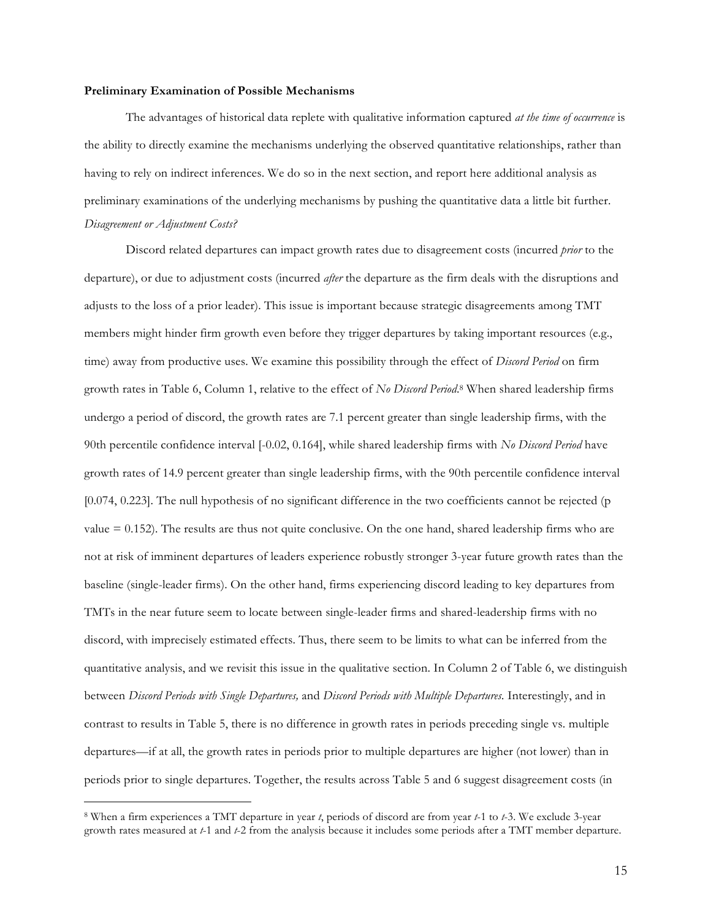**Preliminary Examination of Possible Mechanisms**

The advantages of historical data replete with qualitative information captured *at the time of occurrence* is the ability to directly examine the mechanisms underlying the observed quantitative relationships, rather than having to rely on indirect inferences. We do so in the next section, and report here additional analysis as preliminary examinations of the underlying mechanisms by pushing the quantitative data a little bit further.

*Disagreement or Adjustment Costs?*

Discord related departures can impact growth rates due to disagreement costs (incurred *prior* to the departure), or due to adjustment costs (incurred *after* the departure as the firm deals with the disruptions and adjusts to the loss of a prior leader). This issue is important because strategic disagreements among TMT members might hinder firm growth even before they trigger departures by taking important resources (e.g., time) away from productive uses. We examine this possibility through the effect of *Discord Period* on firm growth rates in Table 6, Column 1, relative to the effect of *No Discord Period*.[8] When shared leadership firms undergo a period of discord, the growth rates are 7.1 percent greater than single leadership firms, with the 90th percentile confidence interval [-0.02, 0.164], while shared leadership firms with *No Discord Period* have growth rates of 14.9 percent greater than single leadership firms, with the 90th percentile confidence interval [0.074, 0.223]. The null hypothesis of no significant difference in the two coefficients cannot be rejected (p value = 0.152). The results are thus not quite conclusive. On the one hand, shared leadership firms who are not at risk of imminent departures of leaders experience robustly stronger 3-year future growth rates than the baseline (single-leader firms). On the other hand, firms experiencing discord leading to key departures from TMTs in the near future seem to locate between single-leader firms and shared-leadership firms with no discord, with imprecisely estimated effects. Thus, there seem to be limits to what can be inferred from the quantitative analysis, and we revisit this issue in the qualitative section. In Column 2 of Table 6, we distinguish between *Discord Periods with Single Departures,* and *Discord Periods with Multiple Departures.* Interestingly, and in contrast to results in Table 5, there is no difference in growth rates in periods preceding single vs. multiple departures—if at all, the growth rates in periods prior to multiple departures are higher (not lower) than in periods prior to single departures. Together, the results across Table 5 and 6 suggest disagreement costs (in

[8] When a firm experiences a TMT departure in year *t*, periods of discord are from year *t*-1 to *t*-3. We exclude 3-year growth rates measured at *t*-1 and *t*-2 from the analysis because it includes some periods after a TMT member departure.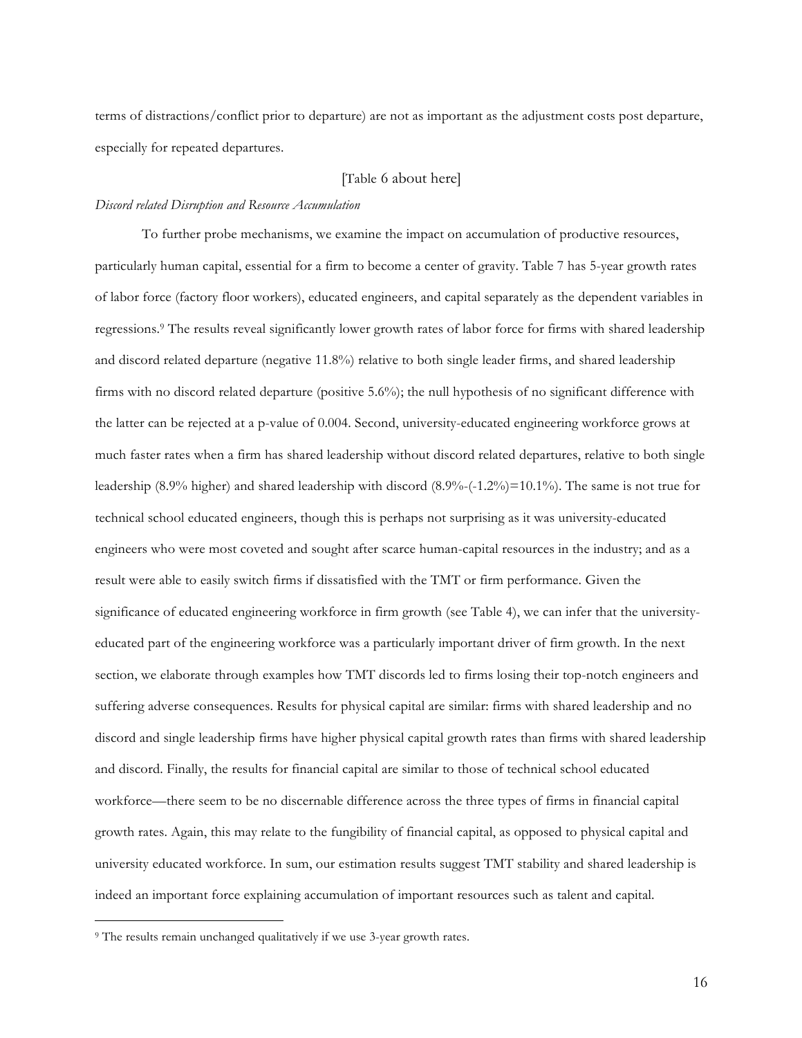terms of distractions/conflict prior to departure) are not as important as the adjustment costs post departure, especially for repeated departures.

[Table 6 about here]

*Discord related Disruption and Resource Accumulation*

To further probe mechanisms, we examine the impact on accumulation of productive resources, particularly human capital, essential for a firm to become a center of gravity. Table 7 has 5-year growth rates of labor force (factory floor workers), educated engineers, and capital separately as the dependent variables in regressions.[9] The results reveal significantly lower growth rates of labor force for firms with shared leadership and discord related departure (negative 11.8%) relative to both single leader firms, and shared leadership firms with no discord related departure (positive 5.6%); the null hypothesis of no significant difference with the latter can be rejected at a p-value of 0.004. Second, university-educated engineering workforce grows at much faster rates when a firm has shared leadership without discord related departures, relative to both single leadership (8.9% higher) and shared leadership with discord (8.9%-(-1.2%)=10.1%). The same is not true for technical school educated engineers, though this is perhaps not surprising as it was university-educated engineers who were most coveted and sought after scarce human-capital resources in the industry; and as a result were able to easily switch firms if dissatisfied with the TMT or firm performance. Given the significance of educated engineering workforce in firm growth (see Table 4), we can infer that the university-educated part of the engineering workforce was a particularly important driver of firm growth. In the next section, we elaborate through examples how TMT discords led to firms losing their top-notch engineers and suffering adverse consequences. Results for physical capital are similar: firms with shared leadership and no discord and single leadership firms have higher physical capital growth rates than firms with shared leadership and discord. Finally, the results for financial capital are similar to those of technical school educated workforce—there seem to be no discernable difference across the three types of firms in financial capital growth rates. Again, this may relate to the fungibility of financial capital, as opposed to physical capital and university educated workforce. In sum, our estimation results suggest TMT stability and shared leadership is indeed an important force explaining accumulation of important resources such as talent and capital.

---

[9] The results remain unchanged qualitatively if we use 3-year growth rates.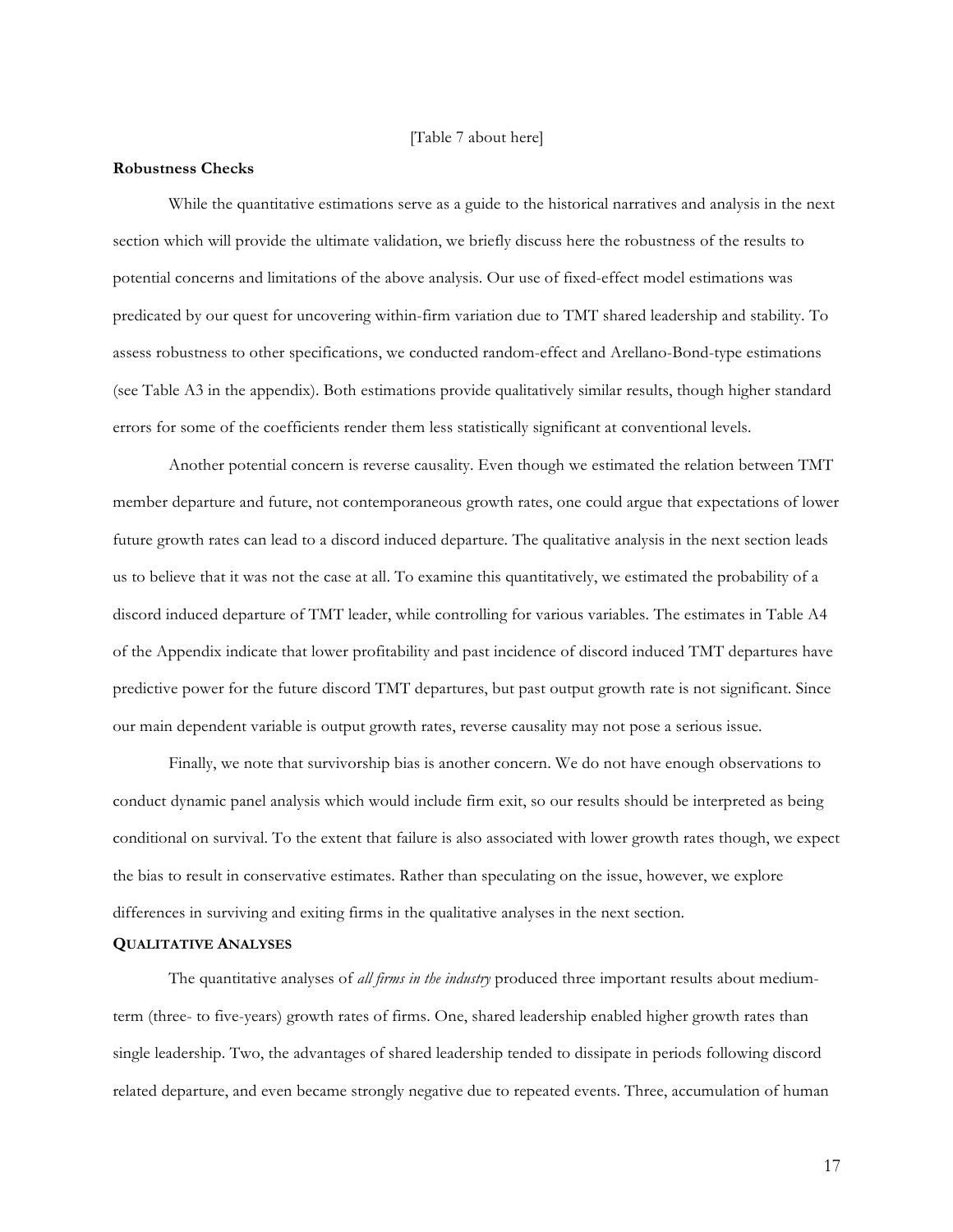[Table 7 about here]

**Robustness Checks**

While the quantitative estimations serve as a guide to the historical narratives and analysis in the next section which will provide the ultimate validation, we briefly discuss here the robustness of the results to potential concerns and limitations of the above analysis. Our use of fixed-effect model estimations was predicated by our quest for uncovering within-firm variation due to TMT shared leadership and stability. To assess robustness to other specifications, we conducted random-effect and Arellano-Bond-type estimations (see Table A3 in the appendix). Both estimations provide qualitatively similar results, though higher standard errors for some of the coefficients render them less statistically significant at conventional levels.

Another potential concern is reverse causality. Even though we estimated the relation between TMT member departure and future, not contemporaneous growth rates, one could argue that expectations of lower future growth rates can lead to a discord induced departure. The qualitative analysis in the next section leads us to believe that it was not the case at all. To examine this quantitatively, we estimated the probability of a discord induced departure of TMT leader, while controlling for various variables. The estimates in Table A4 of the Appendix indicate that lower profitability and past incidence of discord induced TMT departures have predictive power for the future discord TMT departures, but past output growth rate is not significant. Since our main dependent variable is output growth rates, reverse causality may not pose a serious issue.

Finally, we note that survivorship bias is another concern. We do not have enough observations to conduct dynamic panel analysis which would include firm exit, so our results should be interpreted as being conditional on survival. To the extent that failure is also associated with lower growth rates though, we expect the bias to result in conservative estimates. Rather than speculating on the issue, however, we explore differences in surviving and exiting firms in the qualitative analyses in the next section.

## QUALITATIVE ANALYSES

The quantitative analyses of *all firms in the industry* produced three important results about medium-term (three- to five-years) growth rates of firms. One, shared leadership enabled higher growth rates than single leadership. Two, the advantages of shared leadership tended to dissipate in periods following discord related departure, and even became strongly negative due to repeated events. Three, accumulation of human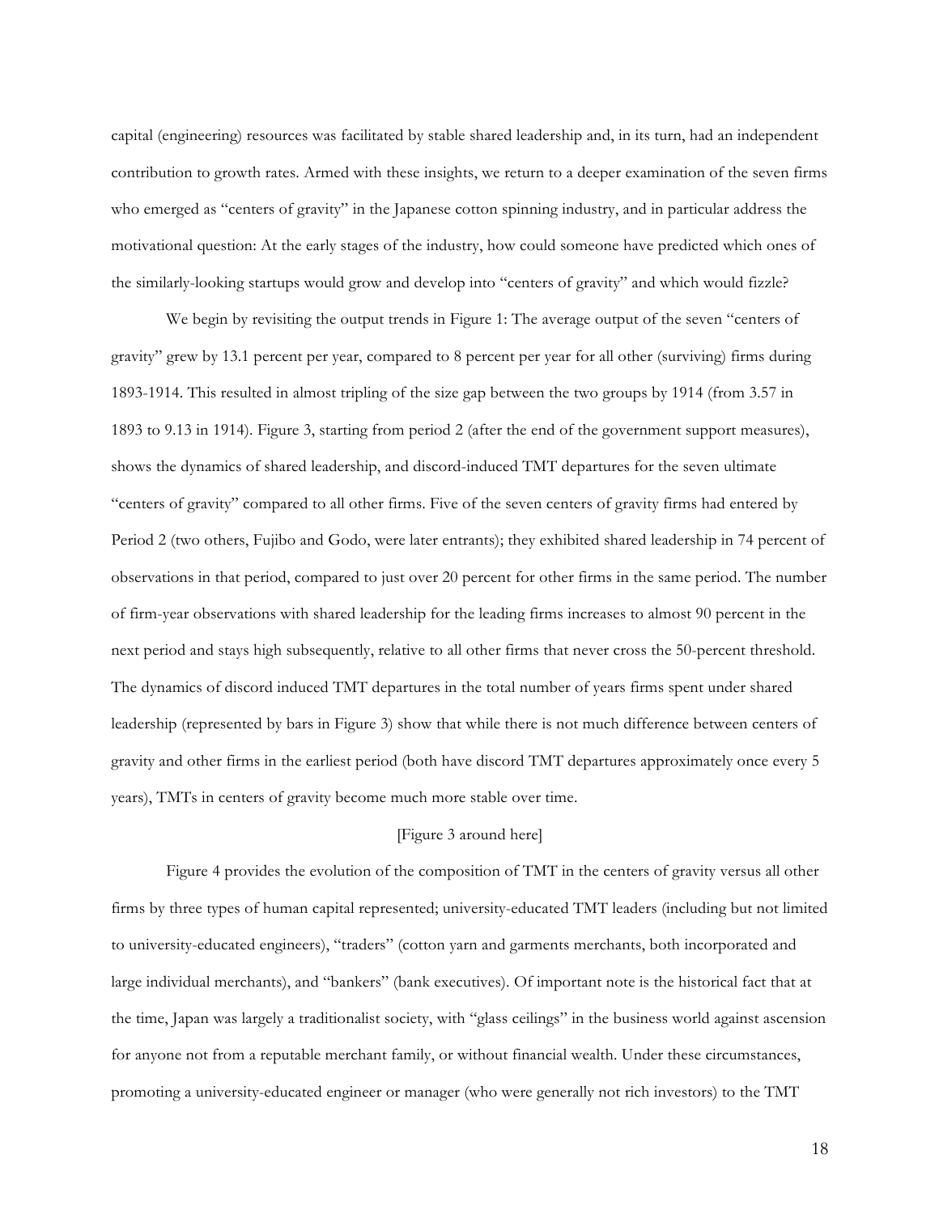capital (engineering) resources was facilitated by stable shared leadership and, in its turn, had an independent contribution to growth rates. Armed with these insights, we return to a deeper examination of the seven firms who emerged as "centers of gravity" in the Japanese cotton spinning industry, and in particular address the motivational question: At the early stages of the industry, how could someone have predicted which ones of the similarly-looking startups would grow and develop into "centers of gravity" and which would fizzle?

We begin by revisiting the output trends in Figure 1: The average output of the seven "centers of gravity" grew by 13.1 percent per year, compared to 8 percent per year for all other (surviving) firms during 1893-1914. This resulted in almost tripling of the size gap between the two groups by 1914 (from 3.57 in 1893 to 9.13 in 1914). Figure 3, starting from period 2 (after the end of the government support measures), shows the dynamics of shared leadership, and discord-induced TMT departures for the seven ultimate "centers of gravity" compared to all other firms. Five of the seven centers of gravity firms had entered by Period 2 (two others, Fujibo and Godo, were later entrants); they exhibited shared leadership in 74 percent of observations in that period, compared to just over 20 percent for other firms in the same period. The number of firm-year observations with shared leadership for the leading firms increases to almost 90 percent in the next period and stays high subsequently, relative to all other firms that never cross the 50-percent threshold. The dynamics of discord induced TMT departures in the total number of years firms spent under shared leadership (represented by bars in Figure 3) show that while there is not much difference between centers of gravity and other firms in the earliest period (both have discord TMT departures approximately once every 5 years), TMTs in centers of gravity become much more stable over time.

[Figure 3 around here]

Figure 4 provides the evolution of the composition of TMT in the centers of gravity versus all other firms by three types of human capital represented; university-educated TMT leaders (including but not limited to university-educated engineers), "traders" (cotton yarn and garments merchants, both incorporated and large individual merchants), and "bankers" (bank executives). Of important note is the historical fact that at the time, Japan was largely a traditionalist society, with "glass ceilings" in the business world against ascension for anyone not from a reputable merchant family, or without financial wealth. Under these circumstances, promoting a university-educated engineer or manager (who were generally not rich investors) to the TMT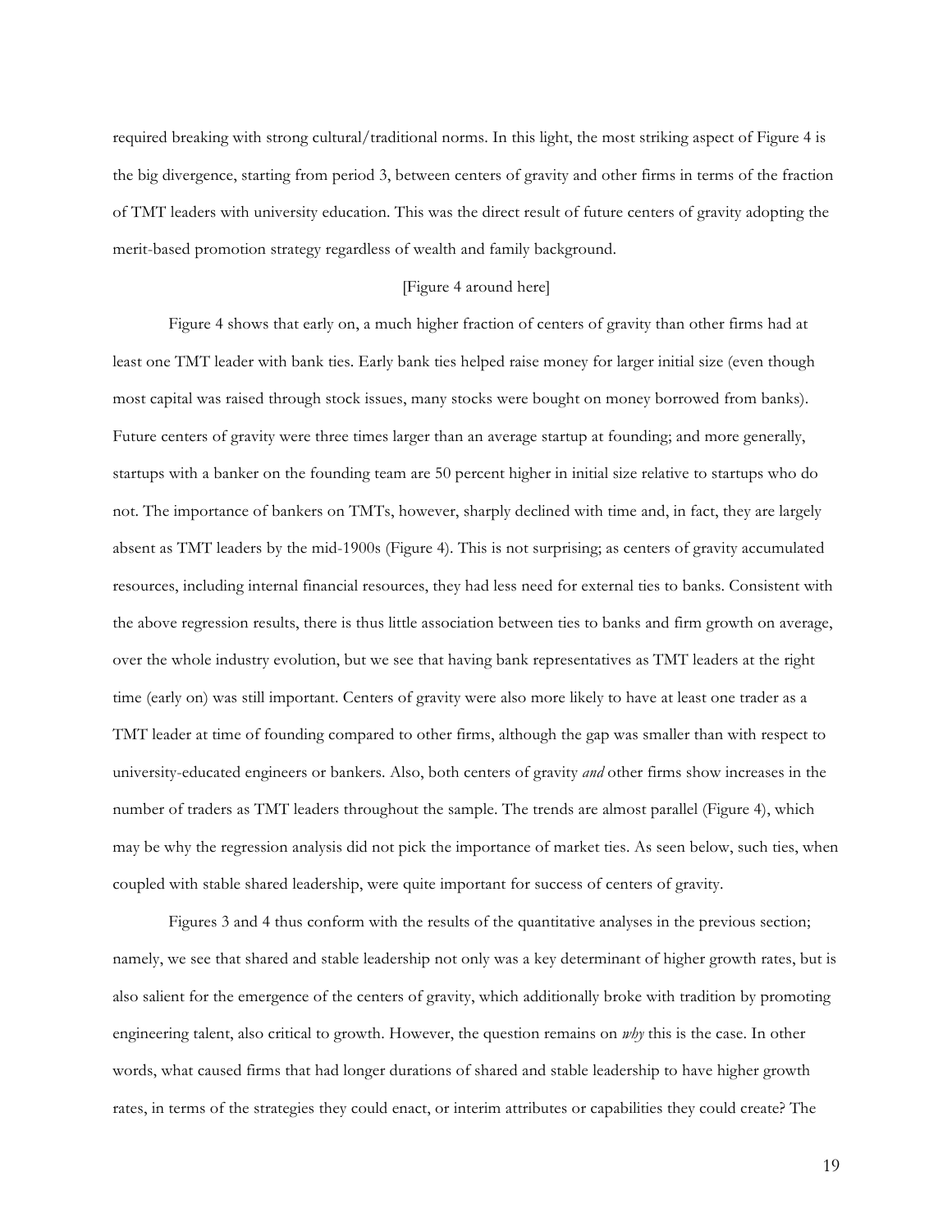required breaking with strong cultural/traditional norms. In this light, the most striking aspect of Figure 4 is the big divergence, starting from period 3, between centers of gravity and other firms in terms of the fraction of TMT leaders with university education. This was the direct result of future centers of gravity adopting the merit-based promotion strategy regardless of wealth and family background.

[Figure 4 around here]

Figure 4 shows that early on, a much higher fraction of centers of gravity than other firms had at least one TMT leader with bank ties. Early bank ties helped raise money for larger initial size (even though most capital was raised through stock issues, many stocks were bought on money borrowed from banks). Future centers of gravity were three times larger than an average startup at founding; and more generally, startups with a banker on the founding team are 50 percent higher in initial size relative to startups who do not. The importance of bankers on TMTs, however, sharply declined with time and, in fact, they are largely absent as TMT leaders by the mid-1900s (Figure 4). This is not surprising; as centers of gravity accumulated resources, including internal financial resources, they had less need for external ties to banks. Consistent with the above regression results, there is thus little association between ties to banks and firm growth on average, over the whole industry evolution, but we see that having bank representatives as TMT leaders at the right time (early on) was still important. Centers of gravity were also more likely to have at least one trader as a TMT leader at time of founding compared to other firms, although the gap was smaller than with respect to university-educated engineers or bankers. Also, both centers of gravity *and* other firms show increases in the number of traders as TMT leaders throughout the sample. The trends are almost parallel (Figure 4), which may be why the regression analysis did not pick the importance of market ties. As seen below, such ties, when coupled with stable shared leadership, were quite important for success of centers of gravity.

Figures 3 and 4 thus conform with the results of the quantitative analyses in the previous section; namely, we see that shared and stable leadership not only was a key determinant of higher growth rates, but is also salient for the emergence of the centers of gravity, which additionally broke with tradition by promoting engineering talent, also critical to growth. However, the question remains on *why* this is the case. In other words, what caused firms that had longer durations of shared and stable leadership to have higher growth rates, in terms of the strategies they could enact, or interim attributes or capabilities they could create? The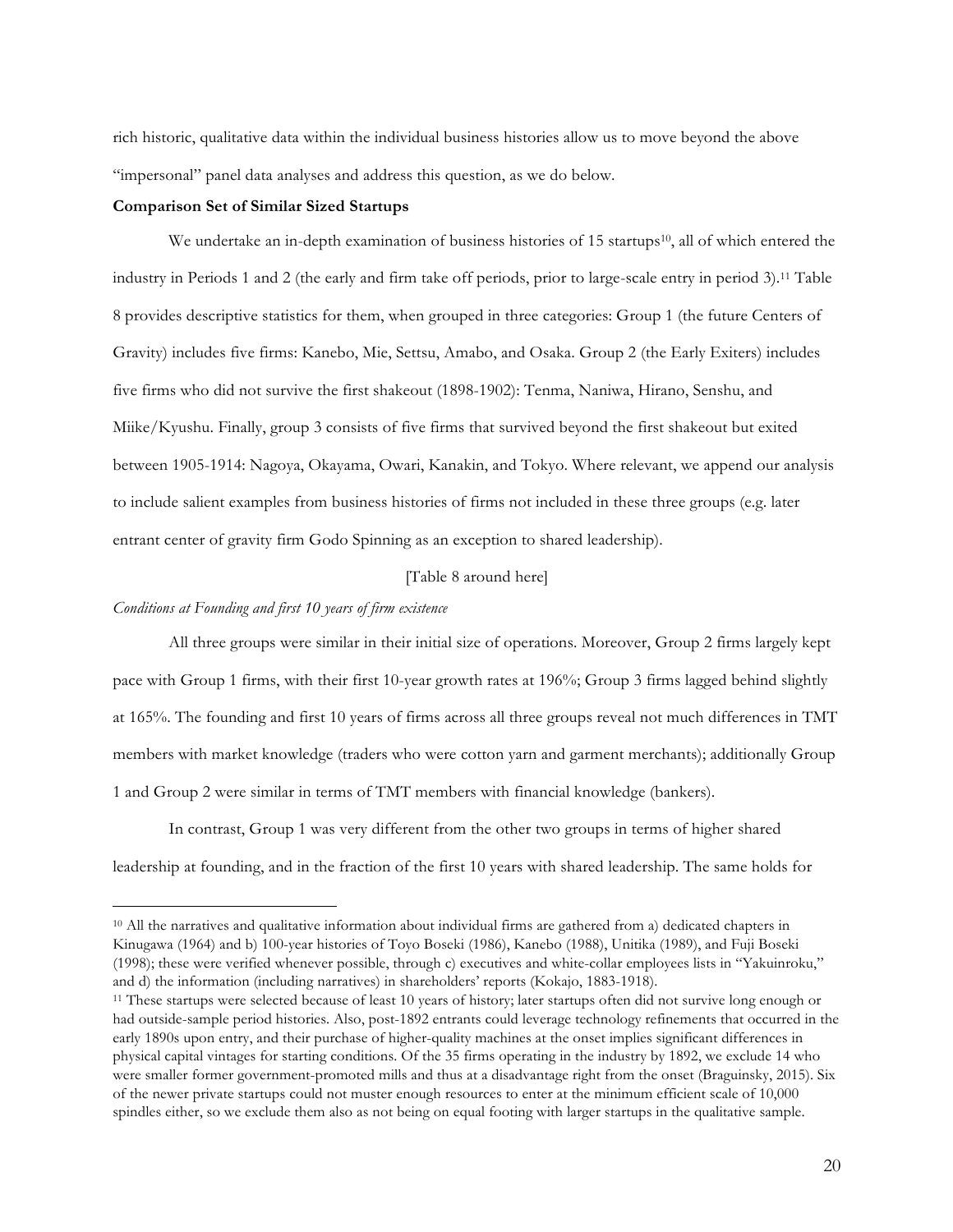rich historic, qualitative data within the individual business histories allow us to move beyond the above "impersonal" panel data analyses and address this question, as we do below.

**Comparison Set of Similar Sized Startups**

We undertake an in-depth examination of business histories of 15 startups[10], all of which entered the industry in Periods 1 and 2 (the early and firm take off periods, prior to large-scale entry in period 3).[11] Table 8 provides descriptive statistics for them, when grouped in three categories: Group 1 (the future Centers of Gravity) includes five firms: Kanebo, Mie, Settsu, Amabo, and Osaka. Group 2 (the Early Exiters) includes five firms who did not survive the first shakeout (1898-1902): Tenma, Naniwa, Hirano, Senshu, and Miike/Kyushu. Finally, group 3 consists of five firms that survived beyond the first shakeout but exited between 1905-1914: Nagoya, Okayama, Owari, Kanakin, and Tokyo. Where relevant, we append our analysis to include salient examples from business histories of firms not included in these three groups (e.g. later entrant center of gravity firm Godo Spinning as an exception to shared leadership).

[Table 8 around here]

*Conditions at Founding and first 10 years of firm existence*

All three groups were similar in their initial size of operations. Moreover, Group 2 firms largely kept pace with Group 1 firms, with their first 10-year growth rates at 196%; Group 3 firms lagged behind slightly at 165%. The founding and first 10 years of firms across all three groups reveal not much differences in TMT members with market knowledge (traders who were cotton yarn and garment merchants); additionally Group 1 and Group 2 were similar in terms of TMT members with financial knowledge (bankers).

In contrast, Group 1 was very different from the other two groups in terms of higher shared leadership at founding, and in the fraction of the first 10 years with shared leadership. The same holds for

[10] All the narratives and qualitative information about individual firms are gathered from a) dedicated chapters in Kinugawa (1964) and b) 100-year histories of Toyo Boseki (1986), Kanebo (1988), Unitika (1989), and Fuji Boseki (1998); these were verified whenever possible, through c) executives and white-collar employees lists in "Yakuinroku," and d) the information (including narratives) in shareholders' reports (Kokajo, 1883-1918).

[11] These startups were selected because of least 10 years of history; later startups often did not survive long enough or had outside-sample period histories. Also, post-1892 entrants could leverage technology refinements that occurred in the early 1890s upon entry, and their purchase of higher-quality machines at the onset implies significant differences in physical capital vintages for starting conditions. Of the 35 firms operating in the industry by 1892, we exclude 14 who were smaller former government-promoted mills and thus at a disadvantage right from the onset (Braguinsky, 2015). Six of the newer private startups could not muster enough resources to enter at the minimum efficient scale of 10,000 spindles either, so we exclude them also as not being on equal footing with larger startups in the qualitative sample.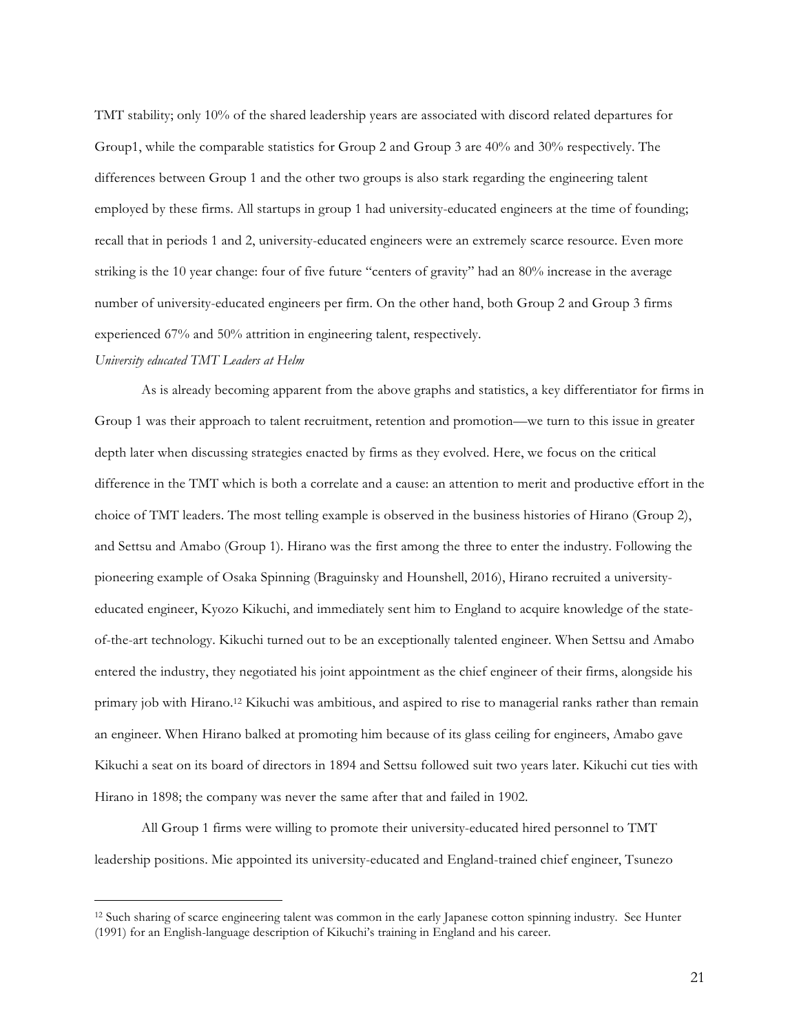TMT stability; only 10% of the shared leadership years are associated with discord related departures for Group1, while the comparable statistics for Group 2 and Group 3 are 40% and 30% respectively. The differences between Group 1 and the other two groups is also stark regarding the engineering talent employed by these firms. All startups in group 1 had university-educated engineers at the time of founding; recall that in periods 1 and 2, university-educated engineers were an extremely scarce resource. Even more striking is the 10 year change: four of five future "centers of gravity" had an 80% increase in the average number of university-educated engineers per firm. On the other hand, both Group 2 and Group 3 firms experienced 67% and 50% attrition in engineering talent, respectively.

*University educated TMT Leaders at Helm*

As is already becoming apparent from the above graphs and statistics, a key differentiator for firms in Group 1 was their approach to talent recruitment, retention and promotion—we turn to this issue in greater depth later when discussing strategies enacted by firms as they evolved. Here, we focus on the critical difference in the TMT which is both a correlate and a cause: an attention to merit and productive effort in the choice of TMT leaders. The most telling example is observed in the business histories of Hirano (Group 2), and Settsu and Amabo (Group 1). Hirano was the first among the three to enter the industry. Following the pioneering example of Osaka Spinning (Braguinsky and Hounshell, 2016), Hirano recruited a university-educated engineer, Kyozo Kikuchi, and immediately sent him to England to acquire knowledge of the state-of-the-art technology. Kikuchi turned out to be an exceptionally talented engineer. When Settsu and Amabo entered the industry, they negotiated his joint appointment as the chief engineer of their firms, alongside his primary job with Hirano.[12] Kikuchi was ambitious, and aspired to rise to managerial ranks rather than remain an engineer. When Hirano balked at promoting him because of its glass ceiling for engineers, Amabo gave Kikuchi a seat on its board of directors in 1894 and Settsu followed suit two years later. Kikuchi cut ties with Hirano in 1898; the company was never the same after that and failed in 1902.

All Group 1 firms were willing to promote their university-educated hired personnel to TMT leadership positions. Mie appointed its university-educated and England-trained chief engineer, Tsunezo

---

[12] Such sharing of scarce engineering talent was common in the early Japanese cotton spinning industry. See Hunter (1991) for an English-language description of Kikuchi's training in England and his career.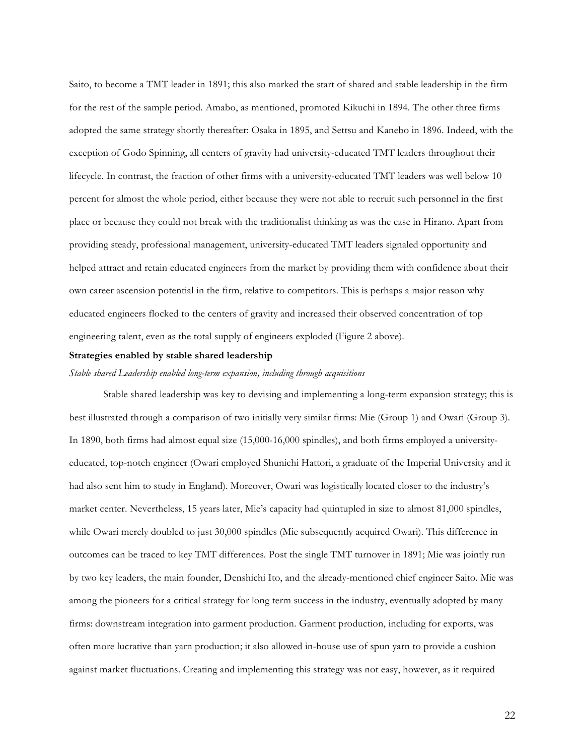Saito, to become a TMT leader in 1891; this also marked the start of shared and stable leadership in the firm for the rest of the sample period. Amabo, as mentioned, promoted Kikuchi in 1894. The other three firms adopted the same strategy shortly thereafter: Osaka in 1895, and Settsu and Kanebo in 1896. Indeed, with the exception of Godo Spinning, all centers of gravity had university-educated TMT leaders throughout their lifecycle. In contrast, the fraction of other firms with a university-educated TMT leaders was well below 10 percent for almost the whole period, either because they were not able to recruit such personnel in the first place or because they could not break with the traditionalist thinking as was the case in Hirano. Apart from providing steady, professional management, university-educated TMT leaders signaled opportunity and helped attract and retain educated engineers from the market by providing them with confidence about their own career ascension potential in the firm, relative to competitors. This is perhaps a major reason why educated engineers flocked to the centers of gravity and increased their observed concentration of top engineering talent, even as the total supply of engineers exploded (Figure 2 above).

**Strategies enabled by stable shared leadership**

*Stable shared Leadership enabled long-term expansion, including through acquisitions*

Stable shared leadership was key to devising and implementing a long-term expansion strategy; this is best illustrated through a comparison of two initially very similar firms: Mie (Group 1) and Owari (Group 3). In 1890, both firms had almost equal size (15,000-16,000 spindles), and both firms employed a university-educated, top-notch engineer (Owari employed Shunichi Hattori, a graduate of the Imperial University and it had also sent him to study in England). Moreover, Owari was logistically located closer to the industry's market center. Nevertheless, 15 years later, Mie's capacity had quintupled in size to almost 81,000 spindles, while Owari merely doubled to just 30,000 spindles (Mie subsequently acquired Owari). This difference in outcomes can be traced to key TMT differences. Post the single TMT turnover in 1891; Mie was jointly run by two key leaders, the main founder, Denshichi Ito, and the already-mentioned chief engineer Saito. Mie was among the pioneers for a critical strategy for long term success in the industry, eventually adopted by many firms: downstream integration into garment production. Garment production, including for exports, was often more lucrative than yarn production; it also allowed in-house use of spun yarn to provide a cushion against market fluctuations. Creating and implementing this strategy was not easy, however, as it required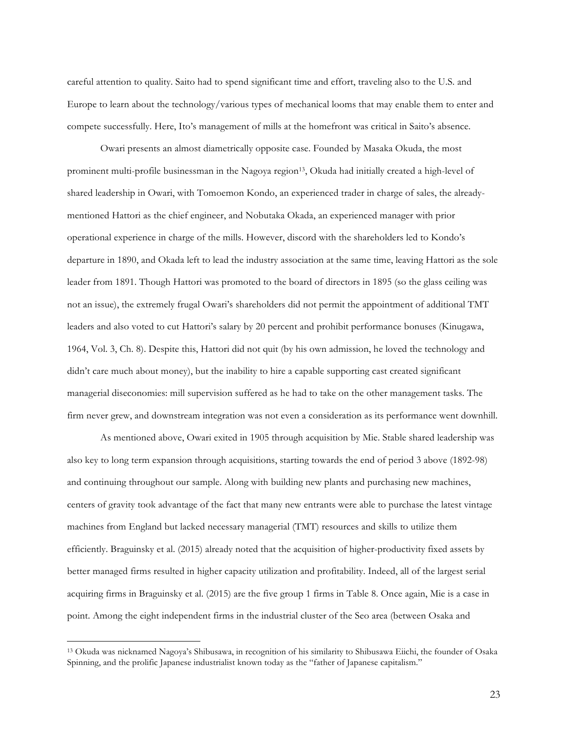careful attention to quality. Saito had to spend significant time and effort, traveling also to the U.S. and Europe to learn about the technology/various types of mechanical looms that may enable them to enter and compete successfully. Here, Ito's management of mills at the homefront was critical in Saito's absence.

Owari presents an almost diametrically opposite case. Founded by Masaka Okuda, the most prominent multi-profile businessman in the Nagoya region[13], Okuda had initially created a high-level of shared leadership in Owari, with Tomoemon Kondo, an experienced trader in charge of sales, the already-mentioned Hattori as the chief engineer, and Nobutaka Okada, an experienced manager with prior operational experience in charge of the mills. However, discord with the shareholders led to Kondo's departure in 1890, and Okada left to lead the industry association at the same time, leaving Hattori as the sole leader from 1891. Though Hattori was promoted to the board of directors in 1895 (so the glass ceiling was not an issue), the extremely frugal Owari's shareholders did not permit the appointment of additional TMT leaders and also voted to cut Hattori's salary by 20 percent and prohibit performance bonuses (Kinugawa, 1964, Vol. 3, Ch. 8). Despite this, Hattori did not quit (by his own admission, he loved the technology and didn't care much about money), but the inability to hire a capable supporting cast created significant managerial diseconomies: mill supervision suffered as he had to take on the other management tasks. The firm never grew, and downstream integration was not even a consideration as its performance went downhill.

As mentioned above, Owari exited in 1905 through acquisition by Mie. Stable shared leadership was also key to long term expansion through acquisitions, starting towards the end of period 3 above (1892-98) and continuing throughout our sample. Along with building new plants and purchasing new machines, centers of gravity took advantage of the fact that many new entrants were able to purchase the latest vintage machines from England but lacked necessary managerial (TMT) resources and skills to utilize them efficiently. Braguinsky et al. (2015) already noted that the acquisition of higher-productivity fixed assets by better managed firms resulted in higher capacity utilization and profitability. Indeed, all of the largest serial acquiring firms in Braguinsky et al. (2015) are the five group 1 firms in Table 8. Once again, Mie is a case in point. Among the eight independent firms in the industrial cluster of the Seo area (between Osaka and

[13] Okuda was nicknamed Nagoya's Shibusawa, in recognition of his similarity to Shibusawa Eiichi, the founder of Osaka Spinning, and the prolific Japanese industrialist known today as the "father of Japanese capitalism."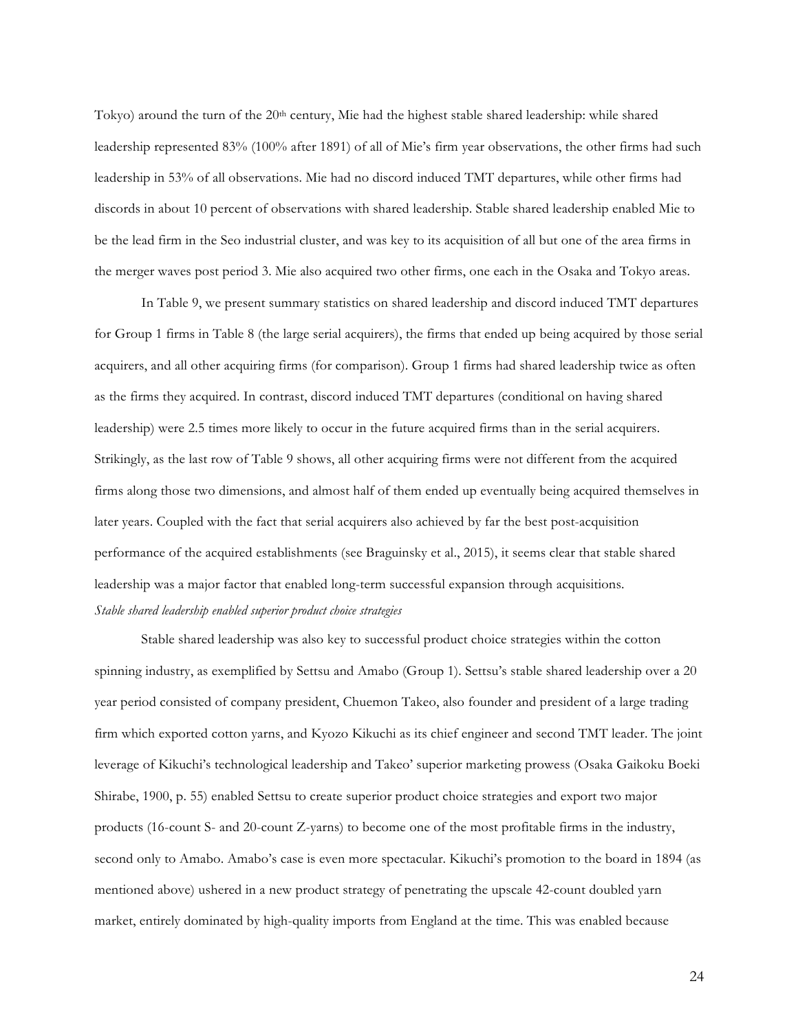Tokyo) around the turn of the 20th century, Mie had the highest stable shared leadership: while shared leadership represented 83% (100% after 1891) of all of Mie's firm year observations, the other firms had such leadership in 53% of all observations. Mie had no discord induced TMT departures, while other firms had discords in about 10 percent of observations with shared leadership. Stable shared leadership enabled Mie to be the lead firm in the Seo industrial cluster, and was key to its acquisition of all but one of the area firms in the merger waves post period 3. Mie also acquired two other firms, one each in the Osaka and Tokyo areas.

In Table 9, we present summary statistics on shared leadership and discord induced TMT departures for Group 1 firms in Table 8 (the large serial acquirers), the firms that ended up being acquired by those serial acquirers, and all other acquiring firms (for comparison). Group 1 firms had shared leadership twice as often as the firms they acquired. In contrast, discord induced TMT departures (conditional on having shared leadership) were 2.5 times more likely to occur in the future acquired firms than in the serial acquirers. Strikingly, as the last row of Table 9 shows, all other acquiring firms were not different from the acquired firms along those two dimensions, and almost half of them ended up eventually being acquired themselves in later years. Coupled with the fact that serial acquirers also achieved by far the best post-acquisition performance of the acquired establishments (see Braguinsky et al., 2015), it seems clear that stable shared leadership was a major factor that enabled long-term successful expansion through acquisitions.

*Stable shared leadership enabled superior product choice strategies*

Stable shared leadership was also key to successful product choice strategies within the cotton spinning industry, as exemplified by Settsu and Amabo (Group 1). Settsu's stable shared leadership over a 20 year period consisted of company president, Chuemon Takeo, also founder and president of a large trading firm which exported cotton yarns, and Kyozo Kikuchi as its chief engineer and second TMT leader. The joint leverage of Kikuchi's technological leadership and Takeo' superior marketing prowess (Osaka Gaikoku Boeki Shirabe, 1900, p. 55) enabled Settsu to create superior product choice strategies and export two major products (16-count S- and 20-count Z-yarns) to become one of the most profitable firms in the industry, second only to Amabo. Amabo's case is even more spectacular. Kikuchi's promotion to the board in 1894 (as mentioned above) ushered in a new product strategy of penetrating the upscale 42-count doubled yarn market, entirely dominated by high-quality imports from England at the time. This was enabled because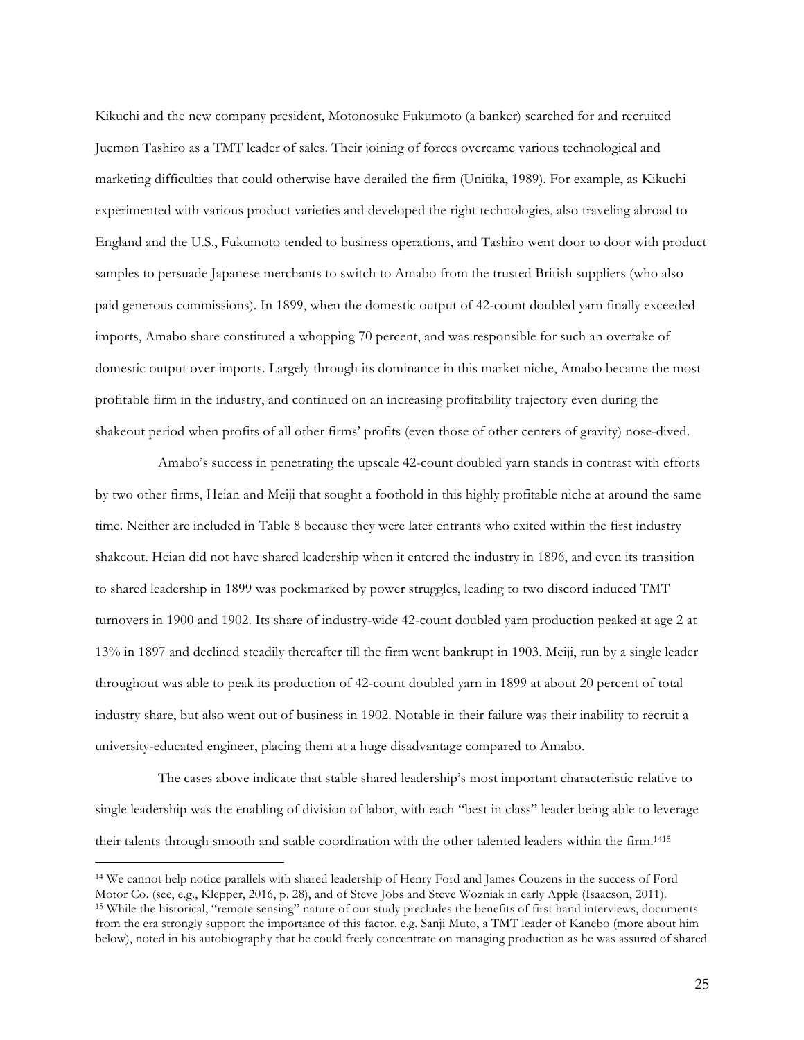Kikuchi and the new company president, Motonosuke Fukumoto (a banker) searched for and recruited Juemon Tashiro as a TMT leader of sales. Their joining of forces overcame various technological and marketing difficulties that could otherwise have derailed the firm (Unitika, 1989). For example, as Kikuchi experimented with various product varieties and developed the right technologies, also traveling abroad to England and the U.S., Fukumoto tended to business operations, and Tashiro went door to door with product samples to persuade Japanese merchants to switch to Amabo from the trusted British suppliers (who also paid generous commissions). In 1899, when the domestic output of 42-count doubled yarn finally exceeded imports, Amabo share constituted a whopping 70 percent, and was responsible for such an overtake of domestic output over imports. Largely through its dominance in this market niche, Amabo became the most profitable firm in the industry, and continued on an increasing profitability trajectory even during the shakeout period when profits of all other firms' profits (even those of other centers of gravity) nose-dived.

Amabo's success in penetrating the upscale 42-count doubled yarn stands in contrast with efforts by two other firms, Heian and Meiji that sought a foothold in this highly profitable niche at around the same time. Neither are included in Table 8 because they were later entrants who exited within the first industry shakeout. Heian did not have shared leadership when it entered the industry in 1896, and even its transition to shared leadership in 1899 was pockmarked by power struggles, leading to two discord induced TMT turnovers in 1900 and 1902. Its share of industry-wide 42-count doubled yarn production peaked at age 2 at 13% in 1897 and declined steadily thereafter till the firm went bankrupt in 1903. Meiji, run by a single leader throughout was able to peak its production of 42-count doubled yarn in 1899 at about 20 percent of total industry share, but also went out of business in 1902. Notable in their failure was their inability to recruit a university-educated engineer, placing them at a huge disadvantage compared to Amabo.

The cases above indicate that stable shared leadership's most important characteristic relative to single leadership was the enabling of division of labor, with each "best in class" leader being able to leverage their talents through smooth and stable coordination with the other talented leaders within the firm.[14][15]

---

[14] We cannot help notice parallels with shared leadership of Henry Ford and James Couzens in the success of Ford Motor Co. (see, e.g., Klepper, 2016, p. 28), and of Steve Jobs and Steve Wozniak in early Apple (Isaacson, 2011).

[15] While the historical, "remote sensing" nature of our study precludes the benefits of first hand interviews, documents from the era strongly support the importance of this factor. e.g. Sanji Muto, a TMT leader of Kanebo (more about him below), noted in his autobiography that he could freely concentrate on managing production as he was assured of shared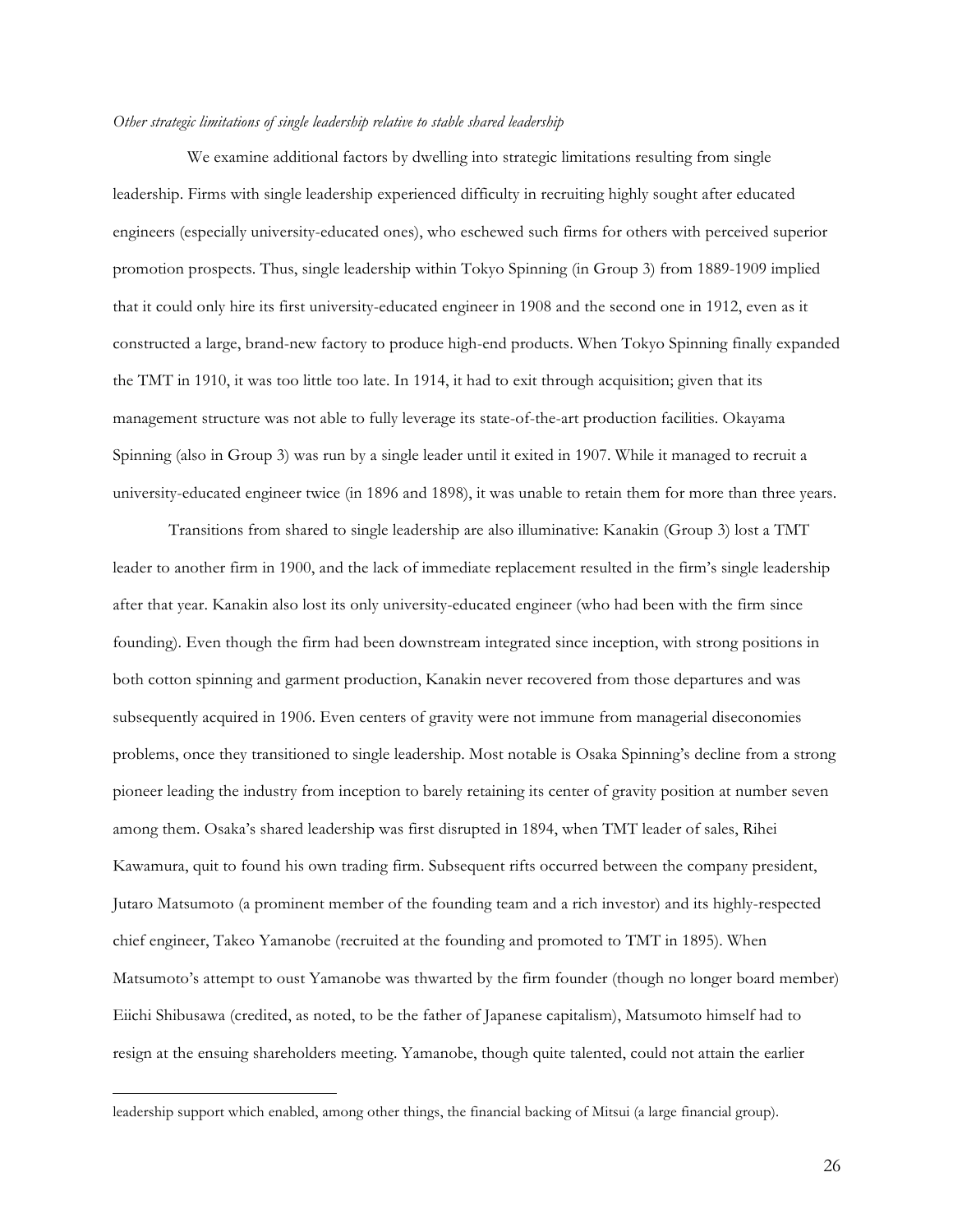*Other strategic limitations of single leadership relative to stable shared leadership*

We examine additional factors by dwelling into strategic limitations resulting from single leadership. Firms with single leadership experienced difficulty in recruiting highly sought after educated engineers (especially university-educated ones), who eschewed such firms for others with perceived superior promotion prospects. Thus, single leadership within Tokyo Spinning (in Group 3) from 1889-1909 implied that it could only hire its first university-educated engineer in 1908 and the second one in 1912, even as it constructed a large, brand-new factory to produce high-end products. When Tokyo Spinning finally expanded the TMT in 1910, it was too little too late. In 1914, it had to exit through acquisition; given that its management structure was not able to fully leverage its state-of-the-art production facilities. Okayama Spinning (also in Group 3) was run by a single leader until it exited in 1907. While it managed to recruit a university-educated engineer twice (in 1896 and 1898), it was unable to retain them for more than three years.

Transitions from shared to single leadership are also illuminative: Kanakin (Group 3) lost a TMT leader to another firm in 1900, and the lack of immediate replacement resulted in the firm's single leadership after that year. Kanakin also lost its only university-educated engineer (who had been with the firm since founding). Even though the firm had been downstream integrated since inception, with strong positions in both cotton spinning and garment production, Kanakin never recovered from those departures and was subsequently acquired in 1906. Even centers of gravity were not immune from managerial diseconomies problems, once they transitioned to single leadership. Most notable is Osaka Spinning's decline from a strong pioneer leading the industry from inception to barely retaining its center of gravity position at number seven among them. Osaka's shared leadership was first disrupted in 1894, when TMT leader of sales, Rihei Kawamura, quit to found his own trading firm. Subsequent rifts occurred between the company president, Jutaro Matsumoto (a prominent member of the founding team and a rich investor) and its highly-respected chief engineer, Takeo Yamanobe (recruited at the founding and promoted to TMT in 1895). When Matsumoto's attempt to oust Yamanobe was thwarted by the firm founder (though no longer board member) Eiichi Shibusawa (credited, as noted, to be the father of Japanese capitalism), Matsumoto himself had to resign at the ensuing shareholders meeting. Yamanobe, though quite talented, could not attain the earlier

---

leadership support which enabled, among other things, the financial backing of Mitsui (a large financial group).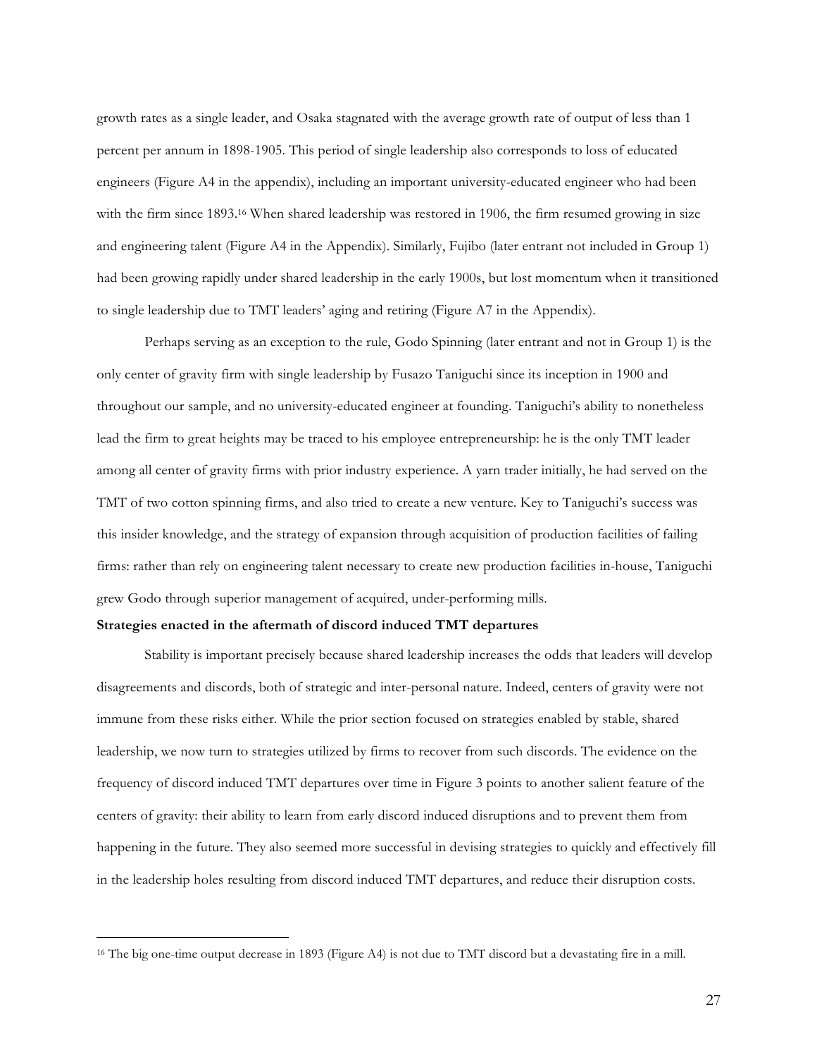growth rates as a single leader, and Osaka stagnated with the average growth rate of output of less than 1 percent per annum in 1898-1905. This period of single leadership also corresponds to loss of educated engineers (Figure A4 in the appendix), including an important university-educated engineer who had been with the firm since 1893.[16] When shared leadership was restored in 1906, the firm resumed growing in size and engineering talent (Figure A4 in the Appendix). Similarly, Fujibo (later entrant not included in Group 1) had been growing rapidly under shared leadership in the early 1900s, but lost momentum when it transitioned to single leadership due to TMT leaders' aging and retiring (Figure A7 in the Appendix).

Perhaps serving as an exception to the rule, Godo Spinning (later entrant and not in Group 1) is the only center of gravity firm with single leadership by Fusazo Taniguchi since its inception in 1900 and throughout our sample, and no university-educated engineer at founding. Taniguchi's ability to nonetheless lead the firm to great heights may be traced to his employee entrepreneurship: he is the only TMT leader among all center of gravity firms with prior industry experience. A yarn trader initially, he had served on the TMT of two cotton spinning firms, and also tried to create a new venture. Key to Taniguchi's success was this insider knowledge, and the strategy of expansion through acquisition of production facilities of failing firms: rather than rely on engineering talent necessary to create new production facilities in-house, Taniguchi grew Godo through superior management of acquired, under-performing mills.

**Strategies enacted in the aftermath of discord induced TMT departures**

Stability is important precisely because shared leadership increases the odds that leaders will develop disagreements and discords, both of strategic and inter-personal nature. Indeed, centers of gravity were not immune from these risks either. While the prior section focused on strategies enabled by stable, shared leadership, we now turn to strategies utilized by firms to recover from such discords. The evidence on the frequency of discord induced TMT departures over time in Figure 3 points to another salient feature of the centers of gravity: their ability to learn from early discord induced disruptions and to prevent them from happening in the future. They also seemed more successful in devising strategies to quickly and effectively fill in the leadership holes resulting from discord induced TMT departures, and reduce their disruption costs.

[16] The big one-time output decrease in 1893 (Figure A4) is not due to TMT discord but a devastating fire in a mill.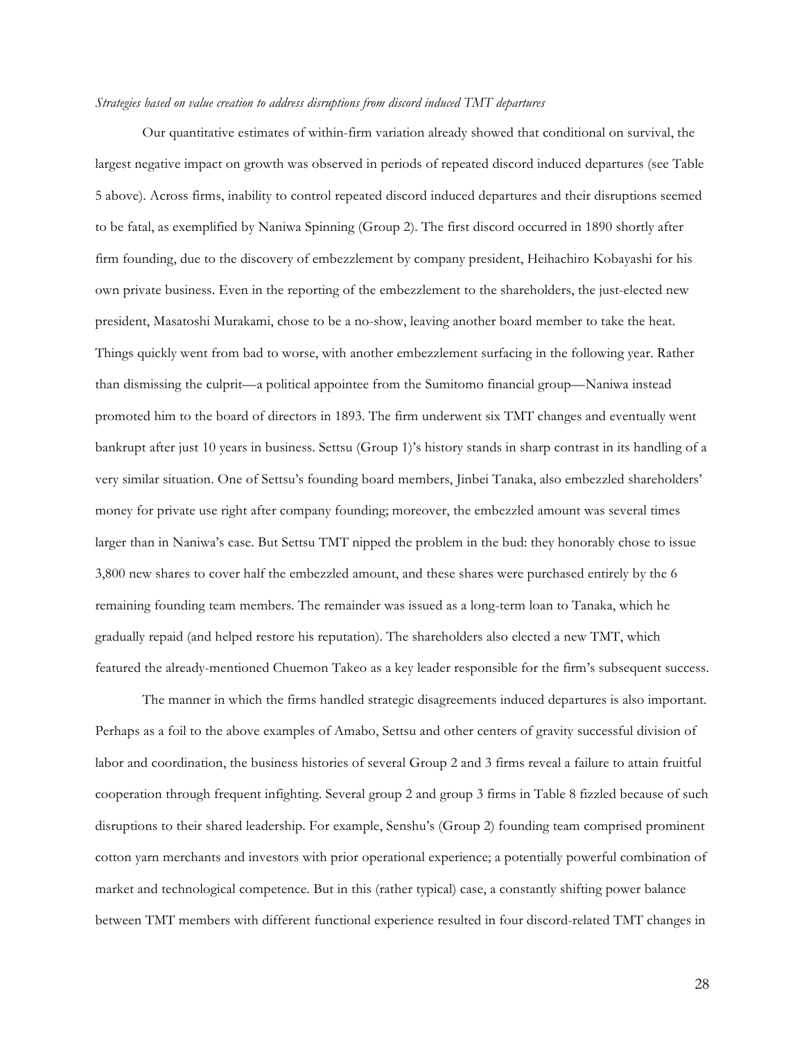*Strategies based on value creation to address disruptions from discord induced TMT departures*

Our quantitative estimates of within-firm variation already showed that conditional on survival, the largest negative impact on growth was observed in periods of repeated discord induced departures (see Table 5 above). Across firms, inability to control repeated discord induced departures and their disruptions seemed to be fatal, as exemplified by Naniwa Spinning (Group 2). The first discord occurred in 1890 shortly after firm founding, due to the discovery of embezzlement by company president, Heihachiro Kobayashi for his own private business. Even in the reporting of the embezzlement to the shareholders, the just-elected new president, Masatoshi Murakami, chose to be a no-show, leaving another board member to take the heat. Things quickly went from bad to worse, with another embezzlement surfacing in the following year. Rather than dismissing the culprit—a political appointee from the Sumitomo financial group—Naniwa instead promoted him to the board of directors in 1893. The firm underwent six TMT changes and eventually went bankrupt after just 10 years in business. Settsu (Group 1)'s history stands in sharp contrast in its handling of a very similar situation. One of Settsu's founding board members, Jinbei Tanaka, also embezzled shareholders' money for private use right after company founding; moreover, the embezzled amount was several times larger than in Naniwa's case. But Settsu TMT nipped the problem in the bud: they honorably chose to issue 3,800 new shares to cover half the embezzled amount, and these shares were purchased entirely by the 6 remaining founding team members. The remainder was issued as a long-term loan to Tanaka, which he gradually repaid (and helped restore his reputation). The shareholders also elected a new TMT, which featured the already-mentioned Chuemon Takeo as a key leader responsible for the firm's subsequent success.

The manner in which the firms handled strategic disagreements induced departures is also important. Perhaps as a foil to the above examples of Amabo, Settsu and other centers of gravity successful division of labor and coordination, the business histories of several Group 2 and 3 firms reveal a failure to attain fruitful cooperation through frequent infighting. Several group 2 and group 3 firms in Table 8 fizzled because of such disruptions to their shared leadership. For example, Senshu's (Group 2) founding team comprised prominent cotton yarn merchants and investors with prior operational experience; a potentially powerful combination of market and technological competence. But in this (rather typical) case, a constantly shifting power balance between TMT members with different functional experience resulted in four discord-related TMT changes in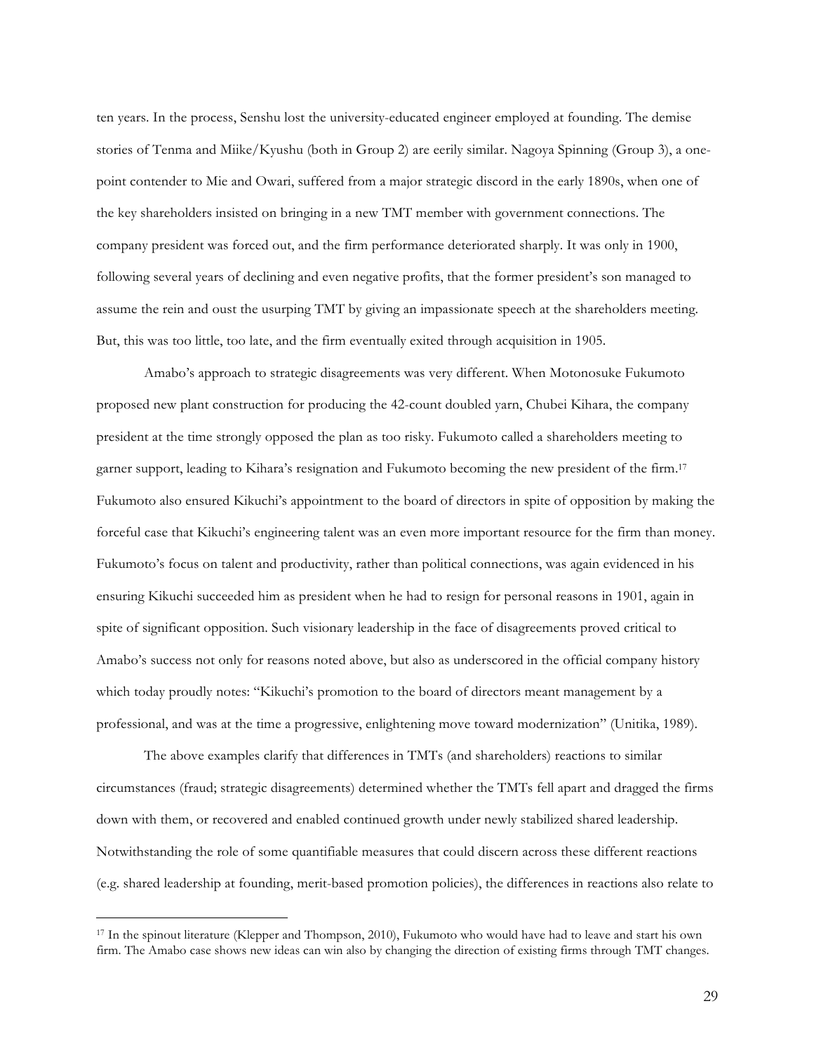ten years. In the process, Senshu lost the university-educated engineer employed at founding. The demise stories of Tenma and Miike/Kyushu (both in Group 2) are eerily similar. Nagoya Spinning (Group 3), a one-point contender to Mie and Owari, suffered from a major strategic discord in the early 1890s, when one of the key shareholders insisted on bringing in a new TMT member with government connections. The company president was forced out, and the firm performance deteriorated sharply. It was only in 1900, following several years of declining and even negative profits, that the former president's son managed to assume the rein and oust the usurping TMT by giving an impassionate speech at the shareholders meeting. But, this was too little, too late, and the firm eventually exited through acquisition in 1905.

Amabo's approach to strategic disagreements was very different. When Motonosuke Fukumoto proposed new plant construction for producing the 42-count doubled yarn, Chubei Kihara, the company president at the time strongly opposed the plan as too risky. Fukumoto called a shareholders meeting to garner support, leading to Kihara's resignation and Fukumoto becoming the new president of the firm.[17] Fukumoto also ensured Kikuchi's appointment to the board of directors in spite of opposition by making the forceful case that Kikuchi's engineering talent was an even more important resource for the firm than money. Fukumoto's focus on talent and productivity, rather than political connections, was again evidenced in his ensuring Kikuchi succeeded him as president when he had to resign for personal reasons in 1901, again in spite of significant opposition. Such visionary leadership in the face of disagreements proved critical to Amabo's success not only for reasons noted above, but also as underscored in the official company history which today proudly notes: "Kikuchi's promotion to the board of directors meant management by a professional, and was at the time a progressive, enlightening move toward modernization" (Unitika, 1989).

The above examples clarify that differences in TMTs (and shareholders) reactions to similar circumstances (fraud; strategic disagreements) determined whether the TMTs fell apart and dragged the firms down with them, or recovered and enabled continued growth under newly stabilized shared leadership. Notwithstanding the role of some quantifiable measures that could discern across these different reactions (e.g. shared leadership at founding, merit-based promotion policies), the differences in reactions also relate to

---

[17] In the spinout literature (Klepper and Thompson, 2010), Fukumoto who would have had to leave and start his own firm. The Amabo case shows new ideas can win also by changing the direction of existing firms through TMT changes.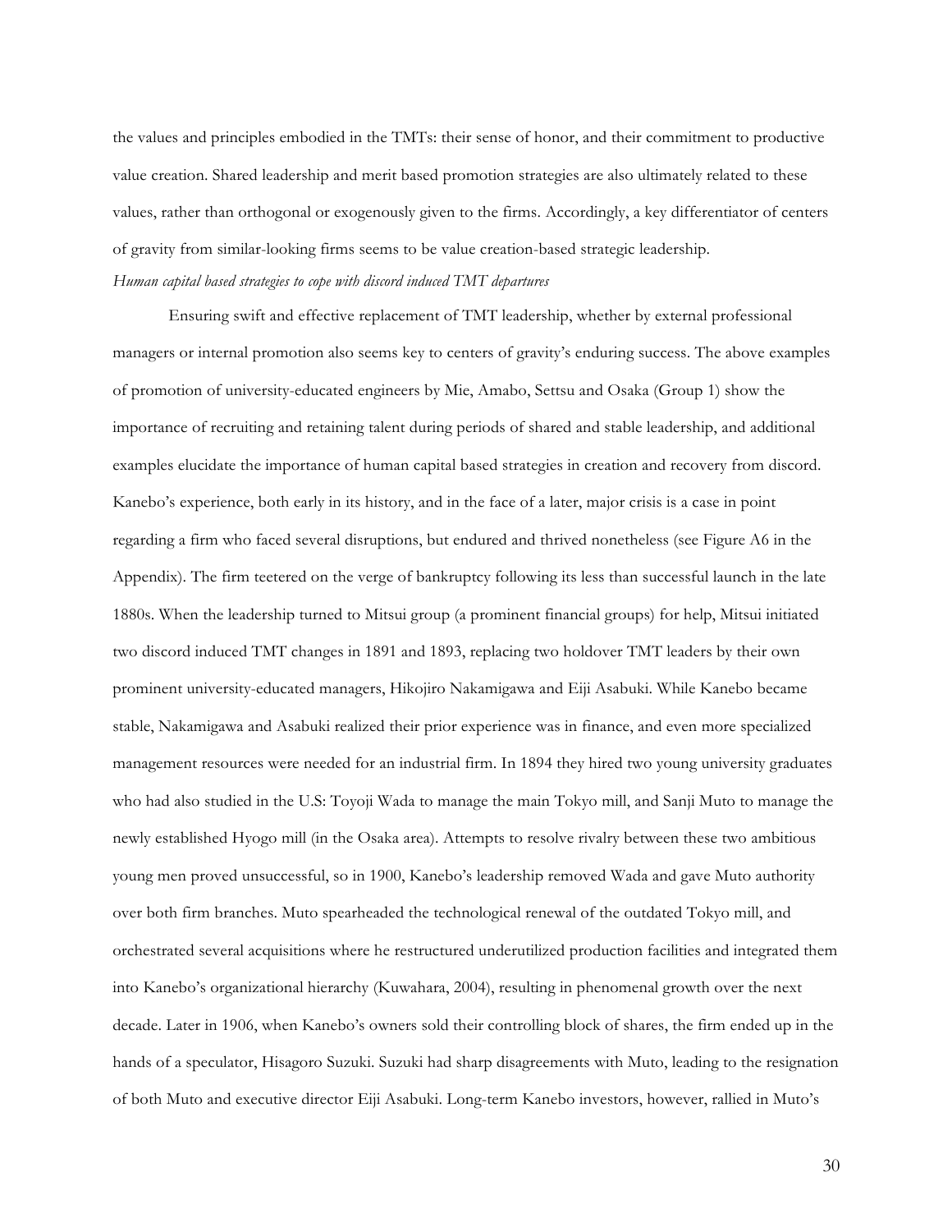the values and principles embodied in the TMTs: their sense of honor, and their commitment to productive value creation. Shared leadership and merit based promotion strategies are also ultimately related to these values, rather than orthogonal or exogenously given to the firms. Accordingly, a key differentiator of centers of gravity from similar-looking firms seems to be value creation-based strategic leadership.

*Human capital based strategies to cope with discord induced TMT departures*

Ensuring swift and effective replacement of TMT leadership, whether by external professional managers or internal promotion also seems key to centers of gravity's enduring success. The above examples of promotion of university-educated engineers by Mie, Amabo, Settsu and Osaka (Group 1) show the importance of recruiting and retaining talent during periods of shared and stable leadership, and additional examples elucidate the importance of human capital based strategies in creation and recovery from discord. Kanebo's experience, both early in its history, and in the face of a later, major crisis is a case in point regarding a firm who faced several disruptions, but endured and thrived nonetheless (see Figure A6 in the Appendix). The firm teetered on the verge of bankruptcy following its less than successful launch in the late 1880s. When the leadership turned to Mitsui group (a prominent financial groups) for help, Mitsui initiated two discord induced TMT changes in 1891 and 1893, replacing two holdover TMT leaders by their own prominent university-educated managers, Hikojiro Nakamigawa and Eiji Asabuki. While Kanebo became stable, Nakamigawa and Asabuki realized their prior experience was in finance, and even more specialized management resources were needed for an industrial firm. In 1894 they hired two young university graduates who had also studied in the U.S: Toyoji Wada to manage the main Tokyo mill, and Sanji Muto to manage the newly established Hyogo mill (in the Osaka area). Attempts to resolve rivalry between these two ambitious young men proved unsuccessful, so in 1900, Kanebo's leadership removed Wada and gave Muto authority over both firm branches. Muto spearheaded the technological renewal of the outdated Tokyo mill, and orchestrated several acquisitions where he restructured underutilized production facilities and integrated them into Kanebo's organizational hierarchy (Kuwahara, 2004), resulting in phenomenal growth over the next decade. Later in 1906, when Kanebo's owners sold their controlling block of shares, the firm ended up in the hands of a speculator, Hisagoro Suzuki. Suzuki had sharp disagreements with Muto, leading to the resignation of both Muto and executive director Eiji Asabuki. Long-term Kanebo investors, however, rallied in Muto's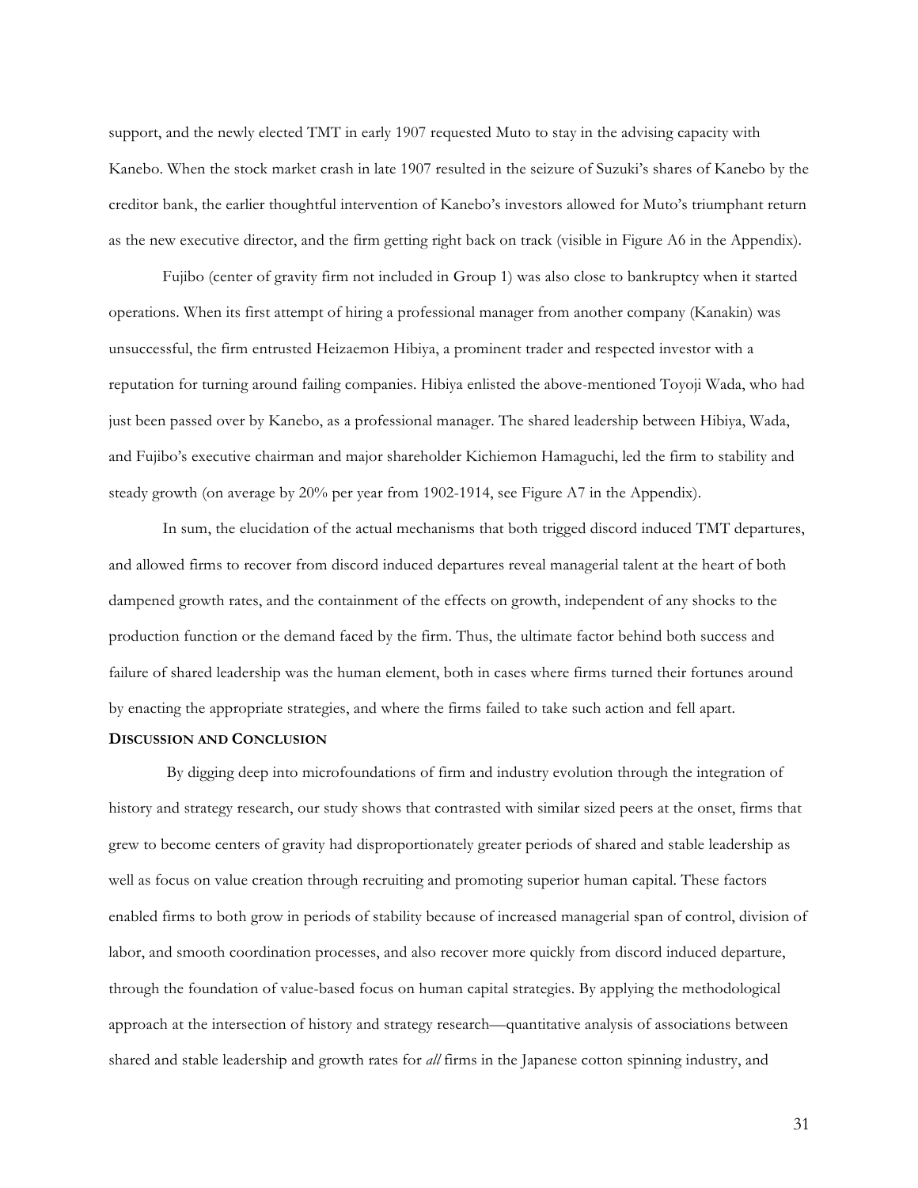support, and the newly elected TMT in early 1907 requested Muto to stay in the advising capacity with Kanebo. When the stock market crash in late 1907 resulted in the seizure of Suzuki's shares of Kanebo by the creditor bank, the earlier thoughtful intervention of Kanebo's investors allowed for Muto's triumphant return as the new executive director, and the firm getting right back on track (visible in Figure A6 in the Appendix).

Fujibo (center of gravity firm not included in Group 1) was also close to bankruptcy when it started operations. When its first attempt of hiring a professional manager from another company (Kanakin) was unsuccessful, the firm entrusted Heizaemon Hibiya, a prominent trader and respected investor with a reputation for turning around failing companies. Hibiya enlisted the above-mentioned Toyoji Wada, who had just been passed over by Kanebo, as a professional manager. The shared leadership between Hibiya, Wada, and Fujibo's executive chairman and major shareholder Kichiemon Hamaguchi, led the firm to stability and steady growth (on average by 20% per year from 1902-1914, see Figure A7 in the Appendix).

In sum, the elucidation of the actual mechanisms that both trigged discord induced TMT departures, and allowed firms to recover from discord induced departures reveal managerial talent at the heart of both dampened growth rates, and the containment of the effects on growth, independent of any shocks to the production function or the demand faced by the firm. Thus, the ultimate factor behind both success and failure of shared leadership was the human element, both in cases where firms turned their fortunes around by enacting the appropriate strategies, and where the firms failed to take such action and fell apart.

**DISCUSSION AND CONCLUSION**

By digging deep into microfoundations of firm and industry evolution through the integration of history and strategy research, our study shows that contrasted with similar sized peers at the onset, firms that grew to become centers of gravity had disproportionately greater periods of shared and stable leadership as well as focus on value creation through recruiting and promoting superior human capital. These factors enabled firms to both grow in periods of stability because of increased managerial span of control, division of labor, and smooth coordination processes, and also recover more quickly from discord induced departure, through the foundation of value-based focus on human capital strategies. By applying the methodological approach at the intersection of history and strategy research—quantitative analysis of associations between shared and stable leadership and growth rates for *all* firms in the Japanese cotton spinning industry, and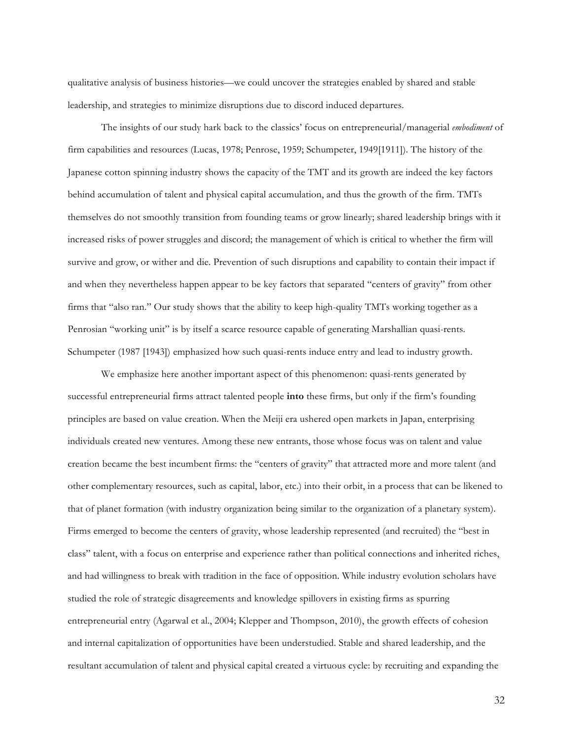qualitative analysis of business histories—we could uncover the strategies enabled by shared and stable leadership, and strategies to minimize disruptions due to discord induced departures.

The insights of our study hark back to the classics' focus on entrepreneurial/managerial *embodiment* of firm capabilities and resources (Lucas, 1978; Penrose, 1959; Schumpeter, 1949[1911]). The history of the Japanese cotton spinning industry shows the capacity of the TMT and its growth are indeed the key factors behind accumulation of talent and physical capital accumulation, and thus the growth of the firm. TMTs themselves do not smoothly transition from founding teams or grow linearly; shared leadership brings with it increased risks of power struggles and discord; the management of which is critical to whether the firm will survive and grow, or wither and die. Prevention of such disruptions and capability to contain their impact if and when they nevertheless happen appear to be key factors that separated "centers of gravity" from other firms that "also ran." Our study shows that the ability to keep high-quality TMTs working together as a Penrosian "working unit" is by itself a scarce resource capable of generating Marshallian quasi-rents. Schumpeter (1987 [1943]) emphasized how such quasi-rents induce entry and lead to industry growth.

We emphasize here another important aspect of this phenomenon: quasi-rents generated by successful entrepreneurial firms attract talented people **into** these firms, but only if the firm's founding principles are based on value creation. When the Meiji era ushered open markets in Japan, enterprising individuals created new ventures. Among these new entrants, those whose focus was on talent and value creation became the best incumbent firms: the "centers of gravity" that attracted more and more talent (and other complementary resources, such as capital, labor, etc.) into their orbit, in a process that can be likened to that of planet formation (with industry organization being similar to the organization of a planetary system). Firms emerged to become the centers of gravity, whose leadership represented (and recruited) the "best in class" talent, with a focus on enterprise and experience rather than political connections and inherited riches, and had willingness to break with tradition in the face of opposition. While industry evolution scholars have studied the role of strategic disagreements and knowledge spillovers in existing firms as spurring entrepreneurial entry (Agarwal et al., 2004; Klepper and Thompson, 2010), the growth effects of cohesion and internal capitalization of opportunities have been understudied. Stable and shared leadership, and the resultant accumulation of talent and physical capital created a virtuous cycle: by recruiting and expanding the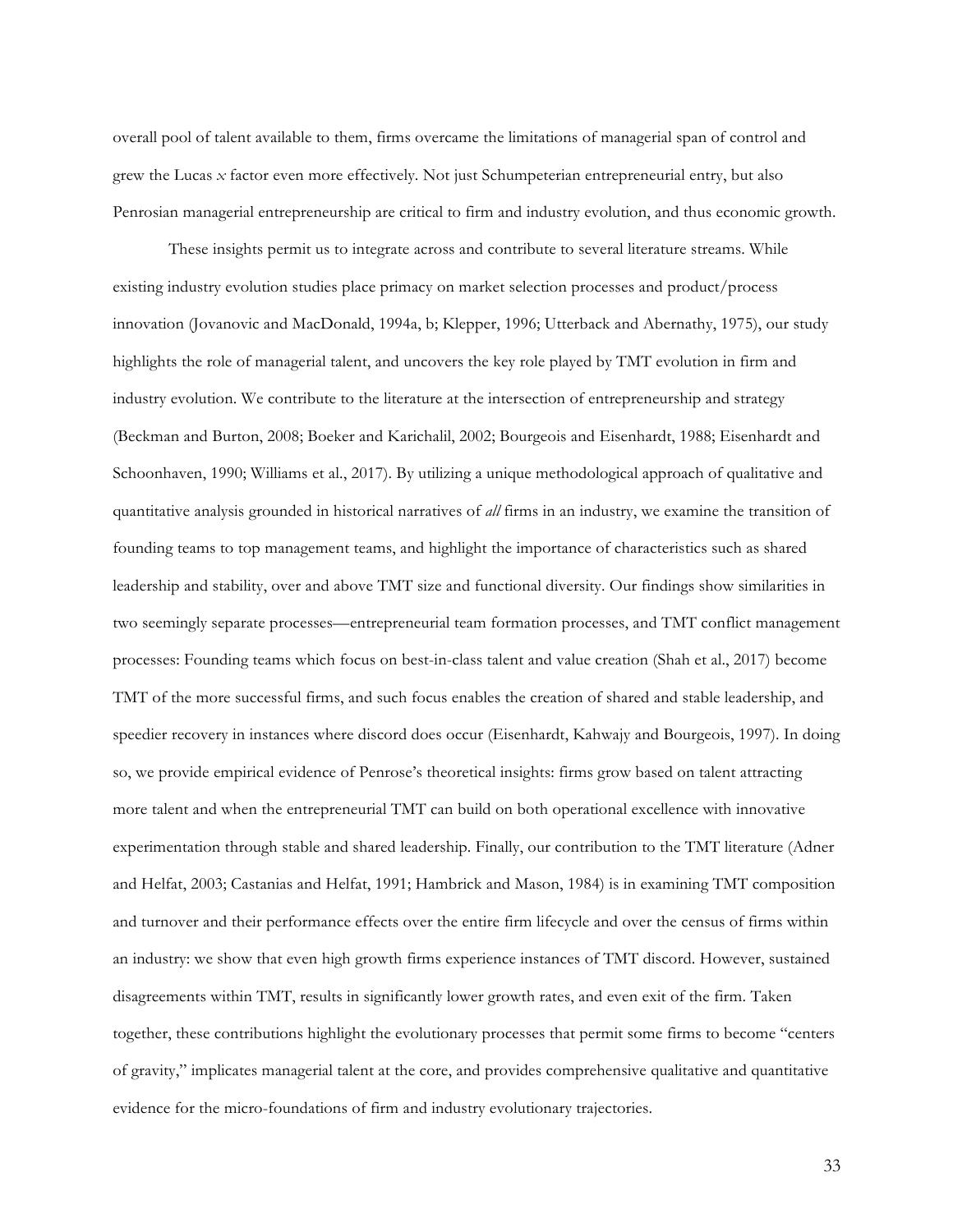overall pool of talent available to them, firms overcame the limitations of managerial span of control and grew the Lucas *x* factor even more effectively. Not just Schumpeterian entrepreneurial entry, but also Penrosian managerial entrepreneurship are critical to firm and industry evolution, and thus economic growth.

These insights permit us to integrate across and contribute to several literature streams. While existing industry evolution studies place primacy on market selection processes and product/process innovation (Jovanovic and MacDonald, 1994a, b; Klepper, 1996; Utterback and Abernathy, 1975), our study highlights the role of managerial talent, and uncovers the key role played by TMT evolution in firm and industry evolution. We contribute to the literature at the intersection of entrepreneurship and strategy (Beckman and Burton, 2008; Boeker and Karichalil, 2002; Bourgeois and Eisenhardt, 1988; Eisenhardt and Schoonhaven, 1990; Williams et al., 2017). By utilizing a unique methodological approach of qualitative and quantitative analysis grounded in historical narratives of *all* firms in an industry, we examine the transition of founding teams to top management teams, and highlight the importance of characteristics such as shared leadership and stability, over and above TMT size and functional diversity. Our findings show similarities in two seemingly separate processes—entrepreneurial team formation processes, and TMT conflict management processes: Founding teams which focus on best-in-class talent and value creation (Shah et al., 2017) become TMT of the more successful firms, and such focus enables the creation of shared and stable leadership, and speedier recovery in instances where discord does occur (Eisenhardt, Kahwajy and Bourgeois, 1997). In doing so, we provide empirical evidence of Penrose's theoretical insights: firms grow based on talent attracting more talent and when the entrepreneurial TMT can build on both operational excellence with innovative experimentation through stable and shared leadership. Finally, our contribution to the TMT literature (Adner and Helfat, 2003; Castanias and Helfat, 1991; Hambrick and Mason, 1984) is in examining TMT composition and turnover and their performance effects over the entire firm lifecycle and over the census of firms within an industry: we show that even high growth firms experience instances of TMT discord. However, sustained disagreements within TMT, results in significantly lower growth rates, and even exit of the firm. Taken together, these contributions highlight the evolutionary processes that permit some firms to become "centers of gravity," implicates managerial talent at the core, and provides comprehensive qualitative and quantitative evidence for the micro-foundations of firm and industry evolutionary trajectories.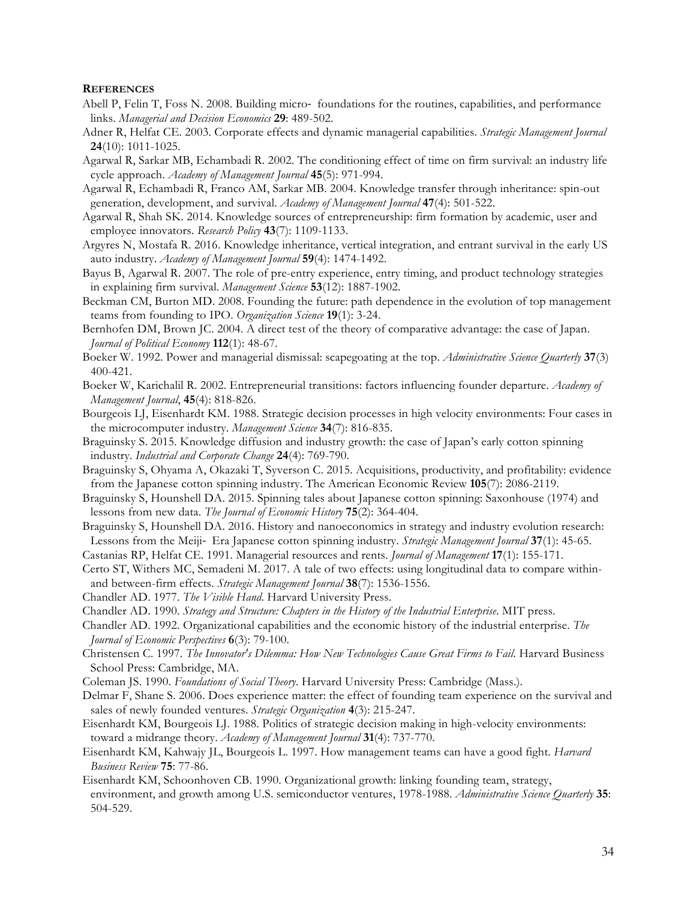**REFERENCES**

Abell P, Felin T, Foss N. 2008. Building micro- foundations for the routines, capabilities, and performance links. *Managerial and Decision Economics* **29**: 489-502.

Adner R, Helfat CE. 2003. Corporate effects and dynamic managerial capabilities. *Strategic Management Journal* **24**(10): 1011-1025.

Agarwal R, Sarkar MB, Echambadi R. 2002. The conditioning effect of time on firm survival: an industry life cycle approach. *Academy of Management Journal* **45**(5): 971-994.

Agarwal R, Echambadi R, Franco AM, Sarkar MB. 2004. Knowledge transfer through inheritance: spin-out generation, development, and survival. *Academy of Management Journal* **47**(4): 501-522.

Agarwal R, Shah SK. 2014. Knowledge sources of entrepreneurship: firm formation by academic, user and employee innovators. *Research Policy* **43**(7): 1109-1133.

Argyres N, Mostafa R. 2016. Knowledge inheritance, vertical integration, and entrant survival in the early US auto industry. *Academy of Management Journal* **59**(4): 1474-1492.

Bayus B, Agarwal R. 2007. The role of pre-entry experience, entry timing, and product technology strategies in explaining firm survival. *Management Science* **53**(12): 1887-1902.

Beckman CM, Burton MD. 2008. Founding the future: path dependence in the evolution of top management teams from founding to IPO. *Organization Science* **19**(1): 3-24.

Bernhofen DM, Brown JC. 2004. A direct test of the theory of comparative advantage: the case of Japan. *Journal of Political Economy* **112**(1): 48-67.

Boeker W. 1992. Power and managerial dismissal: scapegoating at the top. *Administrative Science Quarterly* **37**(3) 400-421.

Boeker W, Karichalil R. 2002. Entrepreneurial transitions: factors influencing founder departure. *Academy of Management Journal*, **45**(4): 818-826.

Bourgeois LJ, Eisenhardt KM. 1988. Strategic decision processes in high velocity environments: Four cases in the microcomputer industry. *Management Science* **34**(7): 816-835.

Braguinsky S. 2015. Knowledge diffusion and industry growth: the case of Japan's early cotton spinning industry. *Industrial and Corporate Change* **24**(4): 769-790.

Braguinsky S, Ohyama A, Okazaki T, Syverson C. 2015. Acquisitions, productivity, and profitability: evidence from the Japanese cotton spinning industry. The American Economic Review **105**(7): 2086-2119.

Braguinsky S, Hounshell DA. 2015. Spinning tales about Japanese cotton spinning: Saxonhouse (1974) and lessons from new data. *The Journal of Economic History* **75**(2): 364-404.

Braguinsky S, Hounshell DA. 2016. History and nanoeconomics in strategy and industry evolution research: Lessons from the Meiji- Era Japanese cotton spinning industry. *Strategic Management Journal* **37**(1): 45-65.

Castanias RP, Helfat CE. 1991. Managerial resources and rents. *Journal of Management* **17**(1): 155-171.

Certo ST, Withers MC, Semadeni M. 2017. A tale of two effects: using longitudinal data to compare within- and between-firm effects. *Strategic Management Journal* **38**(7): 1536-1556.

Chandler AD. 1977. *The Visible Hand*. Harvard University Press.

Chandler AD. 1990. *Strategy and Structure: Chapters in the History of the Industrial Enterprise*. MIT press.

Chandler AD. 1992. Organizational capabilities and the economic history of the industrial enterprise. *The Journal of Economic Perspectives* **6**(3): 79-100.

Christensen C. 1997. *The Innovator's Dilemma: How New Technologies Cause Great Firms to Fail*. Harvard Business School Press: Cambridge, MA.

Coleman JS. 1990. *Foundations of Social Theory*. Harvard University Press: Cambridge (Mass.).

Delmar F, Shane S. 2006. Does experience matter: the effect of founding team experience on the survival and sales of newly founded ventures. *Strategic Organization* **4**(3): 215-247.

Eisenhardt KM, Bourgeois LJ. 1988. Politics of strategic decision making in high-velocity environments: toward a midrange theory. *Academy of Management Journal* **31**(4): 737-770.

Eisenhardt KM, Kahwajy JL, Bourgeois L. 1997. How management teams can have a good fight. *Harvard Business Review* **75**: 77-86.

Eisenhardt KM, Schoonhoven CB. 1990. Organizational growth: linking founding team, strategy, environment, and growth among U.S. semiconductor ventures, 1978-1988. *Administrative Science Quarterly* **35**: 504-529.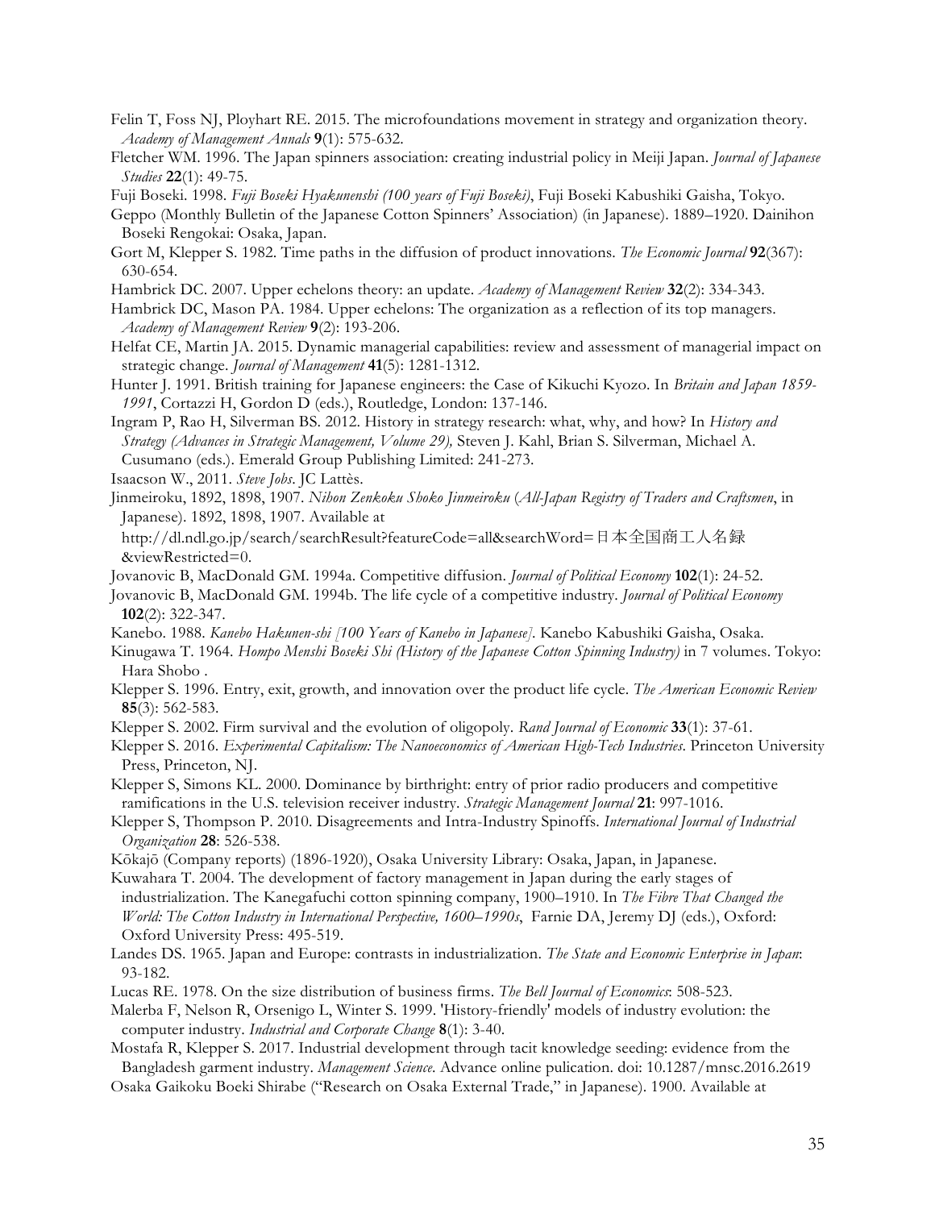Felin T, Foss NJ, Ployhart RE. 2015. The microfoundations movement in strategy and organization theory. *Academy of Management Annals* **9**(1): 575-632.

Fletcher WM. 1996. The Japan spinners association: creating industrial policy in Meiji Japan. *Journal of Japanese Studies* **22**(1): 49-75.

Fuji Boseki. 1998. *Fuji Boseki Hyakunenshi (100 years of Fuji Boseki)*, Fuji Boseki Kabushiki Gaisha, Tokyo.

Geppo (Monthly Bulletin of the Japanese Cotton Spinners' Association) (in Japanese). 1889–1920. Dainihon Boseki Rengokai: Osaka, Japan.

Gort M, Klepper S. 1982. Time paths in the diffusion of product innovations. *The Economic Journal* **92**(367): 630-654.

Hambrick DC. 2007. Upper echelons theory: an update. *Academy of Management Review* **32**(2): 334-343.

Hambrick DC, Mason PA. 1984. Upper echelons: The organization as a reflection of its top managers. *Academy of Management Review* **9**(2): 193-206.

Helfat CE, Martin JA. 2015. Dynamic managerial capabilities: review and assessment of managerial impact on strategic change. *Journal of Management* **41**(5): 1281-1312.

Hunter J. 1991. British training for Japanese engineers: the Case of Kikuchi Kyozo. In *Britain and Japan 1859-1991*, Cortazzi H, Gordon D (eds.), Routledge, London: 137-146.

Ingram P, Rao H, Silverman BS. 2012. History in strategy research: what, why, and how? In *History and Strategy (Advances in Strategic Management, Volume 29),* Steven J. Kahl, Brian S. Silverman, Michael A. Cusumano (eds.). Emerald Group Publishing Limited: 241-273.

Isaacson W., 2011. *Steve Jobs*. JC Lattès.

Jinmeiroku, 1892, 1898, 1907. *Nihon Zenkoku Shoko Jinmeiroku* (*All-Japan Registry of Traders and Craftsmen*, in Japanese). 1892, 1898, 1907. Available at http://dl.ndl.go.jp/search/searchResult?featureCode=all&searchWord=日本全国商工人名録&viewRestricted=0.

Jovanovic B, MacDonald GM. 1994a. Competitive diffusion. *Journal of Political Economy* **102**(1): 24-52.

Jovanovic B, MacDonald GM. 1994b. The life cycle of a competitive industry. *Journal of Political Economy* **102**(2): 322-347.

Kanebo. 1988. *Kanebo Hakunen-shi [100 Years of Kanebo in Japanese]*. Kanebo Kabushiki Gaisha, Osaka.

Kinugawa T. 1964. *Hompo Menshi Boseki Shi (History of the Japanese Cotton Spinning Industry)* in 7 volumes. Tokyo: Hara Shobo .

Klepper S. 1996. Entry, exit, growth, and innovation over the product life cycle. *The American Economic Review* **85**(3): 562-583.

Klepper S. 2002. Firm survival and the evolution of oligopoly. *Rand Journal of Economic* **33**(1): 37-61.

Klepper S. 2016. *Experimental Capitalism: The Nanoeconomics of American High-Tech Industries*. Princeton University Press, Princeton, NJ.

Klepper S, Simons KL. 2000. Dominance by birthright: entry of prior radio producers and competitive ramifications in the U.S. television receiver industry. *Strategic Management Journal* **21**: 997-1016.

Klepper S, Thompson P. 2010. Disagreements and Intra-Industry Spinoffs. *International Journal of Industrial Organization* **28**: 526-538.

Kōkajō (Company reports) (1896-1920), Osaka University Library: Osaka, Japan, in Japanese.

Kuwahara T. 2004. The development of factory management in Japan during the early stages of industrialization. The Kanegafuchi cotton spinning company, 1900–1910. In *The Fibre That Changed the World: The Cotton Industry in International Perspective, 1600–1990s*, Farnie DA, Jeremy DJ (eds.), Oxford: Oxford University Press: 495-519.

Landes DS. 1965. Japan and Europe: contrasts in industrialization. *The State and Economic Enterprise in Japan*: 93-182.

Lucas RE. 1978. On the size distribution of business firms. *The Bell Journal of Economics*: 508-523.

Malerba F, Nelson R, Orsenigo L, Winter S. 1999. 'History-friendly' models of industry evolution: the computer industry. *Industrial and Corporate Change* **8**(1): 3-40.

Mostafa R, Klepper S. 2017. Industrial development through tacit knowledge seeding: evidence from the Bangladesh garment industry. *Management Science*. Advance online pulication. doi: 10.1287/mnsc.2016.2619

Osaka Gaikoku Boeki Shirabe ("Research on Osaka External Trade," in Japanese). 1900. Available at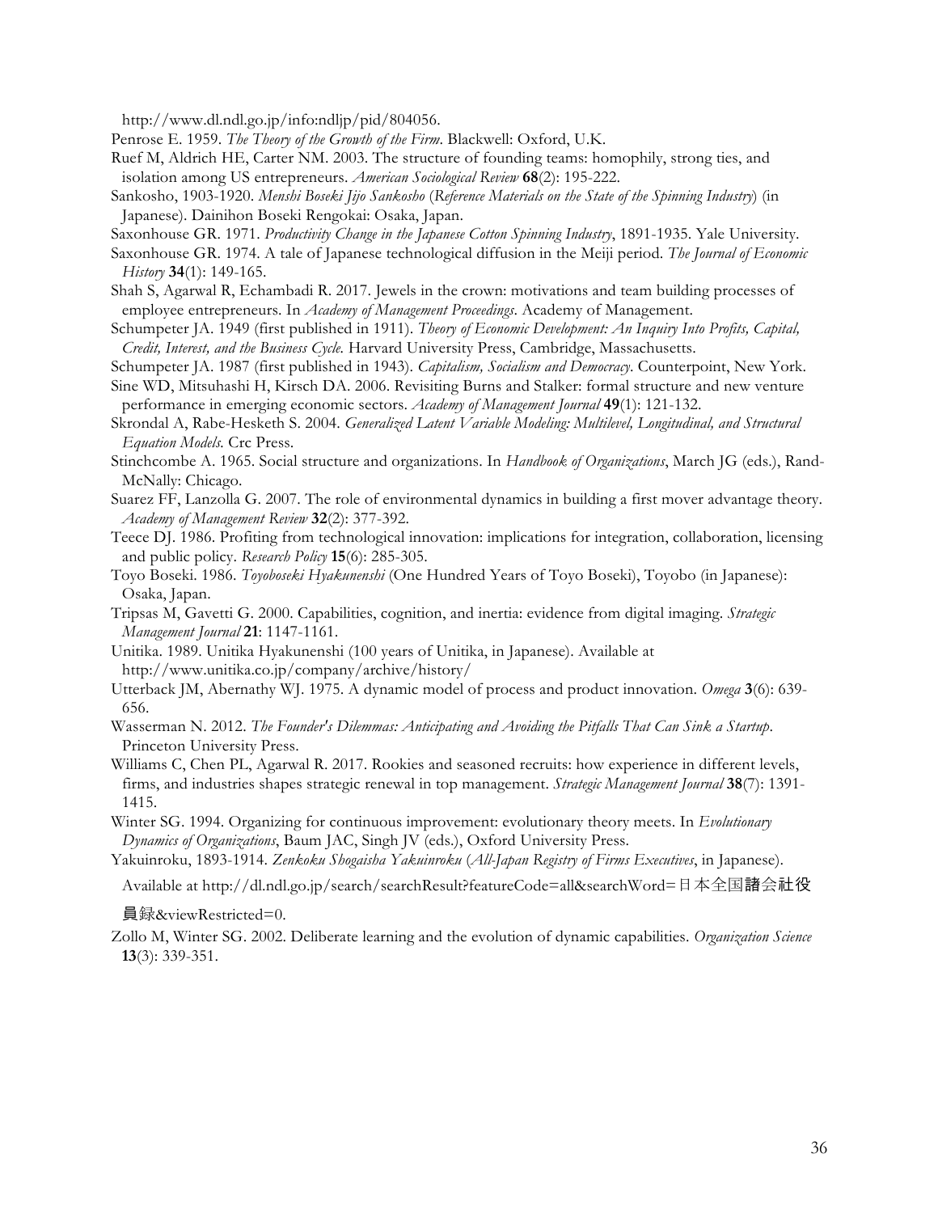http://www.dl.ndl.go.jp/info:ndljp/pid/804056.

Penrose E. 1959. *The Theory of the Growth of the Firm*. Blackwell: Oxford, U.K.

Ruef M, Aldrich HE, Carter NM. 2003. The structure of founding teams: homophily, strong ties, and isolation among US entrepreneurs. *American Sociological Review* **68**(2): 195-222.

Sankosho, 1903-1920. *Menshi Boseki Jijo Sankosho* (*Reference Materials on the State of the Spinning Industry*) (in Japanese). Dainihon Boseki Rengokai: Osaka, Japan.

Saxonhouse GR. 1971. *Productivity Change in the Japanese Cotton Spinning Industry*, 1891-1935. Yale University.

Saxonhouse GR. 1974. A tale of Japanese technological diffusion in the Meiji period. *The Journal of Economic History* **34**(1): 149-165.

Shah S, Agarwal R, Echambadi R. 2017. Jewels in the crown: motivations and team building processes of employee entrepreneurs. In *Academy of Management Proceedings*. Academy of Management.

Schumpeter JA. 1949 (first published in 1911). *Theory of Economic Development: An Inquiry Into Profits, Capital, Credit, Interest, and the Business Cycle.* Harvard University Press, Cambridge, Massachusetts.

Schumpeter JA. 1987 (first published in 1943). *Capitalism, Socialism and Democracy*. Counterpoint, New York.

Sine WD, Mitsuhashi H, Kirsch DA. 2006. Revisiting Burns and Stalker: formal structure and new venture performance in emerging economic sectors. *Academy of Management Journal* **49**(1): 121-132.

Skrondal A, Rabe-Hesketh S. 2004. *Generalized Latent Variable Modeling: Multilevel, Longitudinal, and Structural Equation Models.* Crc Press.

Stinchcombe A. 1965. Social structure and organizations. In *Handbook of Organizations*, March JG (eds.), Rand-McNally: Chicago.

Suarez FF, Lanzolla G. 2007. The role of environmental dynamics in building a first mover advantage theory. *Academy of Management Review* **32**(2): 377-392.

Teece DJ. 1986. Profiting from technological innovation: implications for integration, collaboration, licensing and public policy. *Research Policy* **15**(6): 285-305.

Toyo Boseki. 1986. *Toyoboseki Hyakunenshi* (One Hundred Years of Toyo Boseki), Toyobo (in Japanese): Osaka, Japan.

Tripsas M, Gavetti G. 2000. Capabilities, cognition, and inertia: evidence from digital imaging. *Strategic Management Journal* **21**: 1147-1161.

Unitika. 1989. Unitika Hyakunenshi (100 years of Unitika, in Japanese). Available at http://www.unitika.co.jp/company/archive/history/

Utterback JM, Abernathy WJ. 1975. A dynamic model of process and product innovation. *Omega* **3**(6): 639-656.

Wasserman N. 2012. *The Founder's Dilemmas: Anticipating and Avoiding the Pitfalls That Can Sink a Startup*. Princeton University Press.

Williams C, Chen PL, Agarwal R. 2017. Rookies and seasoned recruits: how experience in different levels, firms, and industries shapes strategic renewal in top management. *Strategic Management Journal* **38**(7): 1391-1415.

Winter SG. 1994. Organizing for continuous improvement: evolutionary theory meets. In *Evolutionary Dynamics of Organizations*, Baum JAC, Singh JV (eds.), Oxford University Press.

Yakuinroku, 1893-1914. *Zenkoku Shogaisha Yakuinroku* (*All-Japan Registry of Firms Executives*, in Japanese). Available at http://dl.ndl.go.jp/search/searchResult?featureCode=all&searchWord=日本全国諸会社役員録&viewRestricted=0.

Zollo M, Winter SG. 2002. Deliberate learning and the evolution of dynamic capabilities. *Organization Science* **13**(3): 339-351.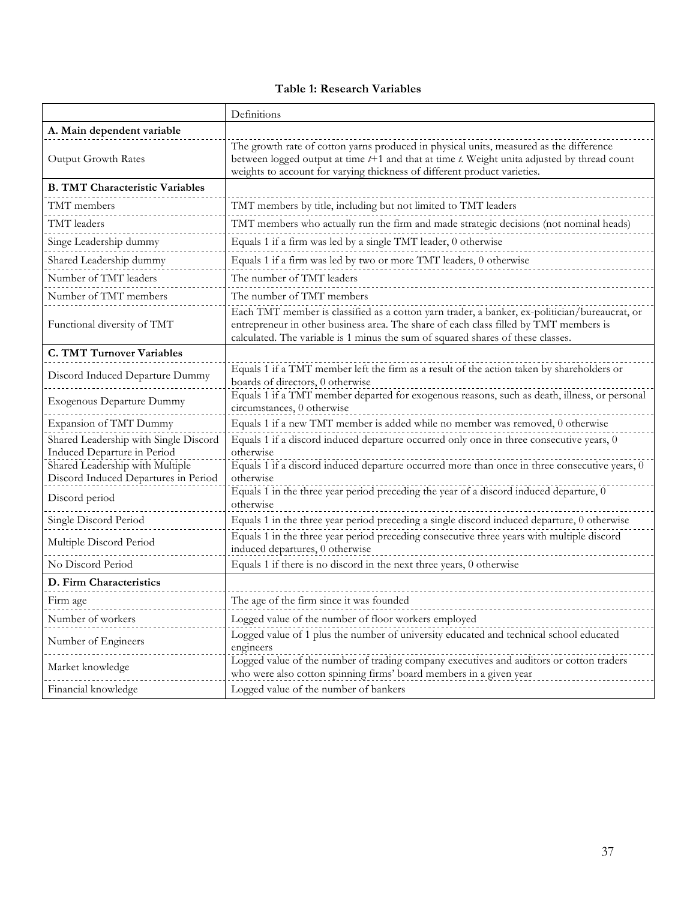**Table 1: Research Variables**

| | Definitions |
|---|---|
| **A. Main dependent variable** | |
| Output Growth Rates | The growth rate of cotton yarns produced in physical units, measured as the difference between logged output at time *t*+1 and that at time *t*. Weight unita adjusted by thread count weights to account for varying thickness of different product varieties. |
| **B. TMT Characteristic Variables** | |
| TMT members | TMT members by title, including but not limited to TMT leaders |
| TMT leaders | TMT members who actually run the firm and made strategic decisions (not nominal heads) |
| Singe Leadership dummy | Equals 1 if a firm was led by a single TMT leader, 0 otherwise |
| Shared Leadership dummy | Equals 1 if a firm was led by two or more TMT leaders, 0 otherwise |
| Number of TMT leaders | The number of TMT leaders |
| Number of TMT members | The number of TMT members |
| Functional diversity of TMT | Each TMT member is classified as a cotton yarn trader, a banker, ex-politician/bureaucrat, or entrepreneur in other business area. The share of each class filled by TMT members is calculated. The variable is 1 minus the sum of squared shares of these classes. |
| **C. TMT Turnover Variables** | |
| Discord Induced Departure Dummy | Equals 1 if a TMT member left the firm as a result of the action taken by shareholders or boards of directors, 0 otherwise |
| Exogenous Departure Dummy | Equals 1 if a TMT member departed for exogenous reasons, such as death, illness, or personal circumstances, 0 otherwise |
| Expansion of TMT Dummy | Equals 1 if a new TMT member is added while no member was removed, 0 otherwise |
| Shared Leadership with Single Discord Induced Departure in Period | Equals 1 if a discord induced departure occurred only once in three consecutive years, 0 otherwise |
| Shared Leadership with Multiple Discord Induced Departures in Period | Equals 1 if a discord induced departure occurred more than once in three consecutive years, 0 otherwise |
| Discord period | Equals 1 in the three year period preceding the year of a discord induced departure, 0 otherwise |
| Single Discord Period | Equals 1 in the three year period preceding a single discord induced departure, 0 otherwise |
| Multiple Discord Period | Equals 1 in the three year period preceding consecutive three years with multiple discord induced departures, 0 otherwise |
| No Discord Period | Equals 1 if there is no discord in the next three years, 0 otherwise |
| **D. Firm Characteristics** | |
| Firm age | The age of the firm since it was founded |
| Number of workers | Logged value of the number of floor workers employed |
| Number of Engineers | Logged value of 1 plus the number of university educated and technical school educated engineers |
| Market knowledge | Logged value of the number of trading company executives and auditors or cotton traders who were also cotton spinning firms' board members in a given year |
| Financial knowledge | Logged value of the number of bankers |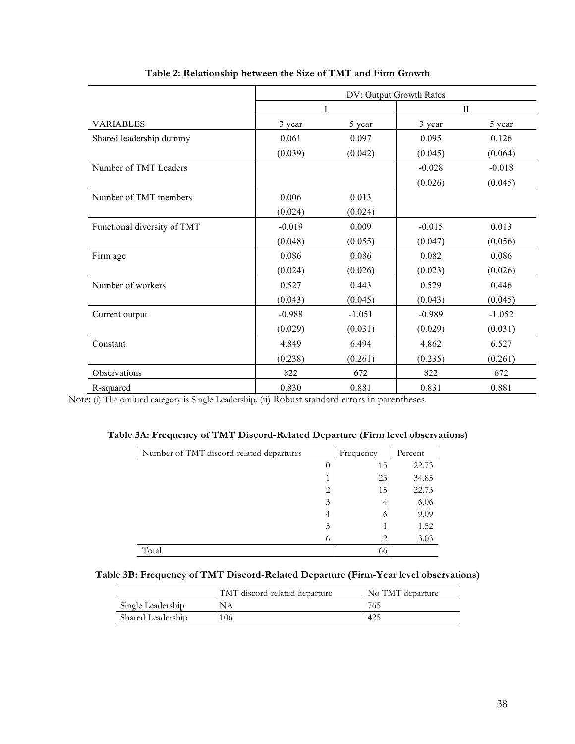**Table 2: Relationship between the Size of TMT and Firm Growth**

| | DV: Output Growth Rates | | | |
|---|---|---|---|---|
| | I | | II | |
| VARIABLES | 3 year | 5 year | 3 year | 5 year |
| Shared leadership dummy | 0.061 | 0.097 | 0.095 | 0.126 |
| | (0.039) | (0.042) | (0.045) | (0.064) |
| Number of TMT Leaders | | | -0.028 | -0.018 |
| | | | (0.026) | (0.045) |
| Number of TMT members | 0.006 | 0.013 | | |
| | (0.024) | (0.024) | | |
| Functional diversity of TMT | -0.019 | 0.009 | -0.015 | 0.013 |
| | (0.048) | (0.055) | (0.047) | (0.056) |
| Firm age | 0.086 | 0.086 | 0.082 | 0.086 |
| | (0.024) | (0.026) | (0.023) | (0.026) |
| Number of workers | 0.527 | 0.443 | 0.529 | 0.446 |
| | (0.043) | (0.045) | (0.043) | (0.045) |
| Current output | -0.988 | -1.051 | -0.989 | -1.052 |
| | (0.029) | (0.031) | (0.029) | (0.031) |
| Constant | 4.849 | 6.494 | 4.862 | 6.527 |
| | (0.238) | (0.261) | (0.235) | (0.261) |
| Observations | 822 | 672 | 822 | 672 |
| R-squared | 0.830 | 0.881 | 0.831 | 0.881 |

Note: (i) The omitted category is Single Leadership. (ii) Robust standard errors in parentheses.

**Table 3A: Frequency of TMT Discord-Related Departure (Firm level observations)**

| Number of TMT discord-related departures | Frequency | Percent |
|---|---|---|
| 0 | 15 | 22.73 |
| 1 | 23 | 34.85 |
| 2 | 15 | 22.73 |
| 3 | 4 | 6.06 |
| 4 | 6 | 9.09 |
| 5 | 1 | 1.52 |
| 6 | 2 | 3.03 |
| Total | 66 | |

**Table 3B: Frequency of TMT Discord-Related Departure (Firm-Year level observations)**

| | TMT discord-related departure | No TMT departure |
|---|---|---|
| Single Leadership | NA | 765 |
| Shared Leadership | 106 | 425 |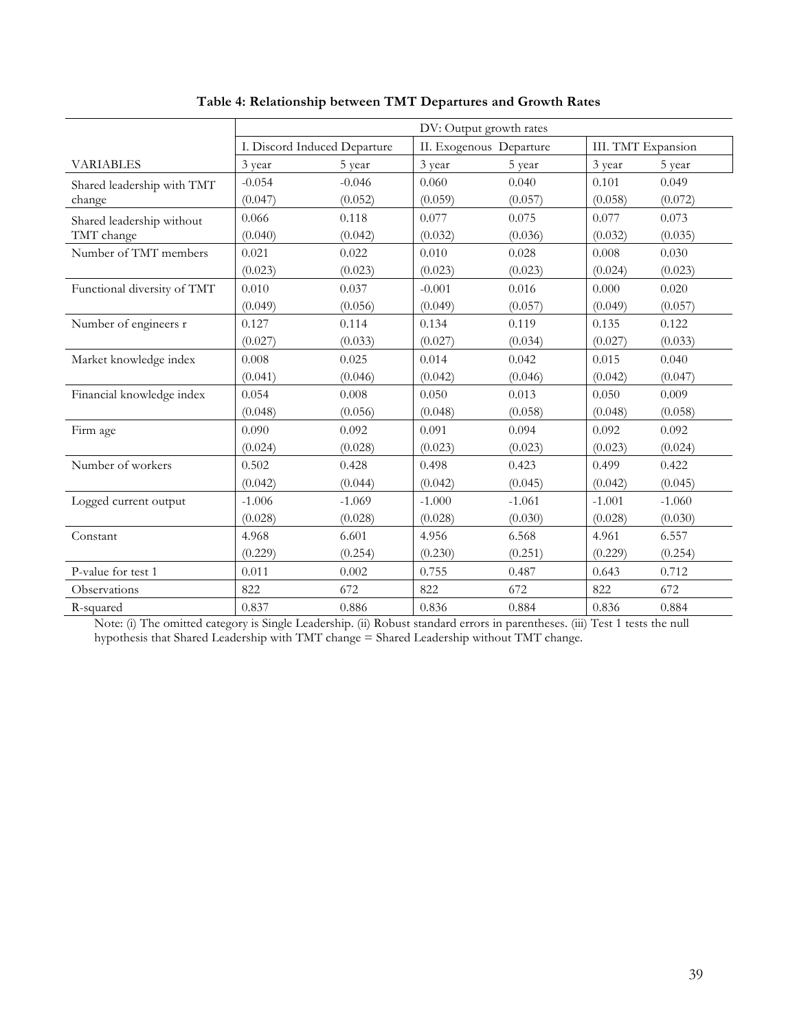**Table 4: Relationship between TMT Departures and Growth Rates**

| | DV: Output growth rates | | | | | |
|---|---|---|---|---|---|---|
| | I. Discord Induced Departure | | II. Exogenous Departure | | III. TMT Expansion | |
| VARIABLES | 3 year | 5 year | 3 year | 5 year | 3 year | 5 year |
| Shared leadership with TMT change | -0.054 | -0.046 | 0.060 | 0.040 | 0.101 | 0.049 |
| | (0.047) | (0.052) | (0.059) | (0.057) | (0.058) | (0.072) |
| Shared leadership without TMT change | 0.066 | 0.118 | 0.077 | 0.075 | 0.077 | 0.073 |
| | (0.040) | (0.042) | (0.032) | (0.036) | (0.032) | (0.035) |
| Number of TMT members | 0.021 | 0.022 | 0.010 | 0.028 | 0.008 | 0.030 |
| | (0.023) | (0.023) | (0.023) | (0.023) | (0.024) | (0.023) |
| Functional diversity of TMT | 0.010 | 0.037 | -0.001 | 0.016 | 0.000 | 0.020 |
| | (0.049) | (0.056) | (0.049) | (0.057) | (0.049) | (0.057) |
| Number of engineers r | 0.127 | 0.114 | 0.134 | 0.119 | 0.135 | 0.122 |
| | (0.027) | (0.033) | (0.027) | (0.034) | (0.027) | (0.033) |
| Market knowledge index | 0.008 | 0.025 | 0.014 | 0.042 | 0.015 | 0.040 |
| | (0.041) | (0.046) | (0.042) | (0.046) | (0.042) | (0.047) |
| Financial knowledge index | 0.054 | 0.008 | 0.050 | 0.013 | 0.050 | 0.009 |
| | (0.048) | (0.056) | (0.048) | (0.058) | (0.048) | (0.058) |
| Firm age | 0.090 | 0.092 | 0.091 | 0.094 | 0.092 | 0.092 |
| | (0.024) | (0.028) | (0.023) | (0.023) | (0.023) | (0.024) |
| Number of workers | 0.502 | 0.428 | 0.498 | 0.423 | 0.499 | 0.422 |
| | (0.042) | (0.044) | (0.042) | (0.045) | (0.042) | (0.045) |
| Logged current output | -1.006 | -1.069 | -1.000 | -1.061 | -1.001 | -1.060 |
| | (0.028) | (0.028) | (0.028) | (0.030) | (0.028) | (0.030) |
| Constant | 4.968 | 6.601 | 4.956 | 6.568 | 4.961 | 6.557 |
| | (0.229) | (0.254) | (0.230) | (0.251) | (0.229) | (0.254) |
| P-value for test 1 | 0.011 | 0.002 | 0.755 | 0.487 | 0.643 | 0.712 |
| Observations | 822 | 672 | 822 | 672 | 822 | 672 |
| R-squared | 0.837 | 0.886 | 0.836 | 0.884 | 0.836 | 0.884 |

Note: (i) The omitted category is Single Leadership. (ii) Robust standard errors in parentheses. (iii) Test 1 tests the null hypothesis that Shared Leadership with TMT change = Shared Leadership without TMT change.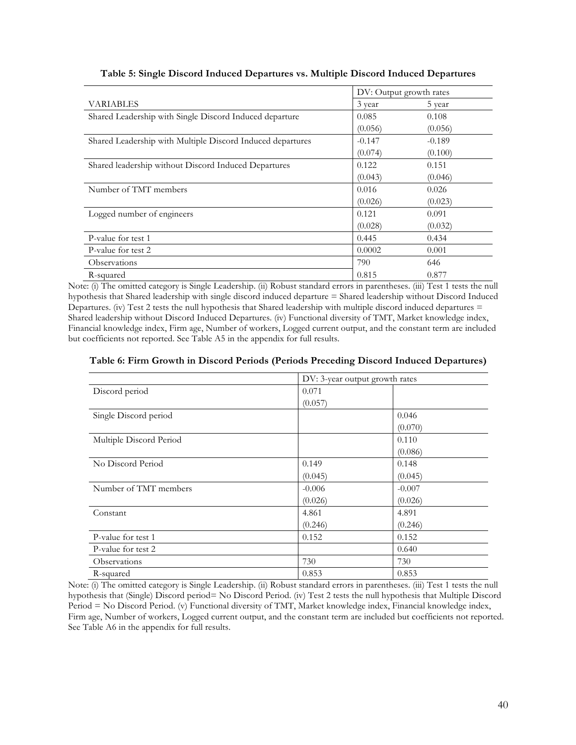**Table 5: Single Discord Induced Departures vs. Multiple Discord Induced Departures**

| | DV: Output growth rates | |
|---|---|---|
| VARIABLES | 3 year | 5 year |
| Shared Leadership with Single Discord Induced departure | 0.085 | 0.108 |
| | (0.056) | (0.056) |
| Shared Leadership with Multiple Discord Induced departures | -0.147 | -0.189 |
| | (0.074) | (0.100) |
| Shared leadership without Discord Induced Departures | 0.122 | 0.151 |
| | (0.043) | (0.046) |
| Number of TMT members | 0.016 | 0.026 |
| | (0.026) | (0.023) |
| Logged number of engineers | 0.121 | 0.091 |
| | (0.028) | (0.032) |
| P-value for test 1 | 0.445 | 0.434 |
| P-value for test 2 | 0.0002 | 0.001 |
| Observations | 790 | 646 |
| R-squared | 0.815 | 0.877 |

Note: (i) The omitted category is Single Leadership. (ii) Robust standard errors in parentheses. (iii) Test 1 tests the null hypothesis that Shared leadership with single discord induced departure = Shared leadership without Discord Induced Departures. (iv) Test 2 tests the null hypothesis that Shared leadership with multiple discord induced departures = Shared leadership without Discord Induced Departures. (iv) Functional diversity of TMT, Market knowledge index, Financial knowledge index, Firm age, Number of workers, Logged current output, and the constant term are included but coefficients not reported. See Table A5 in the appendix for full results.

**Table 6: Firm Growth in Discord Periods (Periods Preceding Discord Induced Departures)**

| | DV: 3-year output growth rates | |
|---|---|---|
| Discord period | 0.071 | |
| | (0.057) | |
| Single Discord period | | 0.046 |
| | | (0.070) |
| Multiple Discord Period | | 0.110 |
| | | (0.086) |
| No Discord Period | 0.149 | 0.148 |
| | (0.045) | (0.045) |
| Number of TMT members | -0.006 | -0.007 |
| | (0.026) | (0.026) |
| Constant | 4.861 | 4.891 |
| | (0.246) | (0.246) |
| P-value for test 1 | 0.152 | 0.152 |
| P-value for test 2 | | 0.640 |
| Observations | 730 | 730 |
| R-squared | 0.853 | 0.853 |

Note: (i) The omitted category is Single Leadership. (ii) Robust standard errors in parentheses. (iii) Test 1 tests the null hypothesis that (Single) Discord period= No Discord Period. (iv) Test 2 tests the null hypothesis that Multiple Discord Period = No Discord Period. (v) Functional diversity of TMT, Market knowledge index, Financial knowledge index, Firm age, Number of workers, Logged current output, and the constant term are included but coefficients not reported. See Table A6 in the appendix for full results.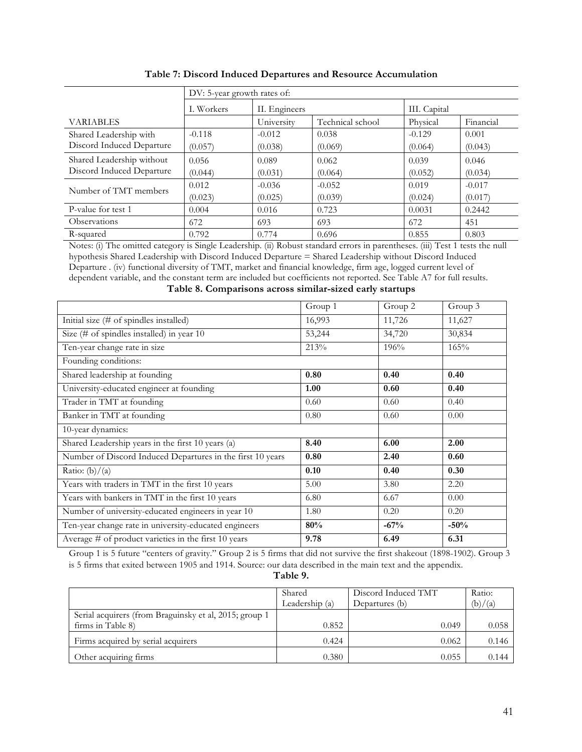**Table 7: Discord Induced Departures and Resource Accumulation**

| | DV: 5-year growth rates of: | | | | |
|---|---|---|---|---|---|
| | I. Workers | II. Engineers | | III. Capital | |
| VARIABLES | | University | Technical school | Physical | Financial |
| Shared Leadership with Discord Induced Departure | -0.118<br>(0.057) | -0.012<br>(0.038) | 0.038<br>(0.069) | -0.129<br>(0.064) | 0.001<br>(0.043) |
| Shared Leadership without Discord Induced Departure | 0.056<br>(0.044) | 0.089<br>(0.031) | 0.062<br>(0.064) | 0.039<br>(0.052) | 0.046<br>(0.034) |
| Number of TMT members | 0.012<br>(0.023) | -0.036<br>(0.025) | -0.052<br>(0.039) | 0.019<br>(0.024) | -0.017<br>(0.017) |
| P-value for test 1 | 0.004 | 0.016 | 0.723 | 0.0031 | 0.2442 |
| Observations | 672 | 693 | 693 | 672 | 451 |
| R-squared | 0.792 | 0.774 | 0.696 | 0.855 | 0.803 |

Notes: (i) The omitted category is Single Leadership. (ii) Robust standard errors in parentheses. (iii) Test 1 tests the null hypothesis Shared Leadership with Discord Induced Departure = Shared Leadership without Discord Induced Departure . (iv) functional diversity of TMT, market and financial knowledge, firm age, logged current level of dependent variable, and the constant term are included but coefficients not reported. See Table A7 for full results.

**Table 8. Comparisons across similar-sized early startups**

| | Group 1 | Group 2 | Group 3 |
|---|---|---|---|
| Initial size (# of spindles installed) | 16,993 | 11,726 | 11,627 |
| Size (# of spindles installed) in year 10 | 53,244 | 34,720 | 30,834 |
| Ten-year change rate in size | 213% | 196% | 165% |
| Founding conditions: | | | |
| Shared leadership at founding | **0.80** | **0.40** | **0.40** |
| University-educated engineer at founding | **1.00** | **0.60** | **0.40** |
| Trader in TMT at founding | 0.60 | 0.60 | 0.40 |
| Banker in TMT at founding | 0.80 | 0.60 | 0.00 |
| 10-year dynamics: | | | |
| Shared Leadership years in the first 10 years (a) | **8.40** | **6.00** | **2.00** |
| Number of Discord Induced Departures in the first 10 years | **0.80** | **2.40** | **0.60** |
| Ratio: (b)/(a) | **0.10** | **0.40** | **0.30** |
| Years with traders in TMT in the first 10 years | 5.00 | 3.80 | 2.20 |
| Years with bankers in TMT in the first 10 years | 6.80 | 6.67 | 0.00 |
| Number of university-educated engineers in year 10 | 1.80 | 0.20 | 0.20 |
| Ten-year change rate in university-educated engineers | **80%** | **-67%** | **-50%** |
| Average # of product varieties in the first 10 years | **9.78** | **6.49** | **6.31** |

Group 1 is 5 future "centers of gravity." Group 2 is 5 firms that did not survive the first shakeout (1898-1902). Group 3 is 5 firms that exited between 1905 and 1914. Source: our data described in the main text and the appendix.

**Table 9.**

| | Shared Leadership (a) | Discord Induced TMT Departures (b) | Ratio: (b)/(a) |
|---|---|---|---|
| Serial acquirers (from Braguinsky et al, 2015; group 1 firms in Table 8) | 0.852 | 0.049 | 0.058 |
| Firms acquired by serial acquirers | 0.424 | 0.062 | 0.146 |
| Other acquiring firms | 0.380 | 0.055 | 0.144 |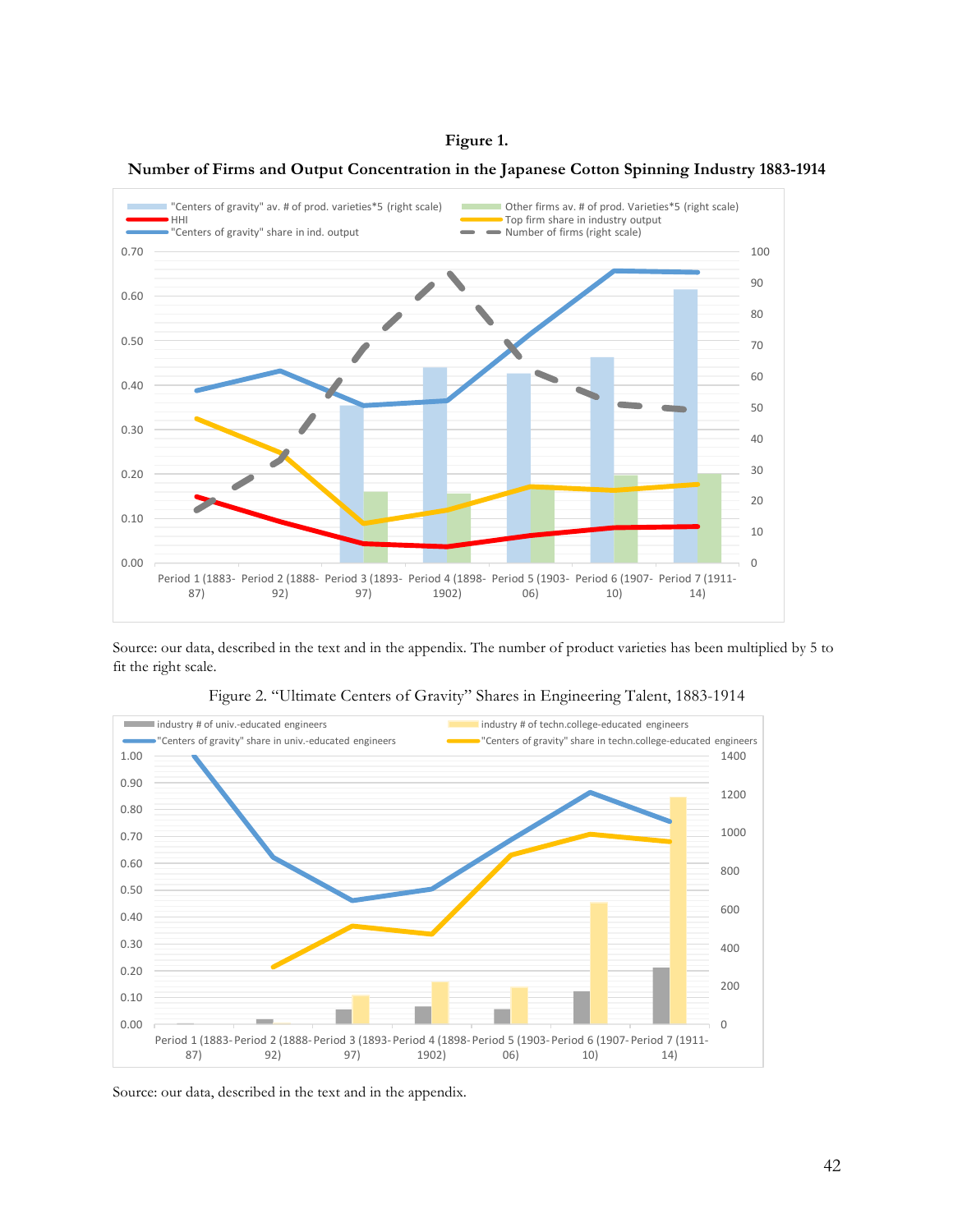**Figure 1.**

**Number of Firms and Output Concentration in the Japanese Cotton Spinning Industry 1883-1914**

Source: our data, described in the text and in the appendix. The number of product varieties has been multiplied by 5 to fit the right scale.

Figure 2. "Ultimate Centers of Gravity" Shares in Engineering Talent, 1883-1914

Source: our data, described in the text and in the appendix.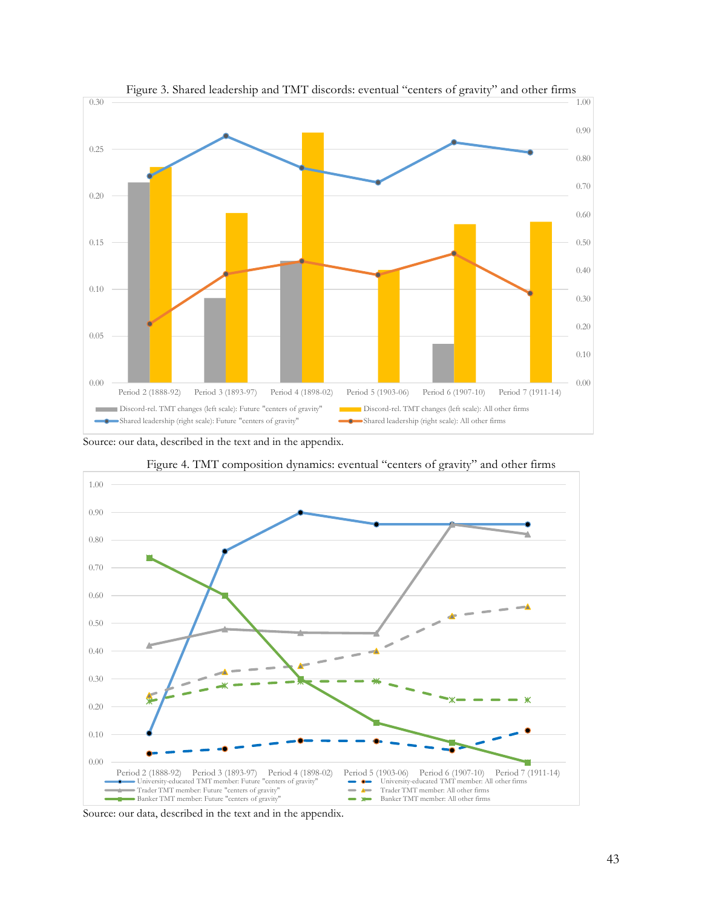Figure 3. Shared leadership and TMT discords: eventual "centers of gravity" and other firms

Source: our data, described in the text and in the appendix.

Figure 4. TMT composition dynamics: eventual "centers of gravity" and other firms

Source: our data, described in the text and in the appendix.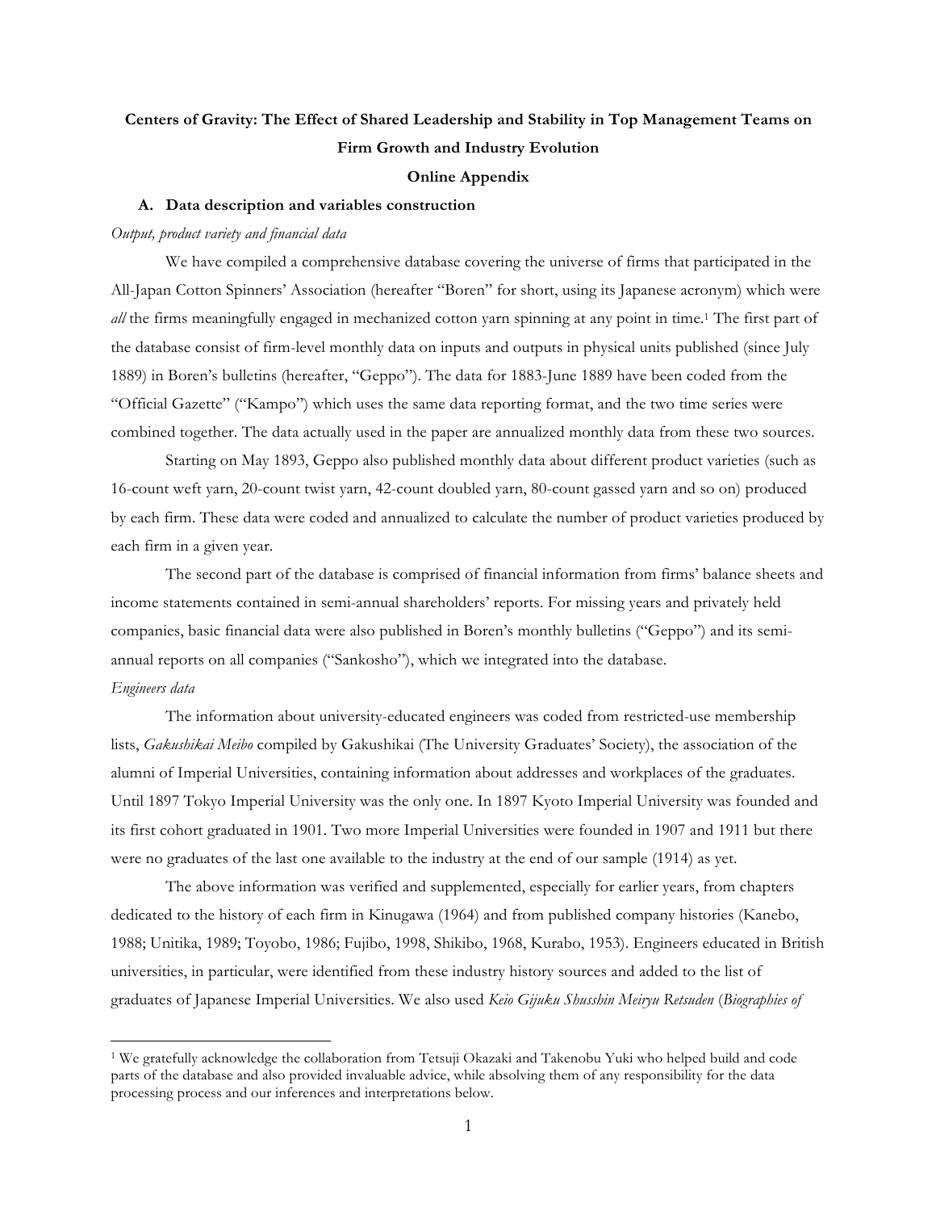**Centers of Gravity: The Effect of Shared Leadership and Stability in Top Management Teams on Firm Growth and Industry Evolution**

**Online Appendix**

## A. Data description and variables construction

*Output, product variety and financial data*

We have compiled a comprehensive database covering the universe of firms that participated in the All-Japan Cotton Spinners' Association (hereafter "Boren" for short, using its Japanese acronym) which were *all* the firms meaningfully engaged in mechanized cotton yarn spinning at any point in time.[1] The first part of the database consist of firm-level monthly data on inputs and outputs in physical units published (since July 1889) in Boren's bulletins (hereafter, "Geppo"). The data for 1883-June 1889 have been coded from the "Official Gazette" ("Kampo") which uses the same data reporting format, and the two time series were combined together. The data actually used in the paper are annualized monthly data from these two sources.

Starting on May 1893, Geppo also published monthly data about different product varieties (such as 16-count weft yarn, 20-count twist yarn, 42-count doubled yarn, 80-count gassed yarn and so on) produced by each firm. These data were coded and annualized to calculate the number of product varieties produced by each firm in a given year.

The second part of the database is comprised of financial information from firms' balance sheets and income statements contained in semi-annual shareholders' reports. For missing years and privately held companies, basic financial data were also published in Boren's monthly bulletins ("Geppo") and its semi-annual reports on all companies ("Sankosho"), which we integrated into the database.

*Engineers data*

The information about university-educated engineers was coded from restricted-use membership lists, *Gakushikai Meibo* compiled by Gakushikai (The University Graduates' Society), the association of the alumni of Imperial Universities, containing information about addresses and workplaces of the graduates. Until 1897 Tokyo Imperial University was the only one. In 1897 Kyoto Imperial University was founded and its first cohort graduated in 1901. Two more Imperial Universities were founded in 1907 and 1911 but there were no graduates of the last one available to the industry at the end of our sample (1914) as yet.

The above information was verified and supplemented, especially for earlier years, from chapters dedicated to the history of each firm in Kinugawa (1964) and from published company histories (Kanebo, 1988; Unitika, 1989; Toyobo, 1986; Fujibo, 1998, Shikibo, 1968, Kurabo, 1953). Engineers educated in British universities, in particular, were identified from these industry history sources and added to the list of graduates of Japanese Imperial Universities. We also used *Keio Gijuku Shusshin Meiryu Retsuden* (*Biographies of*

[1] We gratefully acknowledge the collaboration from Tetsuji Okazaki and Takenobu Yuki who helped build and code parts of the database and also provided invaluable advice, while absolving them of any responsibility for the data processing process and our inferences and interpretations below.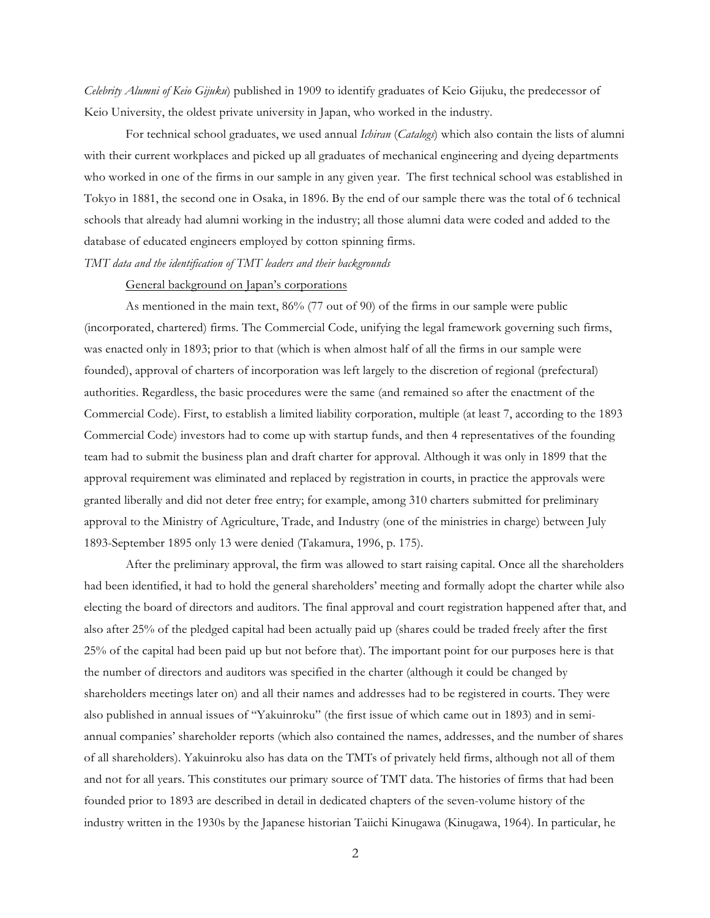*Celebrity Alumni of Keio Gijuku*) published in 1909 to identify graduates of Keio Gijuku, the predecessor of Keio University, the oldest private university in Japan, who worked in the industry.

For technical school graduates, we used annual *Ichiran* (*Catalogs*) which also contain the lists of alumni with their current workplaces and picked up all graduates of mechanical engineering and dyeing departments who worked in one of the firms in our sample in any given year. The first technical school was established in Tokyo in 1881, the second one in Osaka, in 1896. By the end of our sample there was the total of 6 technical schools that already had alumni working in the industry; all those alumni data were coded and added to the database of educated engineers employed by cotton spinning firms.

*TMT data and the identification of TMT leaders and their backgrounds*

General background on Japan's corporations

As mentioned in the main text, 86% (77 out of 90) of the firms in our sample were public (incorporated, chartered) firms. The Commercial Code, unifying the legal framework governing such firms, was enacted only in 1893; prior to that (which is when almost half of all the firms in our sample were founded), approval of charters of incorporation was left largely to the discretion of regional (prefectural) authorities. Regardless, the basic procedures were the same (and remained so after the enactment of the Commercial Code). First, to establish a limited liability corporation, multiple (at least 7, according to the 1893 Commercial Code) investors had to come up with startup funds, and then 4 representatives of the founding team had to submit the business plan and draft charter for approval. Although it was only in 1899 that the approval requirement was eliminated and replaced by registration in courts, in practice the approvals were granted liberally and did not deter free entry; for example, among 310 charters submitted for preliminary approval to the Ministry of Agriculture, Trade, and Industry (one of the ministries in charge) between July 1893-September 1895 only 13 were denied (Takamura, 1996, p. 175).

After the preliminary approval, the firm was allowed to start raising capital. Once all the shareholders had been identified, it had to hold the general shareholders' meeting and formally adopt the charter while also electing the board of directors and auditors. The final approval and court registration happened after that, and also after 25% of the pledged capital had been actually paid up (shares could be traded freely after the first 25% of the capital had been paid up but not before that). The important point for our purposes here is that the number of directors and auditors was specified in the charter (although it could be changed by shareholders meetings later on) and all their names and addresses had to be registered in courts. They were also published in annual issues of "Yakuinroku" (the first issue of which came out in 1893) and in semi-annual companies' shareholder reports (which also contained the names, addresses, and the number of shares of all shareholders). Yakuinroku also has data on the TMTs of privately held firms, although not all of them and not for all years. This constitutes our primary source of TMT data. The histories of firms that had been founded prior to 1893 are described in detail in dedicated chapters of the seven-volume history of the industry written in the 1930s by the Japanese historian Taiichi Kinugawa (Kinugawa, 1964). In particular, he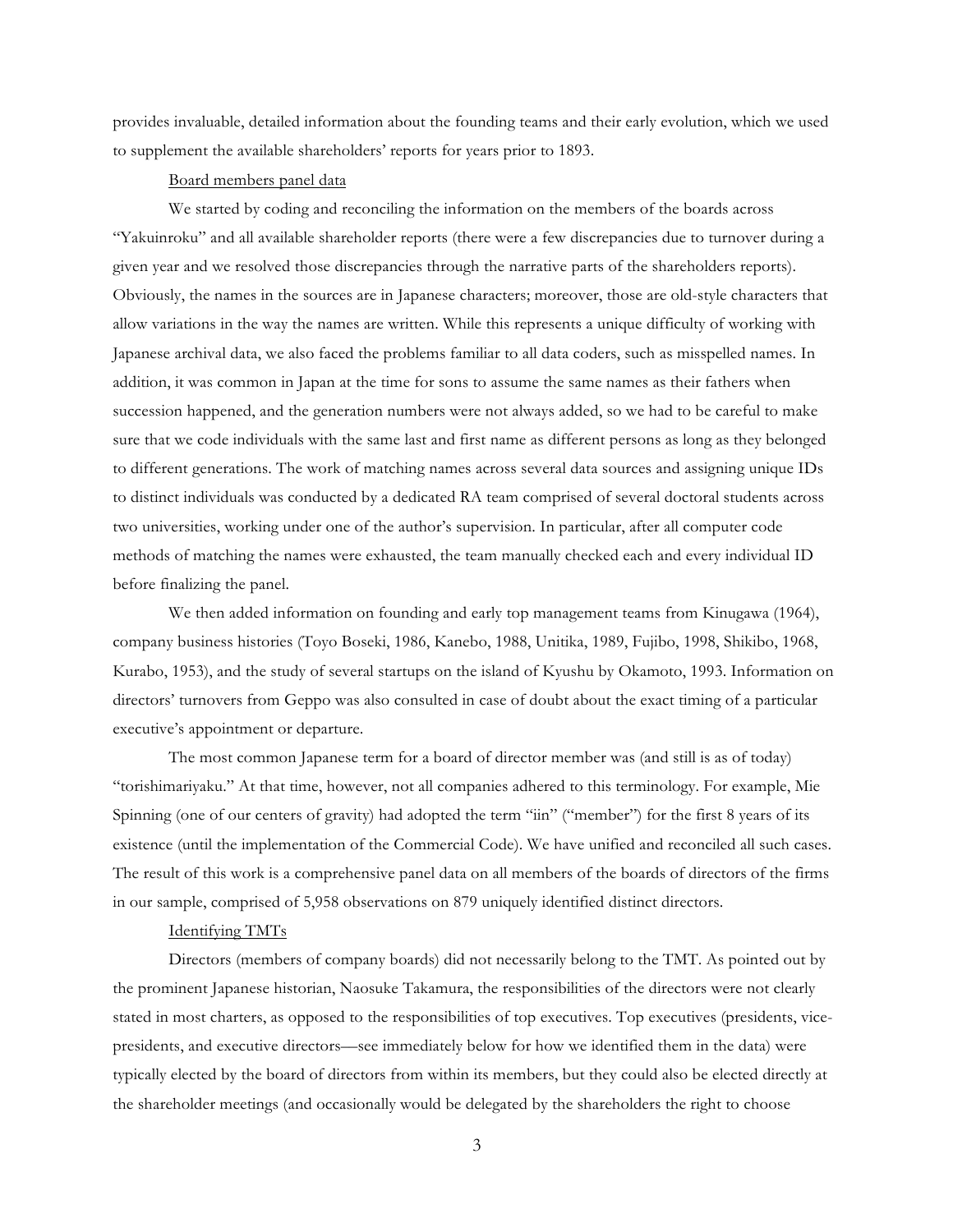provides invaluable, detailed information about the founding teams and their early evolution, which we used to supplement the available shareholders' reports for years prior to 1893.

Board members panel data

We started by coding and reconciling the information on the members of the boards across "Yakuinroku" and all available shareholder reports (there were a few discrepancies due to turnover during a given year and we resolved those discrepancies through the narrative parts of the shareholders reports). Obviously, the names in the sources are in Japanese characters; moreover, those are old-style characters that allow variations in the way the names are written. While this represents a unique difficulty of working with Japanese archival data, we also faced the problems familiar to all data coders, such as misspelled names. In addition, it was common in Japan at the time for sons to assume the same names as their fathers when succession happened, and the generation numbers were not always added, so we had to be careful to make sure that we code individuals with the same last and first name as different persons as long as they belonged to different generations. The work of matching names across several data sources and assigning unique IDs to distinct individuals was conducted by a dedicated RA team comprised of several doctoral students across two universities, working under one of the author's supervision. In particular, after all computer code methods of matching the names were exhausted, the team manually checked each and every individual ID before finalizing the panel.

We then added information on founding and early top management teams from Kinugawa (1964), company business histories (Toyo Boseki, 1986, Kanebo, 1988, Unitika, 1989, Fujibo, 1998, Shikibo, 1968, Kurabo, 1953), and the study of several startups on the island of Kyushu by Okamoto, 1993. Information on directors' turnovers from Geppo was also consulted in case of doubt about the exact timing of a particular executive's appointment or departure.

The most common Japanese term for a board of director member was (and still is as of today) "torishimariyaku." At that time, however, not all companies adhered to this terminology. For example, Mie Spinning (one of our centers of gravity) had adopted the term "iin" ("member") for the first 8 years of its existence (until the implementation of the Commercial Code). We have unified and reconciled all such cases. The result of this work is a comprehensive panel data on all members of the boards of directors of the firms in our sample, comprised of 5,958 observations on 879 uniquely identified distinct directors.

Identifying TMTs

Directors (members of company boards) did not necessarily belong to the TMT. As pointed out by the prominent Japanese historian, Naosuke Takamura, the responsibilities of the directors were not clearly stated in most charters, as opposed to the responsibilities of top executives. Top executives (presidents, vice-presidents, and executive directors—see immediately below for how we identified them in the data) were typically elected by the board of directors from within its members, but they could also be elected directly at the shareholder meetings (and occasionally would be delegated by the shareholders the right to choose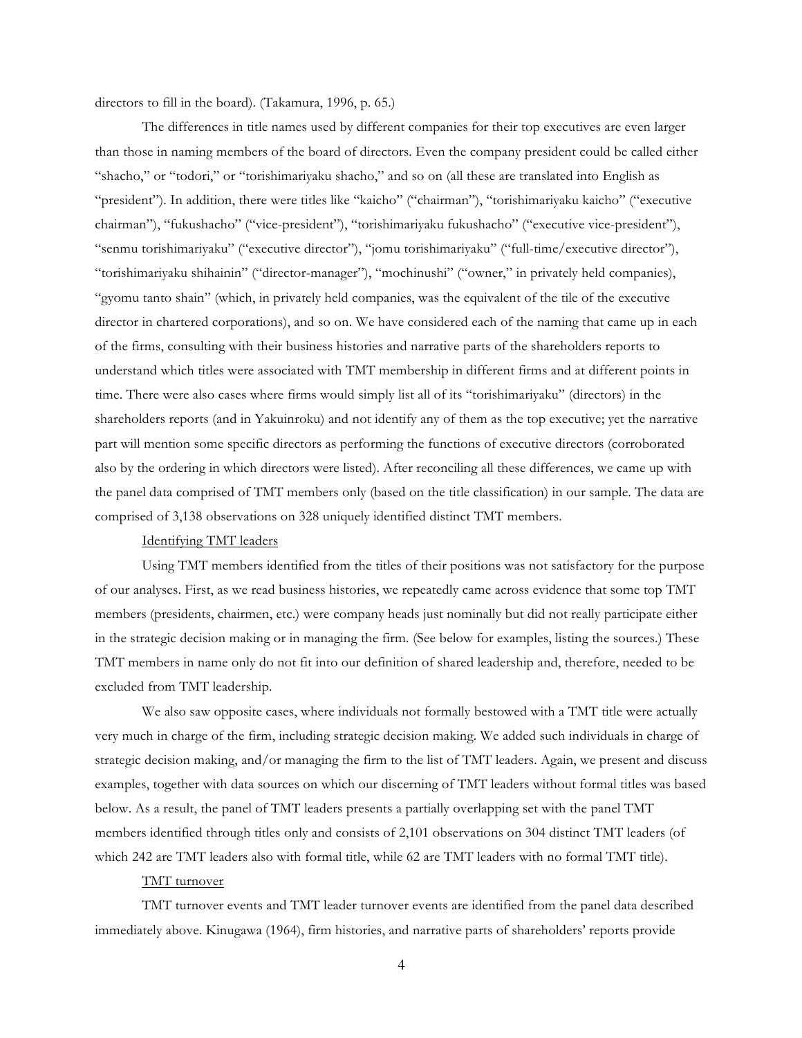directors to fill in the board). (Takamura, 1996, p. 65.)

The differences in title names used by different companies for their top executives are even larger than those in naming members of the board of directors. Even the company president could be called either "shacho," or "todori," or "torishimariyaku shacho," and so on (all these are translated into English as "president"). In addition, there were titles like "kaicho" ("chairman"), "torishimariyaku kaicho" ("executive chairman"), "fukushacho" ("vice-president"), "torishimariyaku fukushacho" ("executive vice-president"), "senmu torishimariyaku" ("executive director"), "jomu torishimariyaku" ("full-time/executive director"), "torishimariyaku shihainin" ("director-manager"), "mochinushi" ("owner," in privately held companies), "gyomu tanto shain" (which, in privately held companies, was the equivalent of the tile of the executive director in chartered corporations), and so on. We have considered each of the naming that came up in each of the firms, consulting with their business histories and narrative parts of the shareholders reports to understand which titles were associated with TMT membership in different firms and at different points in time. There were also cases where firms would simply list all of its "torishimariyaku" (directors) in the shareholders reports (and in Yakuinroku) and not identify any of them as the top executive; yet the narrative part will mention some specific directors as performing the functions of executive directors (corroborated also by the ordering in which directors were listed). After reconciling all these differences, we came up with the panel data comprised of TMT members only (based on the title classification) in our sample. The data are comprised of 3,138 observations on 328 uniquely identified distinct TMT members.

Identifying TMT leaders

Using TMT members identified from the titles of their positions was not satisfactory for the purpose of our analyses. First, as we read business histories, we repeatedly came across evidence that some top TMT members (presidents, chairmen, etc.) were company heads just nominally but did not really participate either in the strategic decision making or in managing the firm. (See below for examples, listing the sources.) These TMT members in name only do not fit into our definition of shared leadership and, therefore, needed to be excluded from TMT leadership.

We also saw opposite cases, where individuals not formally bestowed with a TMT title were actually very much in charge of the firm, including strategic decision making. We added such individuals in charge of strategic decision making, and/or managing the firm to the list of TMT leaders. Again, we present and discuss examples, together with data sources on which our discerning of TMT leaders without formal titles was based below. As a result, the panel of TMT leaders presents a partially overlapping set with the panel TMT members identified through titles only and consists of 2,101 observations on 304 distinct TMT leaders (of which 242 are TMT leaders also with formal title, while 62 are TMT leaders with no formal TMT title).

TMT turnover

TMT turnover events and TMT leader turnover events are identified from the panel data described immediately above. Kinugawa (1964), firm histories, and narrative parts of shareholders' reports provide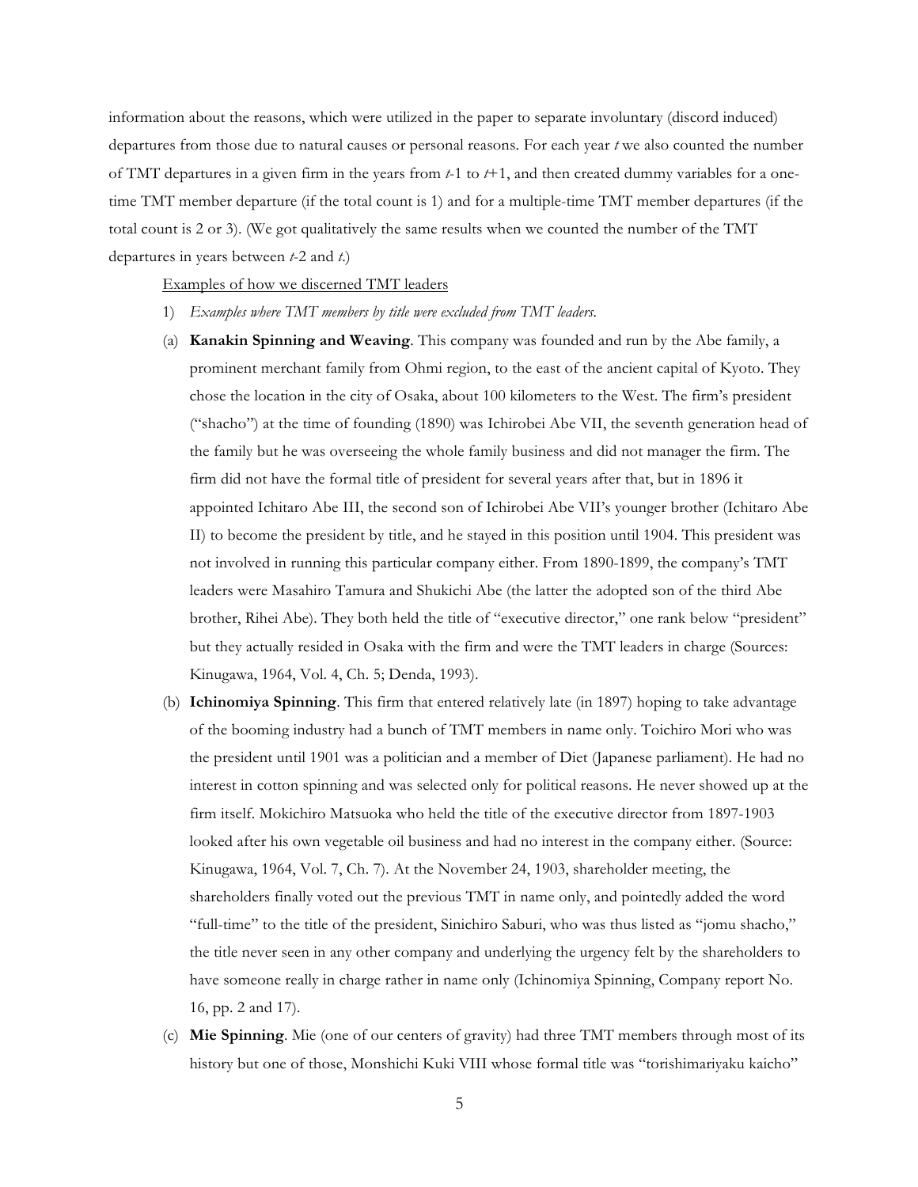information about the reasons, which were utilized in the paper to separate involuntary (discord induced) departures from those due to natural causes or personal reasons. For each year $t$ we also counted the number of TMT departures in a given firm in the years from $t$-1 to $t$+1, and then created dummy variables for a one-time TMT member departure (if the total count is 1) and for a multiple-time TMT member departures (if the total count is 2 or 3). (We got qualitatively the same results when we counted the number of the TMT departures in years between $t$-2 and $t$.)

<u>Examples of how we discerned TMT leaders</u>

1) *Examples where TMT members by title were excluded from TMT leaders.*

(a) **Kanakin Spinning and Weaving**. This company was founded and run by the Abe family, a prominent merchant family from Ohmi region, to the east of the ancient capital of Kyoto. They chose the location in the city of Osaka, about 100 kilometers to the West. The firm's president ("shacho") at the time of founding (1890) was Ichirobei Abe VII, the seventh generation head of the family but he was overseeing the whole family business and did not manager the firm. The firm did not have the formal title of president for several years after that, but in 1896 it appointed Ichitaro Abe III, the second son of Ichirobei Abe VII's younger brother (Ichitaro Abe II) to become the president by title, and he stayed in this position until 1904. This president was not involved in running this particular company either. From 1890-1899, the company's TMT leaders were Masahiro Tamura and Shukichi Abe (the latter the adopted son of the third Abe brother, Rihei Abe). They both held the title of "executive director," one rank below "president" but they actually resided in Osaka with the firm and were the TMT leaders in charge (Sources: Kinugawa, 1964, Vol. 4, Ch. 5; Denda, 1993).

(b) **Ichinomiya Spinning**. This firm that entered relatively late (in 1897) hoping to take advantage of the booming industry had a bunch of TMT members in name only. Toichiro Mori who was the president until 1901 was a politician and a member of Diet (Japanese parliament). He had no interest in cotton spinning and was selected only for political reasons. He never showed up at the firm itself. Mokichiro Matsuoka who held the title of the executive director from 1897-1903 looked after his own vegetable oil business and had no interest in the company either. (Source: Kinugawa, 1964, Vol. 7, Ch. 7). At the November 24, 1903, shareholder meeting, the shareholders finally voted out the previous TMT in name only, and pointedly added the word "full-time" to the title of the president, Sinichiro Saburi, who was thus listed as "jomu shacho," the title never seen in any other company and underlying the urgency felt by the shareholders to have someone really in charge rather in name only (Ichinomiya Spinning, Company report No. 16, pp. 2 and 17).

(c) **Mie Spinning**. Mie (one of our centers of gravity) had three TMT members through most of its history but one of those, Monshichi Kuki VIII whose formal title was "torishimariyaku kaicho"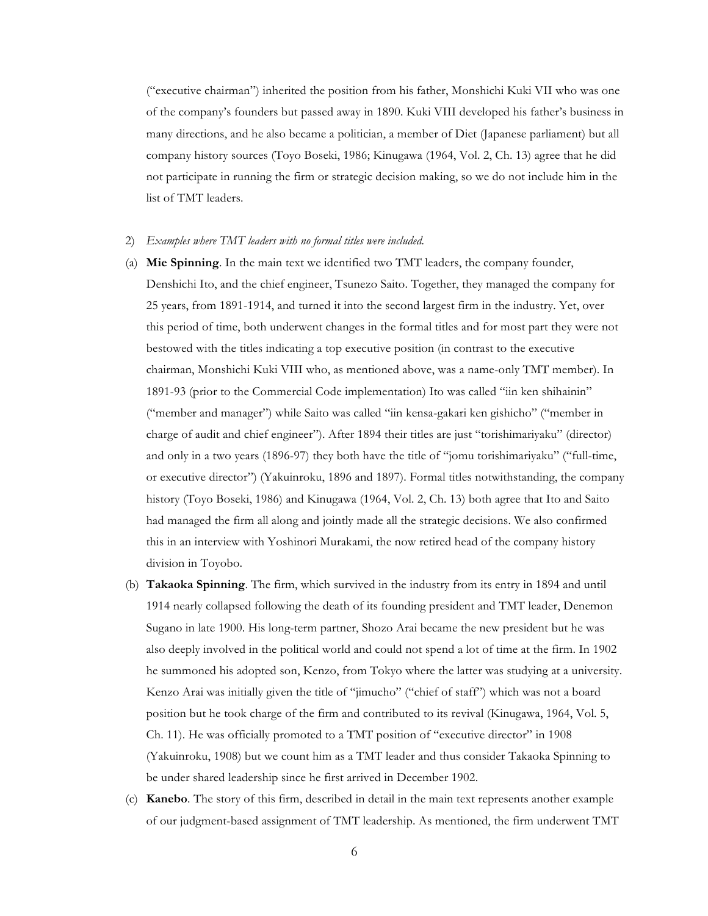("executive chairman") inherited the position from his father, Monshichi Kuki VII who was one of the company's founders but passed away in 1890. Kuki VIII developed his father's business in many directions, and he also became a politician, a member of Diet (Japanese parliament) but all company history sources (Toyo Boseki, 1986; Kinugawa (1964, Vol. 2, Ch. 13) agree that he did not participate in running the firm or strategic decision making, so we do not include him in the list of TMT leaders.

2) *Examples where TMT leaders with no formal titles were included.*

(a) **Mie Spinning**. In the main text we identified two TMT leaders, the company founder, Denshichi Ito, and the chief engineer, Tsunezo Saito. Together, they managed the company for 25 years, from 1891-1914, and turned it into the second largest firm in the industry. Yet, over this period of time, both underwent changes in the formal titles and for most part they were not bestowed with the titles indicating a top executive position (in contrast to the executive chairman, Monshichi Kuki VIII who, as mentioned above, was a name-only TMT member). In 1891-93 (prior to the Commercial Code implementation) Ito was called "iin ken shihainin" ("member and manager") while Saito was called "iin kensa-gakari ken gishicho" ("member in charge of audit and chief engineer"). After 1894 their titles are just "torishimariyaku" (director) and only in a two years (1896-97) they both have the title of "jomu torishimariyaku" ("full-time, or executive director") (Yakuinroku, 1896 and 1897). Formal titles notwithstanding, the company history (Toyo Boseki, 1986) and Kinugawa (1964, Vol. 2, Ch. 13) both agree that Ito and Saito had managed the firm all along and jointly made all the strategic decisions. We also confirmed this in an interview with Yoshinori Murakami, the now retired head of the company history division in Toyobo.

(b) **Takaoka Spinning**. The firm, which survived in the industry from its entry in 1894 and until 1914 nearly collapsed following the death of its founding president and TMT leader, Denemon Sugano in late 1900. His long-term partner, Shozo Arai became the new president but he was also deeply involved in the political world and could not spend a lot of time at the firm. In 1902 he summoned his adopted son, Kenzo, from Tokyo where the latter was studying at a university. Kenzo Arai was initially given the title of "jimucho" ("chief of staff") which was not a board position but he took charge of the firm and contributed to its revival (Kinugawa, 1964, Vol. 5, Ch. 11). He was officially promoted to a TMT position of "executive director" in 1908 (Yakuinroku, 1908) but we count him as a TMT leader and thus consider Takaoka Spinning to be under shared leadership since he first arrived in December 1902.

(c) **Kanebo**. The story of this firm, described in detail in the main text represents another example of our judgment-based assignment of TMT leadership. As mentioned, the firm underwent TMT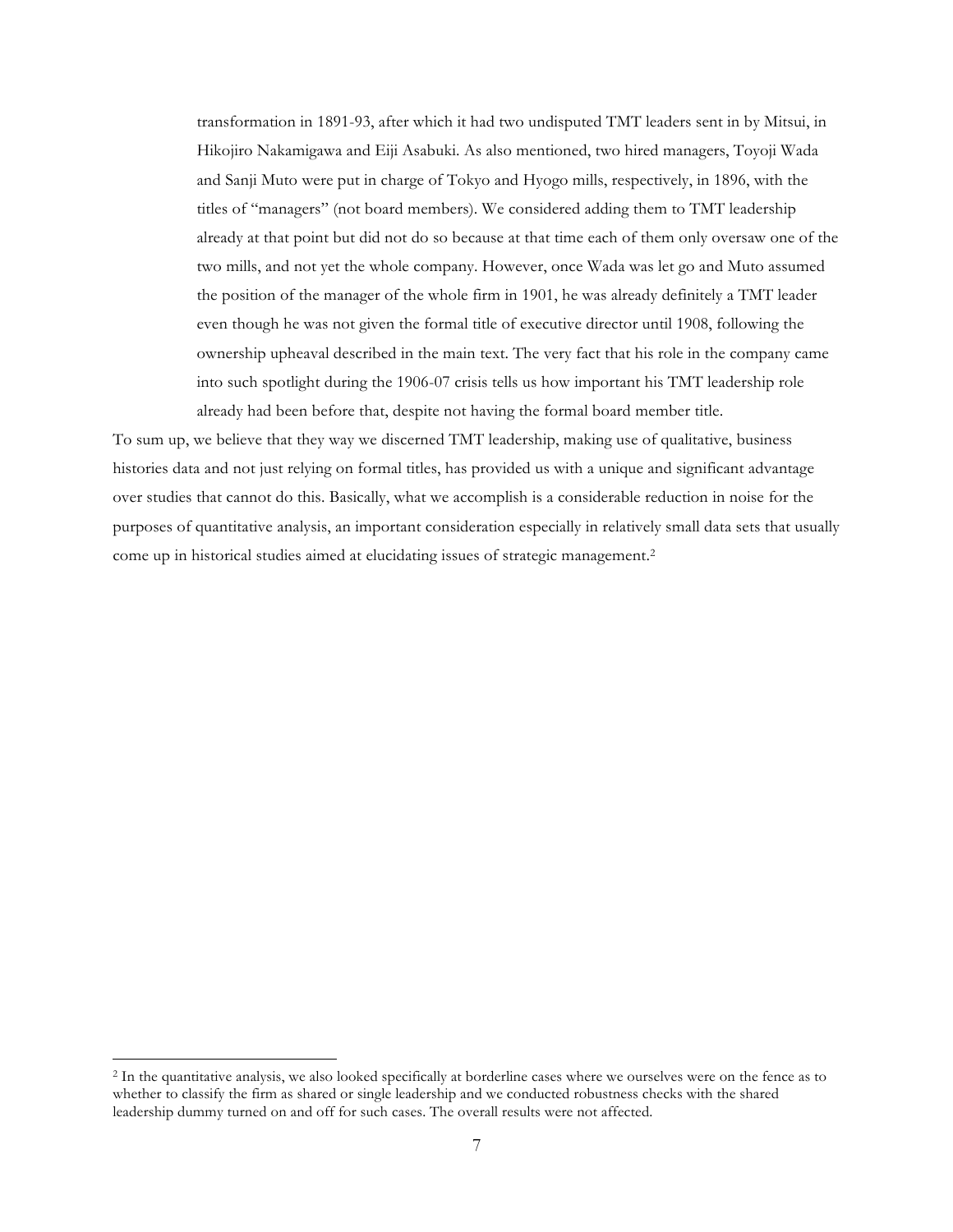> transformation in 1891-93, after which it had two undisputed TMT leaders sent in by Mitsui, in Hikojiro Nakamigawa and Eiji Asabuki. As also mentioned, two hired managers, Toyoji Wada and Sanji Muto were put in charge of Tokyo and Hyogo mills, respectively, in 1896, with the titles of "managers" (not board members). We considered adding them to TMT leadership already at that point but did not do so because at that time each of them only oversaw one of the two mills, and not yet the whole company. However, once Wada was let go and Muto assumed the position of the manager of the whole firm in 1901, he was already definitely a TMT leader even though he was not given the formal title of executive director until 1908, following the ownership upheaval described in the main text. The very fact that his role in the company came into such spotlight during the 1906-07 crisis tells us how important his TMT leadership role already had been before that, despite not having the formal board member title.

To sum up, we believe that they way we discerned TMT leadership, making use of qualitative, business histories data and not just relying on formal titles, has provided us with a unique and significant advantage over studies that cannot do this. Basically, what we accomplish is a considerable reduction in noise for the purposes of quantitative analysis, an important consideration especially in relatively small data sets that usually come up in historical studies aimed at elucidating issues of strategic management.[2]

---

[2] In the quantitative analysis, we also looked specifically at borderline cases where we ourselves were on the fence as to whether to classify the firm as shared or single leadership and we conducted robustness checks with the shared leadership dummy turned on and off for such cases. The overall results were not affected.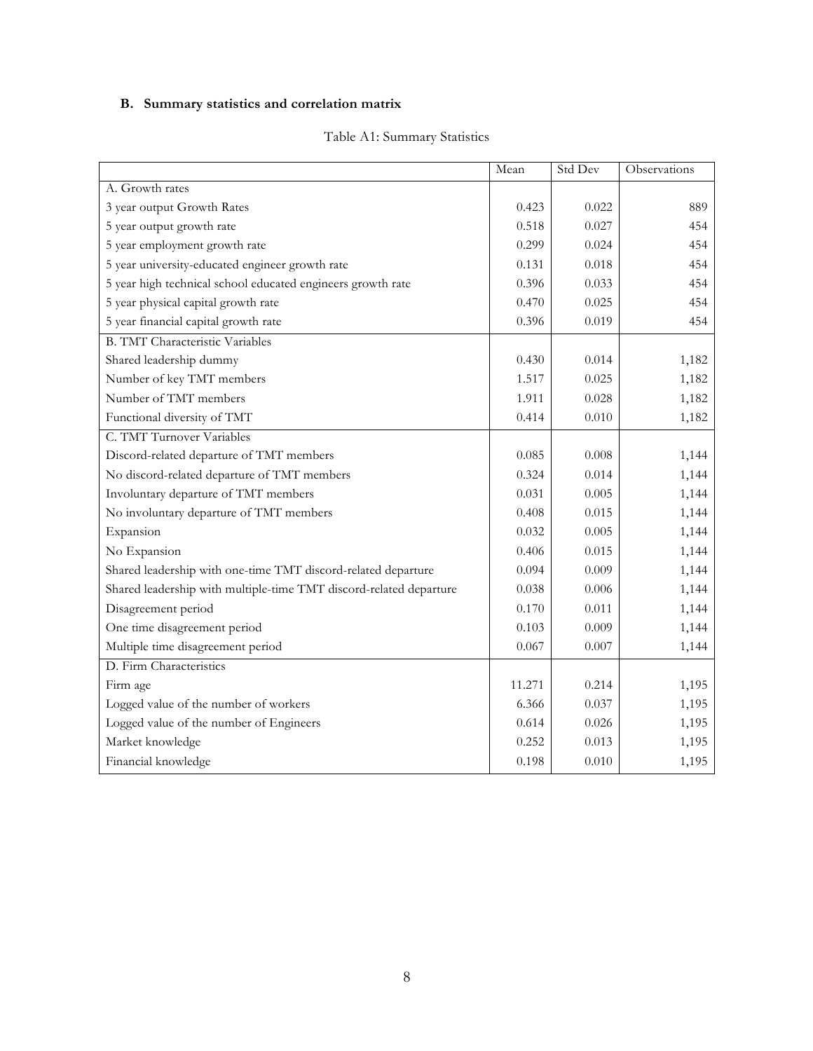### B. Summary statistics and correlation matrix

Table A1: Summary Statistics

| | Mean | Std Dev | Observations |
|---|---|---|---|
| A. Growth rates | | | |
| 3 year output Growth Rates | 0.423 | 0.022 | 889 |
| 5 year output growth rate | 0.518 | 0.027 | 454 |
| 5 year employment growth rate | 0.299 | 0.024 | 454 |
| 5 year university-educated engineer growth rate | 0.131 | 0.018 | 454 |
| 5 year high technical school educated engineers growth rate | 0.396 | 0.033 | 454 |
| 5 year physical capital growth rate | 0.470 | 0.025 | 454 |
| 5 year financial capital growth rate | 0.396 | 0.019 | 454 |
| B. TMT Characteristic Variables | | | |
| Shared leadership dummy | 0.430 | 0.014 | 1,182 |
| Number of key TMT members | 1.517 | 0.025 | 1,182 |
| Number of TMT members | 1.911 | 0.028 | 1,182 |
| Functional diversity of TMT | 0.414 | 0.010 | 1,182 |
| C. TMT Turnover Variables | | | |
| Discord-related departure of TMT members | 0.085 | 0.008 | 1,144 |
| No discord-related departure of TMT members | 0.324 | 0.014 | 1,144 |
| Involuntary departure of TMT members | 0.031 | 0.005 | 1,144 |
| No involuntary departure of TMT members | 0.408 | 0.015 | 1,144 |
| Expansion | 0.032 | 0.005 | 1,144 |
| No Expansion | 0.406 | 0.015 | 1,144 |
| Shared leadership with one-time TMT discord-related departure | 0.094 | 0.009 | 1,144 |
| Shared leadership with multiple-time TMT discord-related departure | 0.038 | 0.006 | 1,144 |
| Disagreement period | 0.170 | 0.011 | 1,144 |
| One time disagreement period | 0.103 | 0.009 | 1,144 |
| Multiple time disagreement period | 0.067 | 0.007 | 1,144 |
| D. Firm Characteristics | | | |
| Firm age | 11.271 | 0.214 | 1,195 |
| Logged value of the number of workers | 6.366 | 0.037 | 1,195 |
| Logged value of the number of Engineers | 0.614 | 0.026 | 1,195 |
| Market knowledge | 0.252 | 0.013 | 1,195 |
| Financial knowledge | 0.198 | 0.010 | 1,195 |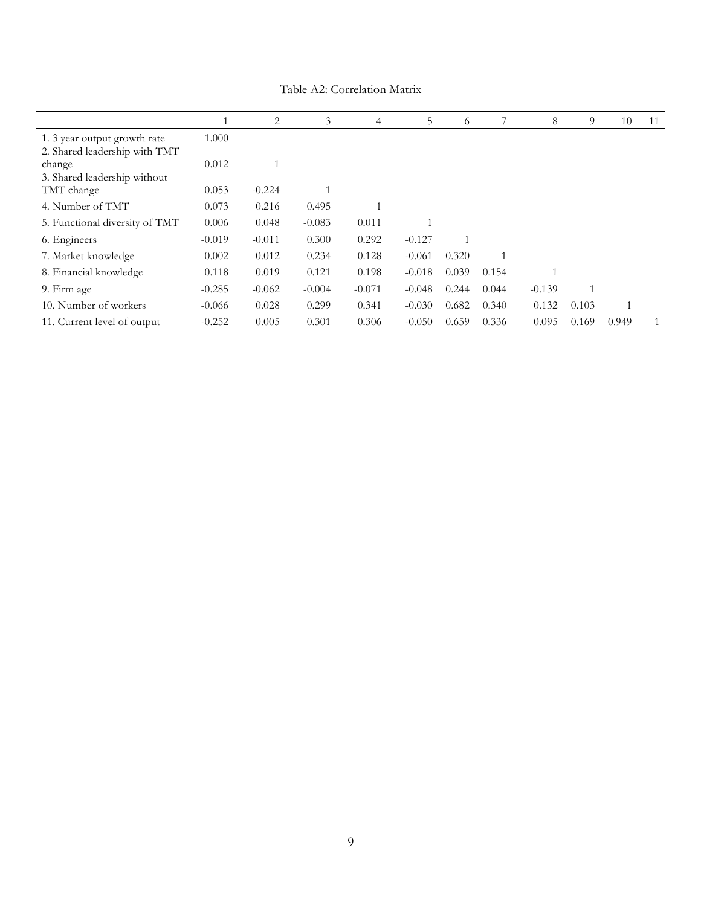Table A2: Correlation Matrix

| | 1 | 2 | 3 | 4 | 5 | 6 | 7 | 8 | 9 | 10 | 11 |
|---|---|---|---|---|---|---|---|---|---|---|---|
| 1. 3 year output growth rate | 1.000 | | | | | | | | | | |
| 2. Shared leadership with TMT change | 0.012 | 1 | | | | | | | | | |
| 3. Shared leadership without TMT change | 0.053 | -0.224 | 1 | | | | | | | | |
| 4. Number of TMT | 0.073 | 0.216 | 0.495 | 1 | | | | | | | |
| 5. Functional diversity of TMT | 0.006 | 0.048 | -0.083 | 0.011 | 1 | | | | | | |
| 6. Engineers | -0.019 | -0.011 | 0.300 | 0.292 | -0.127 | 1 | | | | | |
| 7. Market knowledge | 0.002 | 0.012 | 0.234 | 0.128 | -0.061 | 0.320 | 1 | | | | |
| 8. Financial knowledge | 0.118 | 0.019 | 0.121 | 0.198 | -0.018 | 0.039 | 0.154 | 1 | | | |
| 9. Firm age | -0.285 | -0.062 | -0.004 | -0.071 | -0.048 | 0.244 | 0.044 | -0.139 | 1 | | |
| 10. Number of workers | -0.066 | 0.028 | 0.299 | 0.341 | -0.030 | 0.682 | 0.340 | 0.132 | 0.103 | 1 | |
| 11. Current level of output | -0.252 | 0.005 | 0.301 | 0.306 | -0.050 | 0.659 | 0.336 | 0.095 | 0.169 | 0.949 | 1 |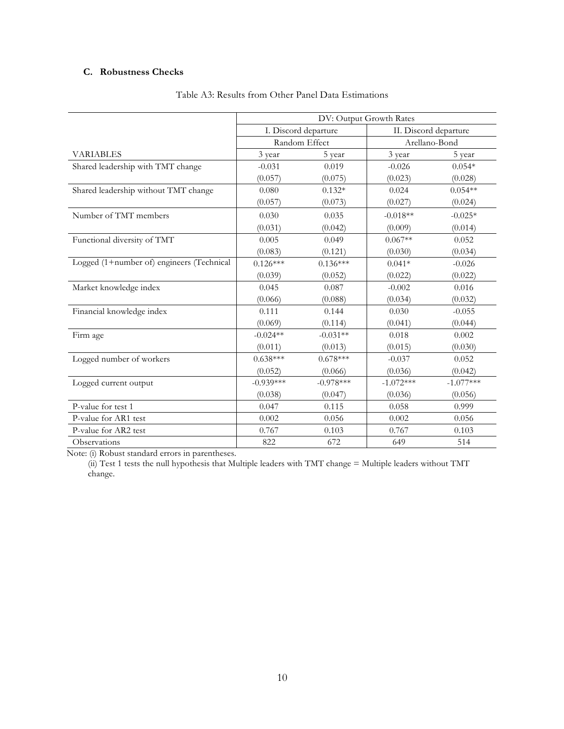### C. Robustness Checks

Table A3: Results from Other Panel Data Estimations

| | DV: Output Growth Rates | | | |
|---|---|---|---|---|
| | I. Discord departure | | II. Discord departure | |
| | Random Effect | | Arellano-Bond | |
| VARIABLES | 3 year | 5 year | 3 year | 5 year |
| Shared leadership with TMT change | -0.031 | 0.019 | -0.026 | 0.054* |
| | (0.057) | (0.075) | (0.023) | (0.028) |
| Shared leadership without TMT change | 0.080 | 0.132* | 0.024 | 0.054** |
| | (0.057) | (0.073) | (0.027) | (0.024) |
| Number of TMT members | 0.030 | 0.035 | -0.018** | -0.025* |
| | (0.031) | (0.042) | (0.009) | (0.014) |
| Functional diversity of TMT | 0.005 | 0.049 | 0.067** | 0.052 |
| | (0.083) | (0.121) | (0.030) | (0.034) |
| Logged (1+number of) engineers (Technical | 0.126*** | 0.136*** | 0.041* | -0.026 |
| | (0.039) | (0.052) | (0.022) | (0.022) |
| Market knowledge index | 0.045 | 0.087 | -0.002 | 0.016 |
| | (0.066) | (0.088) | (0.034) | (0.032) |
| Financial knowledge index | 0.111 | 0.144 | 0.030 | -0.055 |
| | (0.069) | (0.114) | (0.041) | (0.044) |
| Firm age | -0.024** | -0.031** | 0.018 | 0.002 |
| | (0.011) | (0.013) | (0.015) | (0.030) |
| Logged number of workers | 0.638*** | 0.678*** | -0.037 | 0.052 |
| | (0.052) | (0.066) | (0.036) | (0.042) |
| Logged current output | -0.939*** | -0.978*** | -1.072*** | -1.077*** |
| | (0.038) | (0.047) | (0.036) | (0.056) |
| P-value for test 1 | 0.047 | 0.115 | 0.058 | 0.999 |
| P-value for AR1 test | 0.002 | 0.056 | 0.002 | 0.056 |
| P-value for AR2 test | 0.767 | 0.103 | 0.767 | 0.103 |
| Observations | 822 | 672 | 649 | 514 |

Note: (i) Robust standard errors in parentheses.

(ii) Test 1 tests the null hypothesis that Multiple leaders with TMT change = Multiple leaders without TMT change.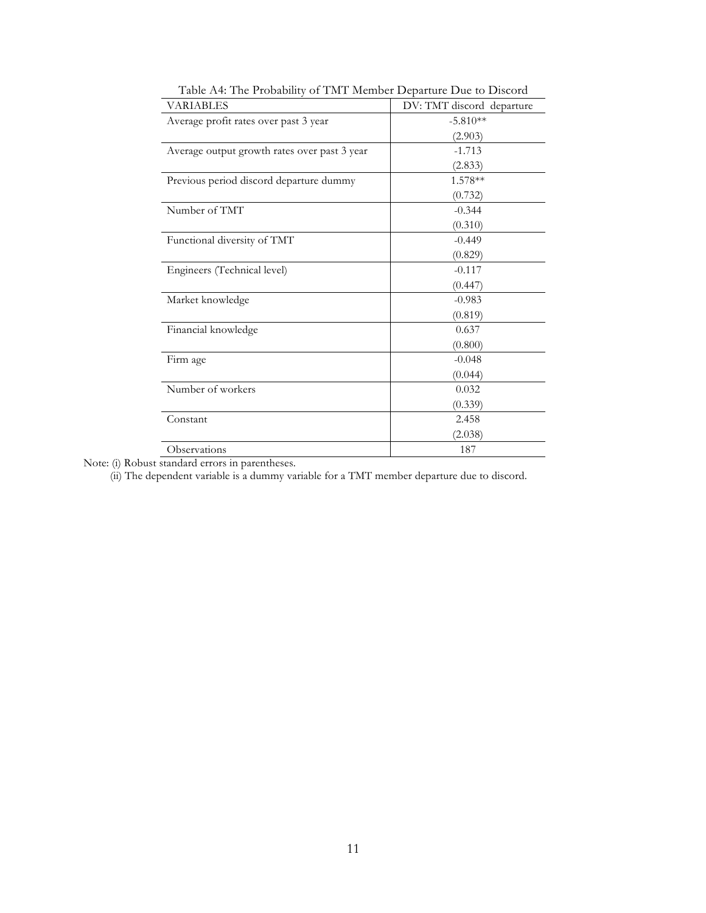Table A4: The Probability of TMT Member Departure Due to Discord

| VARIABLES | DV: TMT discord departure |
| --- | --- |
| Average profit rates over past 3 year | -5.810** |
| | (2.903) |
| Average output growth rates over past 3 year | -1.713 |
| | (2.833) |
| Previous period discord departure dummy | 1.578** |
| | (0.732) |
| Number of TMT | -0.344 |
| | (0.310) |
| Functional diversity of TMT | -0.449 |
| | (0.829) |
| Engineers (Technical level) | -0.117 |
| | (0.447) |
| Market knowledge | -0.983 |
| | (0.819) |
| Financial knowledge | 0.637 |
| | (0.800) |
| Firm age | -0.048 |
| | (0.044) |
| Number of workers | 0.032 |
| | (0.339) |
| Constant | 2.458 |
| | (2.038) |
| Observations | 187 |

Note: (i) Robust standard errors in parentheses.

(ii) The dependent variable is a dummy variable for a TMT member departure due to discord.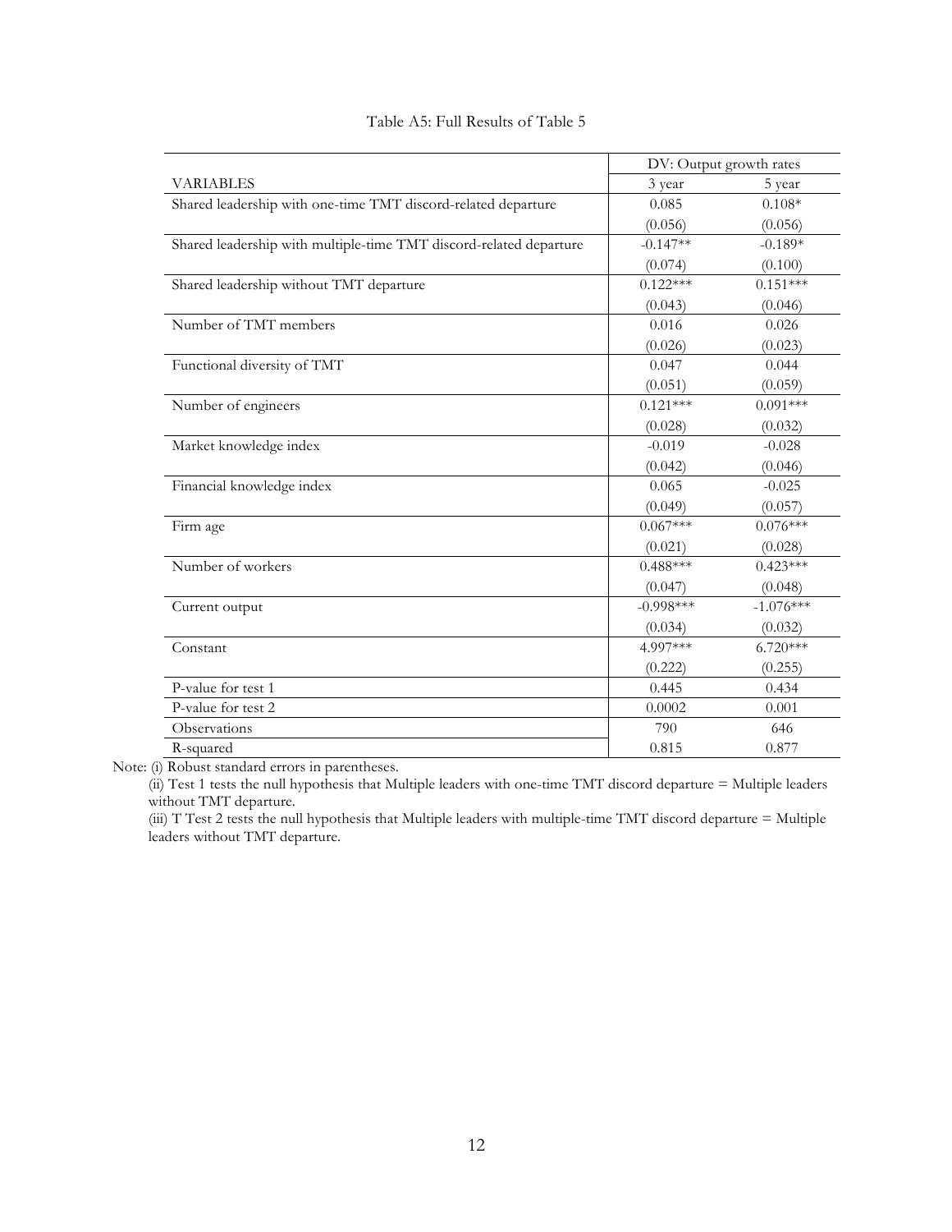Table A5: Full Results of Table 5

| | DV: Output growth rates | |
|---|---|---|
| VARIABLES | 3 year | 5 year |
| Shared leadership with one-time TMT discord-related departure | 0.085 | 0.108* |
| | (0.056) | (0.056) |
| Shared leadership with multiple-time TMT discord-related departure | -0.147** | -0.189* |
| | (0.074) | (0.100) |
| Shared leadership without TMT departure | 0.122*** | 0.151*** |
| | (0.043) | (0.046) |
| Number of TMT members | 0.016 | 0.026 |
| | (0.026) | (0.023) |
| Functional diversity of TMT | 0.047 | 0.044 |
| | (0.051) | (0.059) |
| Number of engineers | 0.121*** | 0.091*** |
| | (0.028) | (0.032) |
| Market knowledge index | -0.019 | -0.028 |
| | (0.042) | (0.046) |
| Financial knowledge index | 0.065 | -0.025 |
| | (0.049) | (0.057) |
| Firm age | 0.067*** | 0.076*** |
| | (0.021) | (0.028) |
| Number of workers | 0.488*** | 0.423*** |
| | (0.047) | (0.048) |
| Current output | -0.998*** | -1.076*** |
| | (0.034) | (0.032) |
| Constant | 4.997*** | 6.720*** |
| | (0.222) | (0.255) |
| P-value for test 1 | 0.445 | 0.434 |
| P-value for test 2 | 0.0002 | 0.001 |
| Observations | 790 | 646 |
| R-squared | 0.815 | 0.877 |

Note: (i) Robust standard errors in parentheses.

(ii) Test 1 tests the null hypothesis that Multiple leaders with one-time TMT discord departure = Multiple leaders without TMT departure.

(iii) T Test 2 tests the null hypothesis that Multiple leaders with multiple-time TMT discord departure = Multiple leaders without TMT departure.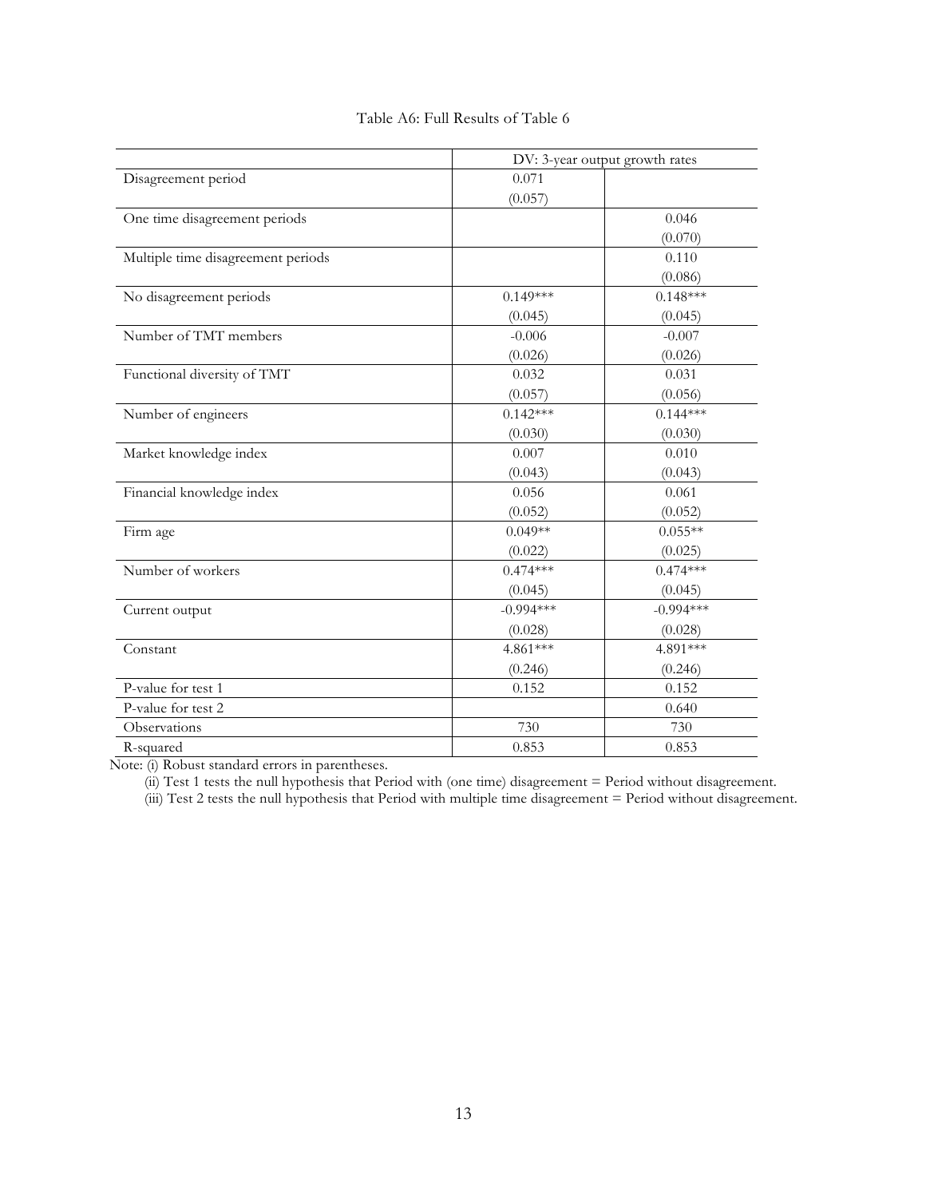Table A6: Full Results of Table 6

| | DV: 3-year output growth rates | |
|---|---|---|
| Disagreement period | 0.071 | |
| | (0.057) | |
| One time disagreement periods | | 0.046 |
| | | (0.070) |
| Multiple time disagreement periods | | 0.110 |
| | | (0.086) |
| No disagreement periods | 0.149*** | 0.148*** |
| | (0.045) | (0.045) |
| Number of TMT members | -0.006 | -0.007 |
| | (0.026) | (0.026) |
| Functional diversity of TMT | 0.032 | 0.031 |
| | (0.057) | (0.056) |
| Number of engineers | 0.142*** | 0.144*** |
| | (0.030) | (0.030) |
| Market knowledge index | 0.007 | 0.010 |
| | (0.043) | (0.043) |
| Financial knowledge index | 0.056 | 0.061 |
| | (0.052) | (0.052) |
| Firm age | 0.049** | 0.055** |
| | (0.022) | (0.025) |
| Number of workers | 0.474*** | 0.474*** |
| | (0.045) | (0.045) |
| Current output | -0.994*** | -0.994*** |
| | (0.028) | (0.028) |
| Constant | 4.861*** | 4.891*** |
| | (0.246) | (0.246) |
| P-value for test 1 | 0.152 | 0.152 |
| P-value for test 2 | | 0.640 |
| Observations | 730 | 730 |
| R-squared | 0.853 | 0.853 |

Note: (i) Robust standard errors in parentheses.

(ii) Test 1 tests the null hypothesis that Period with (one time) disagreement = Period without disagreement.

(iii) Test 2 tests the null hypothesis that Period with multiple time disagreement = Period without disagreement.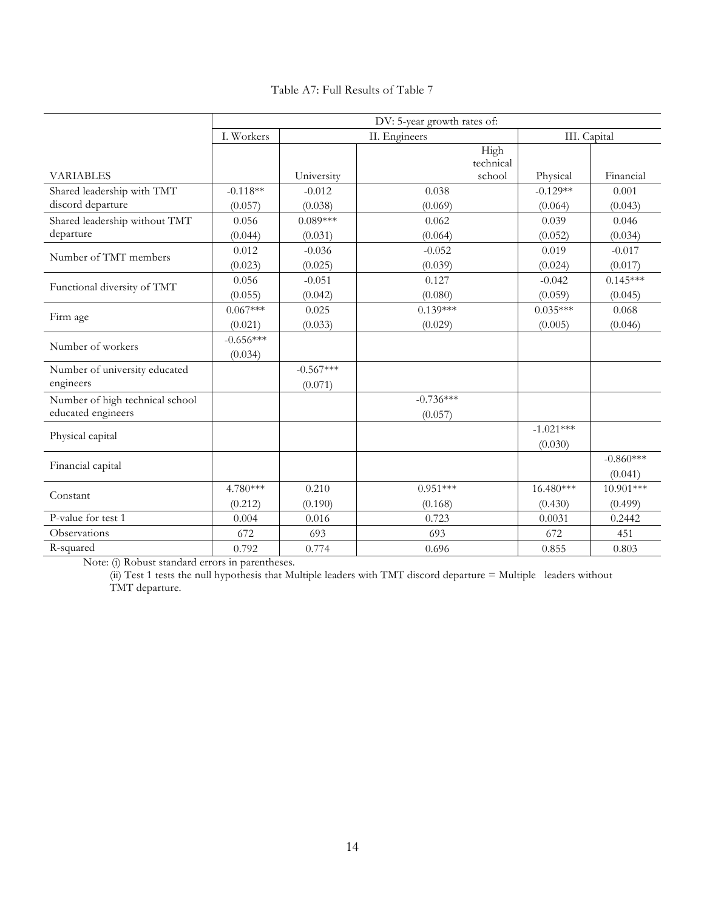Table A7: Full Results of Table 7

| | DV: 5-year growth rates of: | | | | |
|---|---|---|---|---|---|
| | I. Workers | II. Engineers | | III. Capital | |
| VARIABLES | | University | High technical school | Physical | Financial |
| Shared leadership with TMT discord departure | -0.118** | -0.012 | 0.038 | -0.129** | 0.001 |
| | (0.057) | (0.038) | (0.069) | (0.064) | (0.043) |
| Shared leadership without TMT departure | 0.056 | 0.089*** | 0.062 | 0.039 | 0.046 |
| | (0.044) | (0.031) | (0.064) | (0.052) | (0.034) |
| Number of TMT members | 0.012 | -0.036 | -0.052 | 0.019 | -0.017 |
| | (0.023) | (0.025) | (0.039) | (0.024) | (0.017) |
| Functional diversity of TMT | 0.056 | -0.051 | 0.127 | -0.042 | 0.145*** |
| | (0.055) | (0.042) | (0.080) | (0.059) | (0.045) |
| Firm age | 0.067*** | 0.025 | 0.139*** | 0.035*** | 0.068 |
| | (0.021) | (0.033) | (0.029) | (0.005) | (0.046) |
| Number of workers | -0.656*** | | | | |
| | (0.034) | | | | |
| Number of university educated engineers | | -0.567*** | | | |
| | | (0.071) | | | |
| Number of high technical school educated engineers | | | -0.736*** | | |
| | | | (0.057) | | |
| Physical capital | | | | -1.021*** | |
| | | | | (0.030) | |
| Financial capital | | | | | -0.860*** |
| | | | | | (0.041) |
| Constant | 4.780*** | 0.210 | 0.951*** | 16.480*** | 10.901*** |
| | (0.212) | (0.190) | (0.168) | (0.430) | (0.499) |
| P-value for test 1 | 0.004 | 0.016 | 0.723 | 0.0031 | 0.2442 |
| Observations | 672 | 693 | 693 | 672 | 451 |
| R-squared | 0.792 | 0.774 | 0.696 | 0.855 | 0.803 |

Note: (i) Robust standard errors in parentheses.

(ii) Test 1 tests the null hypothesis that Multiple leaders with TMT discord departure = Multiple leaders without TMT departure.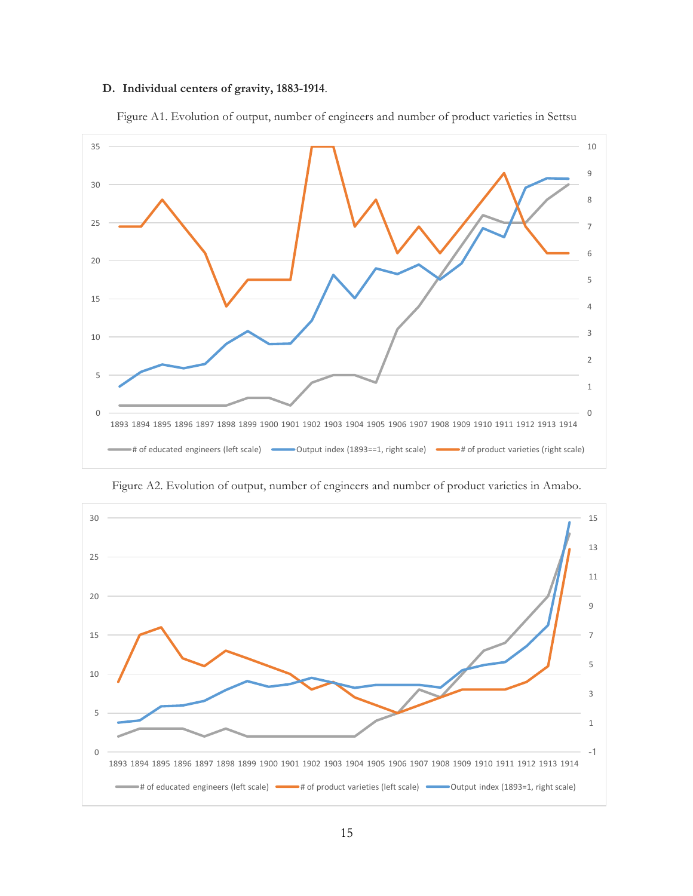### D. Individual centers of gravity, 1883-1914.

Figure A1. Evolution of output, number of engineers and number of product varieties in Settsu

Figure A2. Evolution of output, number of engineers and number of product varieties in Amabo.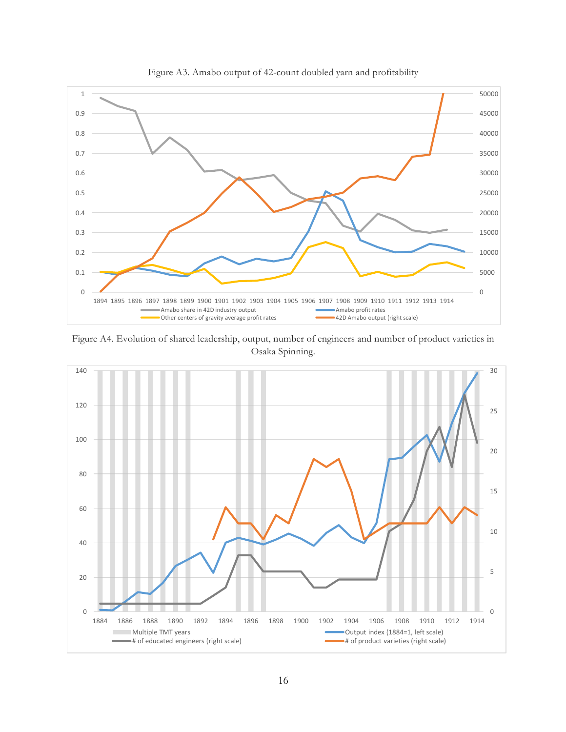Figure A3. Amabo output of 42-count doubled yarn and profitability

Figure A4. Evolution of shared leadership, output, number of engineers and number of product varieties in Osaka Spinning.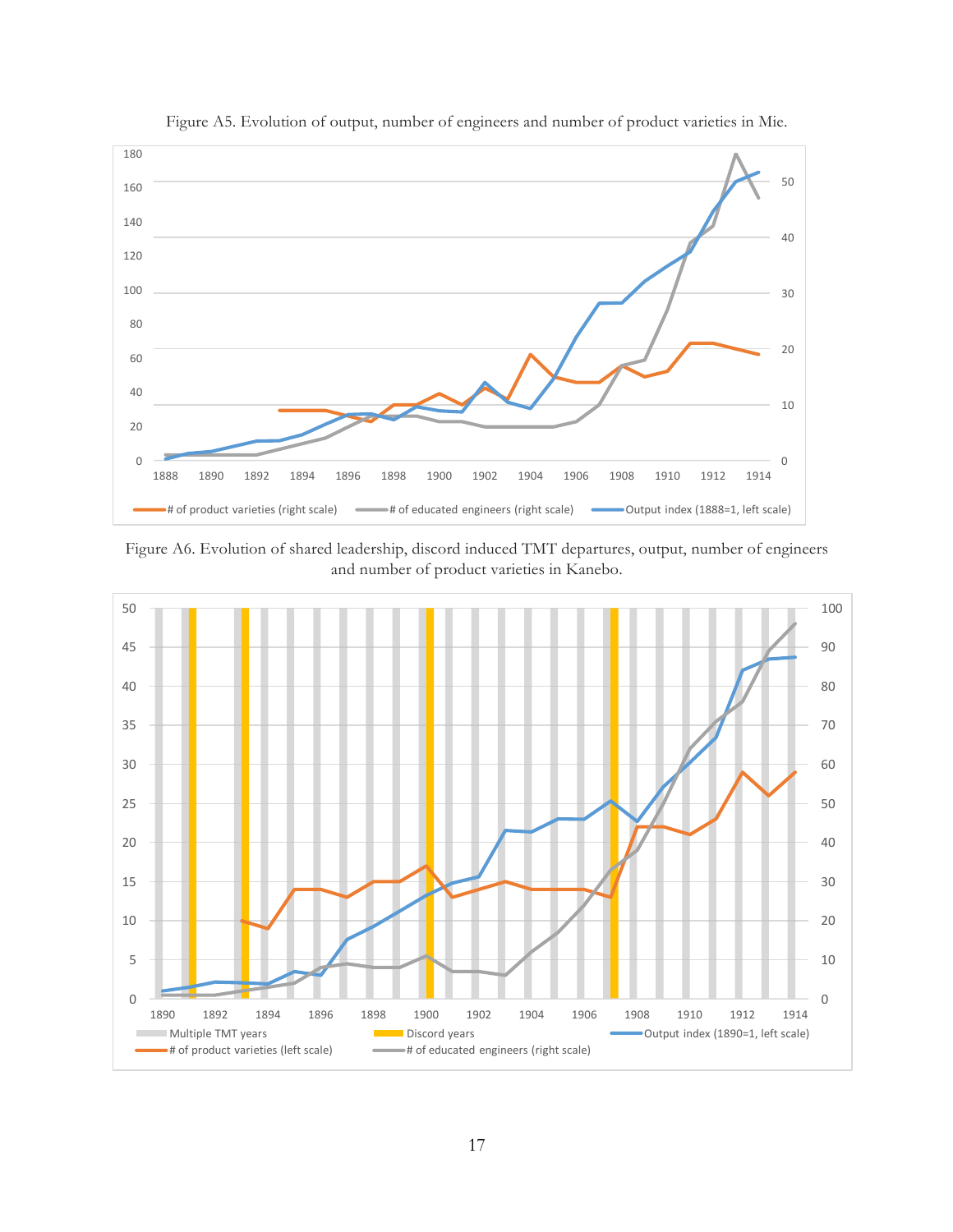Figure A5. Evolution of output, number of engineers and number of product varieties in Mie.

Figure A6. Evolution of shared leadership, discord induced TMT departures, output, number of engineers and number of product varieties in Kanebo.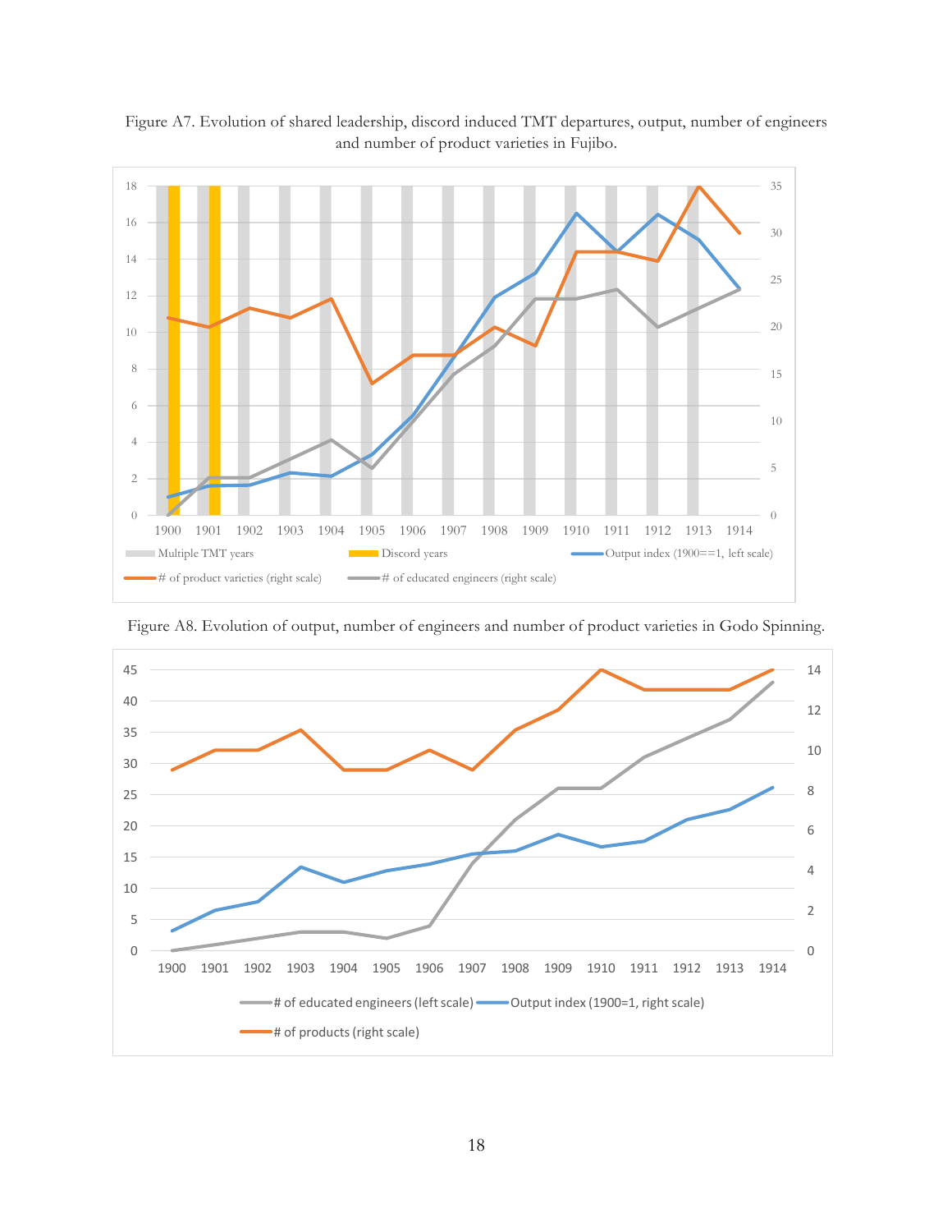Figure A7. Evolution of shared leadership, discord induced TMT departures, output, number of engineers and number of product varieties in Fujibo.

Figure A8. Evolution of output, number of engineers and number of product varieties in Godo Spinning.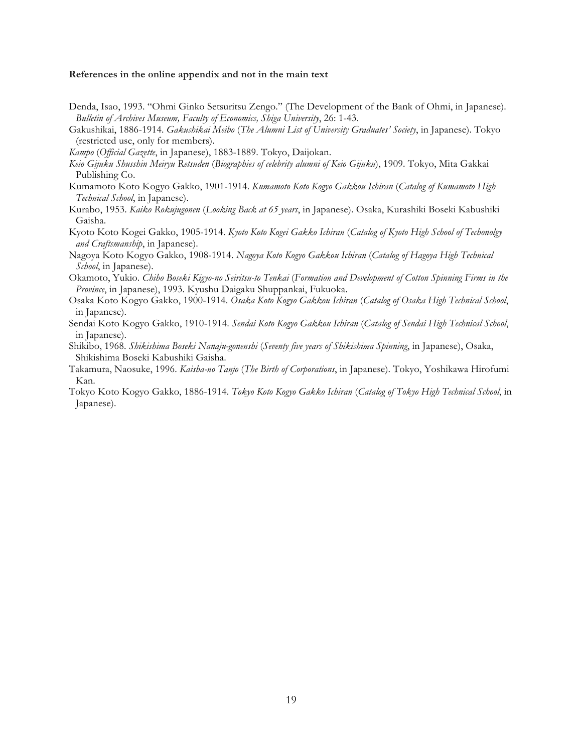**References in the online appendix and not in the main text**

Denda, Isao, 1993. "Ohmi Ginko Setsuritsu Zengo." (The Development of the Bank of Ohmi, in Japanese). *Bulletin of Archives Museum, Faculty of Economics, Shiga University*, 26: 1-43.

Gakushikai, 1886-1914. *Gakushikai Meibo* (*The Alumni List of University Graduates' Society*, in Japanese). Tokyo (restricted use, only for members).

*Kampo* (*Official Gazette*, in Japanese), 1883-1889. Tokyo, Daijokan.

*Keio Gijuku Shusshin Meiryu Retsuden* (*Biographies of celebrity alumni of Keio Gijuku*), 1909. Tokyo, Mita Gakkai Publishing Co.

Kumamoto Koto Kogyo Gakko, 1901-1914. *Kumamoto Koto Kogyo Gakkou Ichiran* (*Catalog of Kumamoto High Technical School*, in Japanese).

Kurabo, 1953. *Kaiko Rokujugonen* (*Looking Back at 65 years*, in Japanese). Osaka, Kurashiki Boseki Kabushiki Gaisha.

Kyoto Koto Kogei Gakko, 1905-1914. *Kyoto Koto Kogei Gakko Ichiran* (*Catalog of Kyoto High School of Techonolgy and Craftsmanship*, in Japanese).

Nagoya Koto Kogyo Gakko, 1908-1914. *Nagoya Koto Kogyo Gakkou Ichiran* (*Catalog of Hagoya High Technical School*, in Japanese).

Okamoto, Yukio. *Chiho Boseki Kigyo-no Seiritsu-to Tenkai* (*Formation and Development of Cotton Spinning Firms in the Province*, in Japanese), 1993. Kyushu Daigaku Shuppankai, Fukuoka.

Osaka Koto Kogyo Gakko, 1900-1914. *Osaka Koto Kogyo Gakkou Ichiran* (*Catalog of Osaka High Technical School*, in Japanese).

Sendai Koto Kogyo Gakko, 1910-1914. *Sendai Koto Kogyo Gakkou Ichiran* (*Catalog of Sendai High Technical School*, in Japanese).

Shikibo, 1968. *Shikishima Boseki Nanaju-gonenshi* (*Seventy five years of Shikishima Spinning*, in Japanese), Osaka, Shikishima Boseki Kabushiki Gaisha.

Takamura, Naosuke, 1996. *Kaisha-no Tanjo* (*The Birth of Corporations*, in Japanese). Tokyo, Yoshikawa Hirofumi Kan.

Tokyo Koto Kogyo Gakko, 1886-1914. *Tokyo Koto Kogyo Gakko Ichiran* (*Catalog of Tokyo High Technical School*, in Japanese).